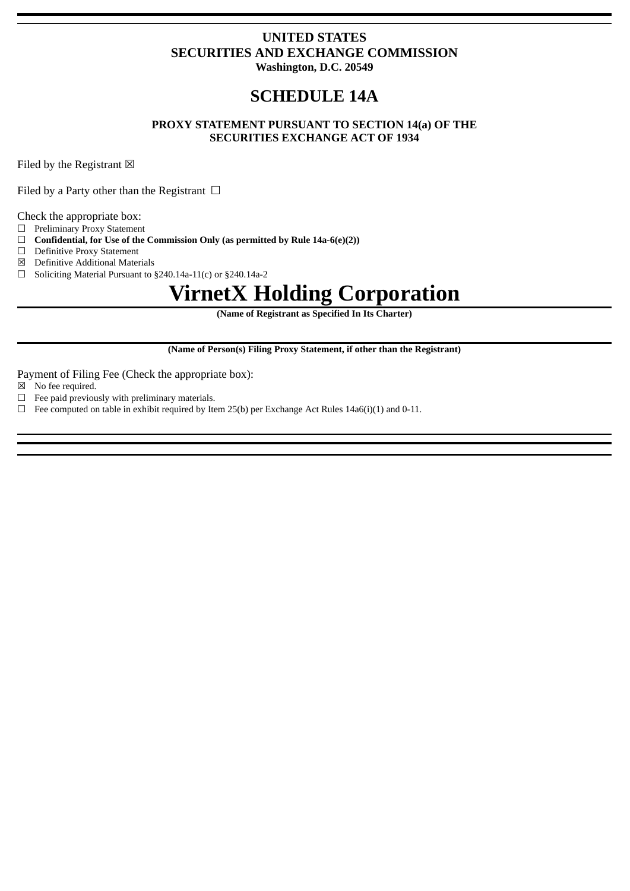**UNITED STATES**
**SECURITIES AND EXCHANGE COMMISSION**
**Washington, D.C. 20549**

# SCHEDULE 14A

**PROXY STATEMENT PURSUANT TO SECTION 14(a) OF THE SECURITIES EXCHANGE ACT OF 1934**

Filed by the Registrant ☒

Filed by a Party other than the Registrant ☐

Check the appropriate box:

☐ Preliminary Proxy Statement
☐ **Confidential, for Use of the Commission Only (as permitted by Rule 14a-6(e)(2))**
☐ Definitive Proxy Statement
☒ Definitive Additional Materials
☐ Soliciting Material Pursuant to §240.14a-11(c) or §240.14a-2

# VirnetX Holding Corporation

**(Name of Registrant as Specified In Its Charter)**

**(Name of Person(s) Filing Proxy Statement, if other than the Registrant)**

Payment of Filing Fee (Check the appropriate box):

☒ No fee required.
☐ Fee paid previously with preliminary materials.
☐ Fee computed on table in exhibit required by Item 25(b) per Exchange Act Rules 14a6(i)(1) and 0-11.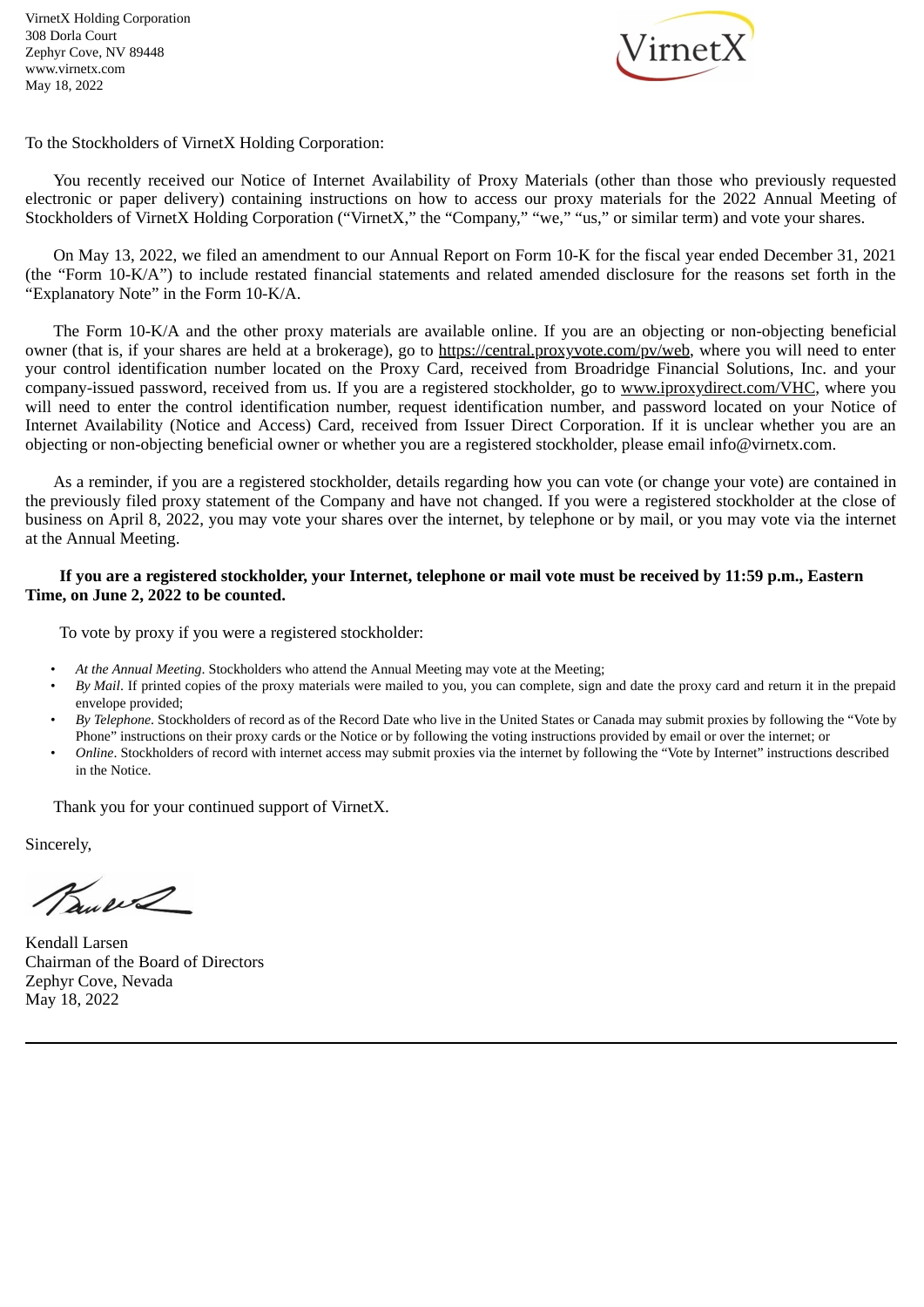VirnetX Holding Corporation
308 Dorla Court
Zephyr Cove, NV 89448
www.virnetx.com
May 18, 2022

To the Stockholders of VirnetX Holding Corporation:

You recently received our Notice of Internet Availability of Proxy Materials (other than those who previously requested electronic or paper delivery) containing instructions on how to access our proxy materials for the 2022 Annual Meeting of Stockholders of VirnetX Holding Corporation ("VirnetX," the "Company," "we," "us," or similar term) and vote your shares.

On May 13, 2022, we filed an amendment to our Annual Report on Form 10-K for the fiscal year ended December 31, 2021 (the "Form 10-K/A") to include restated financial statements and related amended disclosure for the reasons set forth in the "Explanatory Note" in the Form 10-K/A.

The Form 10-K/A and the other proxy materials are available online. If you are an objecting or non-objecting beneficial owner (that is, if your shares are held at a brokerage), go to https://central.proxyvote.com/pv/web, where you will need to enter your control identification number located on the Proxy Card, received from Broadridge Financial Solutions, Inc. and your company-issued password, received from us. If you are a registered stockholder, go to www.iproxydirect.com/VHC, where you will need to enter the control identification number, request identification number, and password located on your Notice of Internet Availability (Notice and Access) Card, received from Issuer Direct Corporation. If it is unclear whether you are an objecting or non-objecting beneficial owner or whether you are a registered stockholder, please email info@virnetx.com.

As a reminder, if you are a registered stockholder, details regarding how you can vote (or change your vote) are contained in the previously filed proxy statement of the Company and have not changed. If you were a registered stockholder at the close of business on April 8, 2022, you may vote your shares over the internet, by telephone or by mail, or you may vote via the internet at the Annual Meeting.

**If you are a registered stockholder, your Internet, telephone or mail vote must be received by 11:59 p.m., Eastern Time, on June 2, 2022 to be counted.**

To vote by proxy if you were a registered stockholder:

- *At the Annual Meeting*. Stockholders who attend the Annual Meeting may vote at the Meeting;
- *By Mail*. If printed copies of the proxy materials were mailed to you, you can complete, sign and date the proxy card and return it in the prepaid envelope provided;
- *By Telephone*. Stockholders of record as of the Record Date who live in the United States or Canada may submit proxies by following the "Vote by Phone" instructions on their proxy cards or the Notice or by following the voting instructions provided by email or over the internet; or
- *Online*. Stockholders of record with internet access may submit proxies via the internet by following the "Vote by Internet" instructions described in the Notice.

Thank you for your continued support of VirnetX.

Sincerely,

Kendall Larsen
Chairman of the Board of Directors
Zephyr Cove, Nevada
May 18, 2022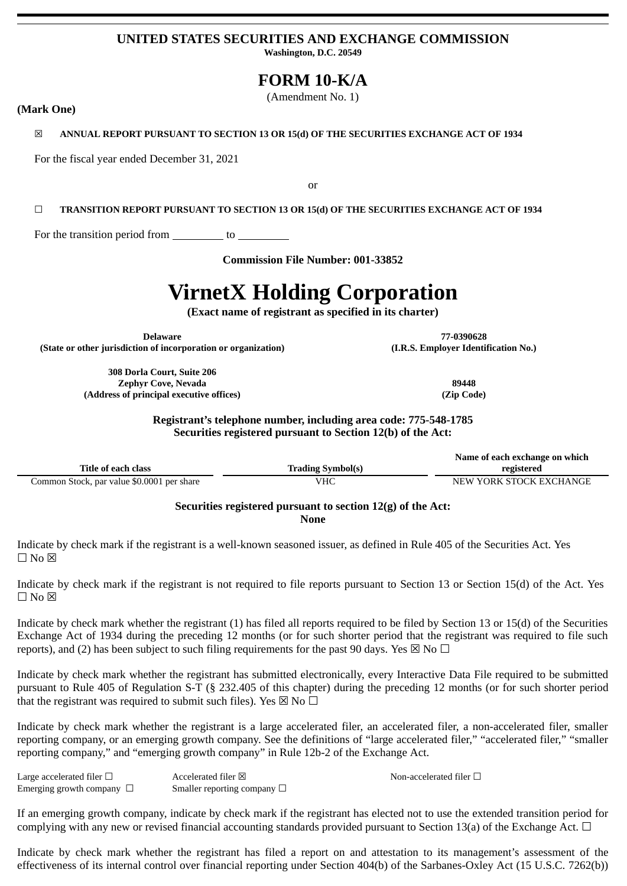# UNITED STATES SECURITIES AND EXCHANGE COMMISSION

**Washington, D.C. 20549**

# FORM 10-K/A

(Amendment No. 1)

**(Mark One)**

☒ **ANNUAL REPORT PURSUANT TO SECTION 13 OR 15(d) OF THE SECURITIES EXCHANGE ACT OF 1934**

For the fiscal year ended December 31, 2021

or

☐ **TRANSITION REPORT PURSUANT TO SECTION 13 OR 15(d) OF THE SECURITIES EXCHANGE ACT OF 1934**

For the transition period from \_\_\_\_\_\_\_\_\_ to \_\_\_\_\_\_\_\_\_

**Commission File Number: 001-33852**

# VirnetX Holding Corporation

**(Exact name of registrant as specified in its charter)**

| **Delaware** | **77-0390628** |
|---|---|
| **(State or other jurisdiction of incorporation or organization)** | **(I.R.S. Employer Identification No.)** |
| **308 Dorla Court, Suite 206** **Zephyr Cove, Nevada** | **89448** |
| **(Address of principal executive offices)** | **(Zip Code)** |

**Registrant's telephone number, including area code: 775-548-1785**

**Securities registered pursuant to Section 12(b) of the Act:**

| Title of each class | Trading Symbol(s) | Name of each exchange on which registered |
|---|---|---|
| Common Stock, par value $0.0001 per share | VHC | NEW YORK STOCK EXCHANGE |

**Securities registered pursuant to section 12(g) of the Act:**
**None**

Indicate by check mark if the registrant is a well-known seasoned issuer, as defined in Rule 405 of the Securities Act. Yes ☐ No ☒

Indicate by check mark if the registrant is not required to file reports pursuant to Section 13 or Section 15(d) of the Act. Yes ☐ No ☒

Indicate by check mark whether the registrant (1) has filed all reports required to be filed by Section 13 or 15(d) of the Securities Exchange Act of 1934 during the preceding 12 months (or for such shorter period that the registrant was required to file such reports), and (2) has been subject to such filing requirements for the past 90 days. Yes ☒ No ☐

Indicate by check mark whether the registrant has submitted electronically, every Interactive Data File required to be submitted pursuant to Rule 405 of Regulation S-T (§ 232.405 of this chapter) during the preceding 12 months (or for such shorter period that the registrant was required to submit such files). Yes ☒ No ☐

Indicate by check mark whether the registrant is a large accelerated filer, an accelerated filer, a non-accelerated filer, smaller reporting company, or an emerging growth company. See the definitions of "large accelerated filer," "accelerated filer," "smaller reporting company," and "emerging growth company" in Rule 12b-2 of the Exchange Act.

| | | |
|---|---|---|
| Large accelerated filer ☐ | Accelerated filer ☒ | Non-accelerated filer ☐ |
| Emerging growth company ☐ | Smaller reporting company ☐ | |

If an emerging growth company, indicate by check mark if the registrant has elected not to use the extended transition period for complying with any new or revised financial accounting standards provided pursuant to Section 13(a) of the Exchange Act. ☐

Indicate by check mark whether the registrant has filed a report on and attestation to its management's assessment of the effectiveness of its internal control over financial reporting under Section 404(b) of the Sarbanes-Oxley Act (15 U.S.C. 7262(b))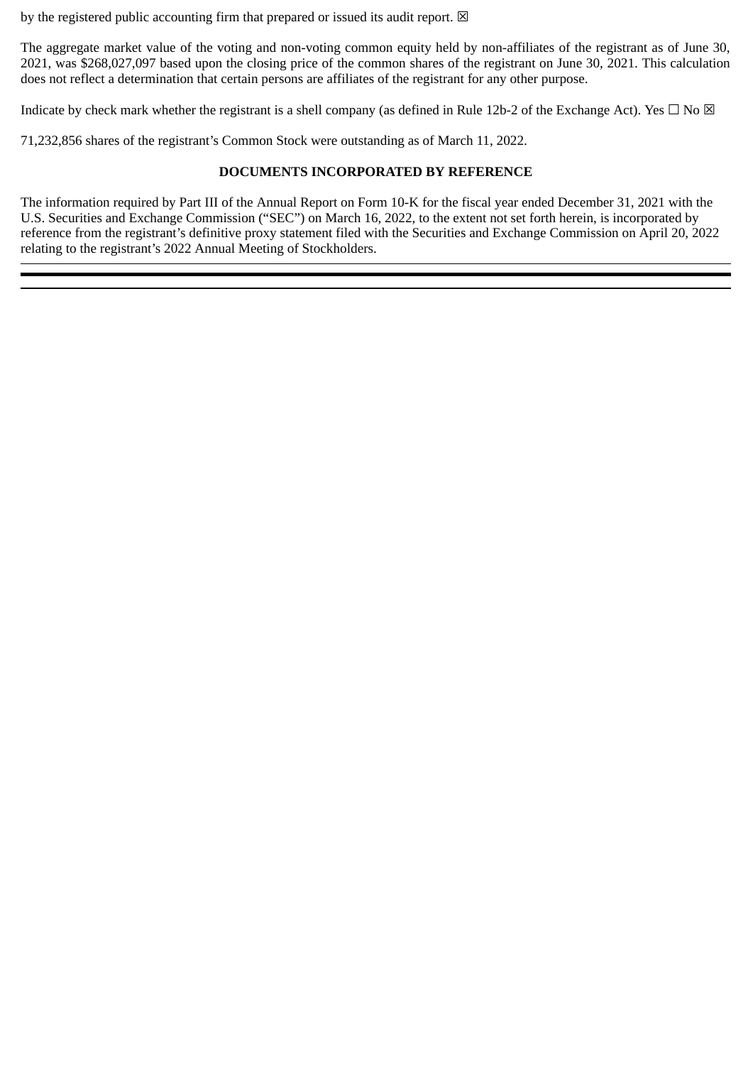by the registered public accounting firm that prepared or issued its audit report. ☒

The aggregate market value of the voting and non-voting common equity held by non-affiliates of the registrant as of June 30, 2021, was $268,027,097 based upon the closing price of the common shares of the registrant on June 30, 2021. This calculation does not reflect a determination that certain persons are affiliates of the registrant for any other purpose.

Indicate by check mark whether the registrant is a shell company (as defined in Rule 12b-2 of the Exchange Act). Yes ☐ No ☒

71,232,856 shares of the registrant's Common Stock were outstanding as of March 11, 2022.

**DOCUMENTS INCORPORATED BY REFERENCE**

The information required by Part III of the Annual Report on Form 10-K for the fiscal year ended December 31, 2021 with the U.S. Securities and Exchange Commission ("SEC") on March 16, 2022, to the extent not set forth herein, is incorporated by reference from the registrant's definitive proxy statement filed with the Securities and Exchange Commission on April 20, 2022 relating to the registrant's 2022 Annual Meeting of Stockholders.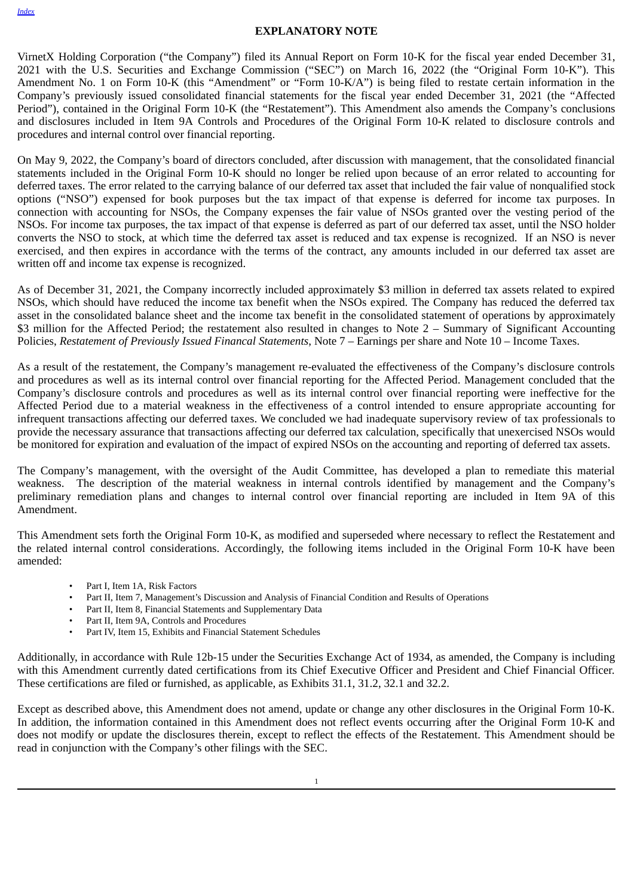## EXPLANATORY NOTE

VirnetX Holding Corporation ("the Company") filed its Annual Report on Form 10-K for the fiscal year ended December 31, 2021 with the U.S. Securities and Exchange Commission ("SEC") on March 16, 2022 (the "Original Form 10-K"). This Amendment No. 1 on Form 10-K (this "Amendment" or "Form 10-K/A") is being filed to restate certain information in the Company's previously issued consolidated financial statements for the fiscal year ended December 31, 2021 (the "Affected Period"), contained in the Original Form 10-K (the "Restatement"). This Amendment also amends the Company's conclusions and disclosures included in Item 9A Controls and Procedures of the Original Form 10-K related to disclosure controls and procedures and internal control over financial reporting.

On May 9, 2022, the Company's board of directors concluded, after discussion with management, that the consolidated financial statements included in the Original Form 10-K should no longer be relied upon because of an error related to accounting for deferred taxes. The error related to the carrying balance of our deferred tax asset that included the fair value of nonqualified stock options ("NSO") expensed for book purposes but the tax impact of that expense is deferred for income tax purposes. In connection with accounting for NSOs, the Company expenses the fair value of NSOs granted over the vesting period of the NSOs. For income tax purposes, the tax impact of that expense is deferred as part of our deferred tax asset, until the NSO holder converts the NSO to stock, at which time the deferred tax asset is reduced and tax expense is recognized. If an NSO is never exercised, and then expires in accordance with the terms of the contract, any amounts included in our deferred tax asset are written off and income tax expense is recognized.

As of December 31, 2021, the Company incorrectly included approximately $3 million in deferred tax assets related to expired NSOs, which should have reduced the income tax benefit when the NSOs expired. The Company has reduced the deferred tax asset in the consolidated balance sheet and the income tax benefit in the consolidated statement of operations by approximately $3 million for the Affected Period; the restatement also resulted in changes to Note 2 – Summary of Significant Accounting Policies, *Restatement of Previously Issued Financal Statements*, Note 7 – Earnings per share and Note 10 – Income Taxes.

As a result of the restatement, the Company's management re-evaluated the effectiveness of the Company's disclosure controls and procedures as well as its internal control over financial reporting for the Affected Period. Management concluded that the Company's disclosure controls and procedures as well as its internal control over financial reporting were ineffective for the Affected Period due to a material weakness in the effectiveness of a control intended to ensure appropriate accounting for infrequent transactions affecting our deferred taxes. We concluded we had inadequate supervisory review of tax professionals to provide the necessary assurance that transactions affecting our deferred tax calculation, specifically that unexercised NSOs would be monitored for expiration and evaluation of the impact of expired NSOs on the accounting and reporting of deferred tax assets.

The Company's management, with the oversight of the Audit Committee, has developed a plan to remediate this material weakness. The description of the material weakness in internal controls identified by management and the Company's preliminary remediation plans and changes to internal control over financial reporting are included in Item 9A of this Amendment.

This Amendment sets forth the Original Form 10-K, as modified and superseded where necessary to reflect the Restatement and the related internal control considerations. Accordingly, the following items included in the Original Form 10-K have been amended:

- Part I, Item 1A, Risk Factors
- Part II, Item 7, Management's Discussion and Analysis of Financial Condition and Results of Operations
- Part II, Item 8, Financial Statements and Supplementary Data
- Part II, Item 9A, Controls and Procedures
- Part IV, Item 15, Exhibits and Financial Statement Schedules

Additionally, in accordance with Rule 12b-15 under the Securities Exchange Act of 1934, as amended, the Company is including with this Amendment currently dated certifications from its Chief Executive Officer and President and Chief Financial Officer. These certifications are filed or furnished, as applicable, as Exhibits 31.1, 31.2, 32.1 and 32.2.

Except as described above, this Amendment does not amend, update or change any other disclosures in the Original Form 10-K. In addition, the information contained in this Amendment does not reflect events occurring after the Original Form 10-K and does not modify or update the disclosures therein, except to reflect the effects of the Restatement. This Amendment should be read in conjunction with the Company's other filings with the SEC.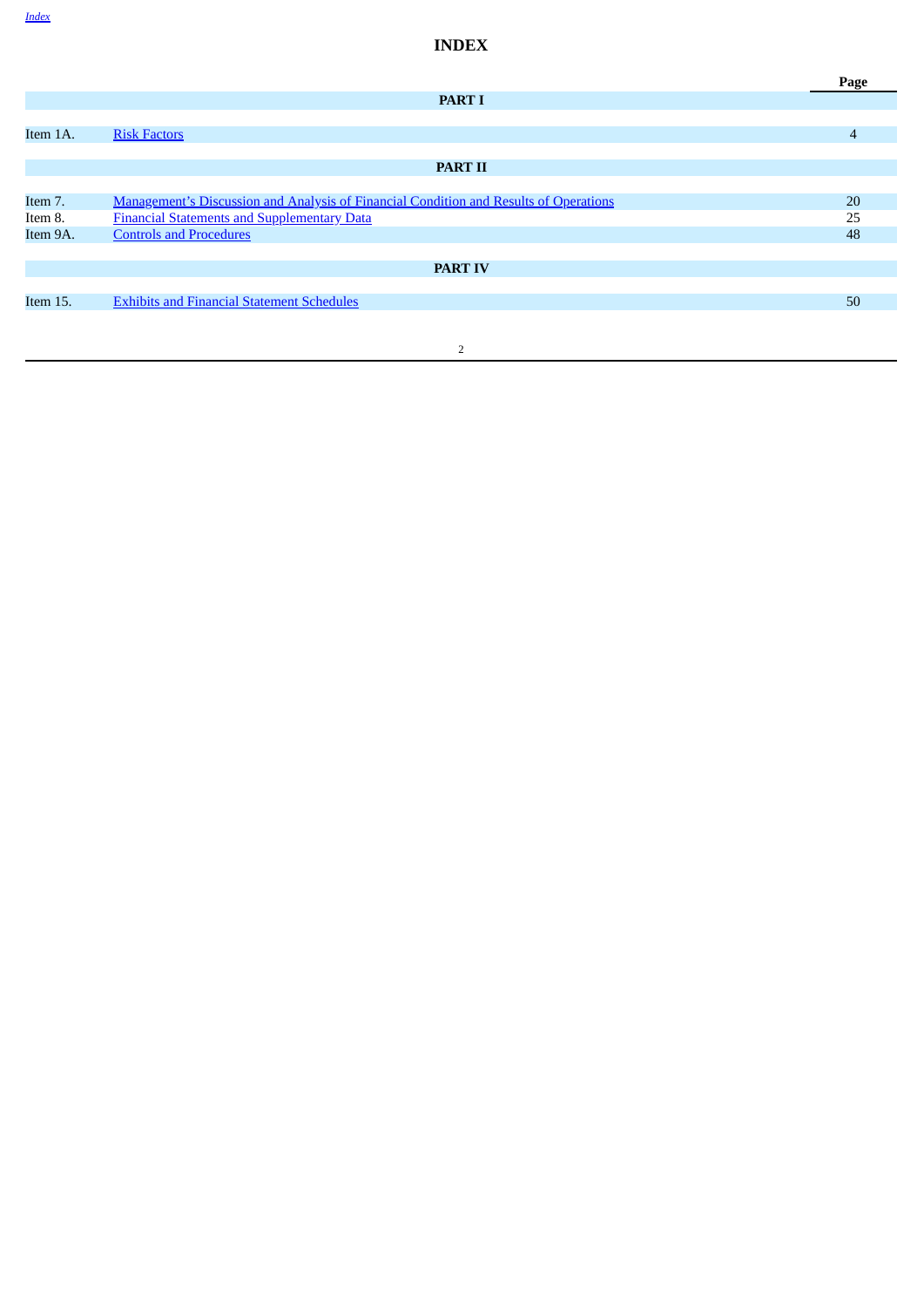# INDEX

| | | Page |
|---|---|---|
| | **PART I** | |
| Item 1A. | Risk Factors | 4 |
| | **PART II** | |
| Item 7. | Management's Discussion and Analysis of Financial Condition and Results of Operations | 20 |
| Item 8. | Financial Statements and Supplementary Data | 25 |
| Item 9A. | Controls and Procedures | 48 |
| | **PART IV** | |
| Item 15. | Exhibits and Financial Statement Schedules | 50 |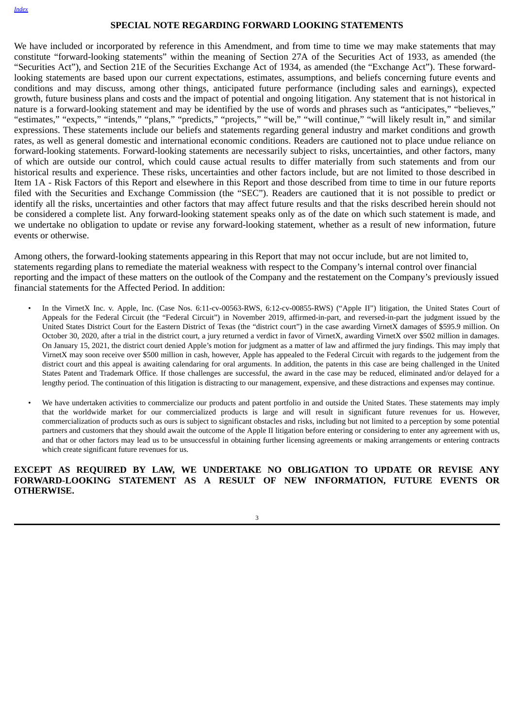[Index](#)

## SPECIAL NOTE REGARDING FORWARD LOOKING STATEMENTS

We have included or incorporated by reference in this Amendment, and from time to time we may make statements that may constitute "forward-looking statements" within the meaning of Section 27A of the Securities Act of 1933, as amended (the "Securities Act"), and Section 21E of the Securities Exchange Act of 1934, as amended (the "Exchange Act"). These forward-looking statements are based upon our current expectations, estimates, assumptions, and beliefs concerning future events and conditions and may discuss, among other things, anticipated future performance (including sales and earnings), expected growth, future business plans and costs and the impact of potential and ongoing litigation. Any statement that is not historical in nature is a forward-looking statement and may be identified by the use of words and phrases such as "anticipates," "believes," "estimates," "expects," "intends," "plans," "predicts," "projects," "will be," "will continue," "will likely result in," and similar expressions. These statements include our beliefs and statements regarding general industry and market conditions and growth rates, as well as general domestic and international economic conditions. Readers are cautioned not to place undue reliance on forward-looking statements. Forward-looking statements are necessarily subject to risks, uncertainties, and other factors, many of which are outside our control, which could cause actual results to differ materially from such statements and from our historical results and experience. These risks, uncertainties and other factors include, but are not limited to those described in Item 1A - Risk Factors of this Report and elsewhere in this Report and those described from time to time in our future reports filed with the Securities and Exchange Commission (the "SEC"). Readers are cautioned that it is not possible to predict or identify all the risks, uncertainties and other factors that may affect future results and that the risks described herein should not be considered a complete list. Any forward-looking statement speaks only as of the date on which such statement is made, and we undertake no obligation to update or revise any forward-looking statement, whether as a result of new information, future events or otherwise.

Among others, the forward-looking statements appearing in this Report that may not occur include, but are not limited to, statements regarding plans to remediate the material weakness with respect to the Company's internal control over financial reporting and the impact of these matters on the outlook of the Company and the restatement on the Company's previously issued financial statements for the Affected Period. In addition:

- In the VirnetX Inc. v. Apple, Inc. (Case Nos. 6:11-cv-00563-RWS, 6:12-cv-00855-RWS) ("Apple II") litigation, the United States Court of Appeals for the Federal Circuit (the "Federal Circuit") in November 2019, affirmed-in-part, and reversed-in-part the judgment issued by the United States District Court for the Eastern District of Texas (the "district court") in the case awarding VirnetX damages of $595.9 million. On October 30, 2020, after a trial in the district court, a jury returned a verdict in favor of VirnetX, awarding VirnetX over $502 million in damages. On January 15, 2021, the district court denied Apple's motion for judgment as a matter of law and affirmed the jury findings. This may imply that VirnetX may soon receive over $500 million in cash, however, Apple has appealed to the Federal Circuit with regards to the judgement from the district court and this appeal is awaiting calendaring for oral arguments. In addition, the patents in this case are being challenged in the United States Patent and Trademark Office. If those challenges are successful, the award in the case may be reduced, eliminated and/or delayed for a lengthy period. The continuation of this litigation is distracting to our management, expensive, and these distractions and expenses may continue.

- We have undertaken activities to commercialize our products and patent portfolio in and outside the United States. These statements may imply that the worldwide market for our commercialized products is large and will result in significant future revenues for us. However, commercialization of products such as ours is subject to significant obstacles and risks, including but not limited to a perception by some potential partners and customers that they should await the outcome of the Apple II litigation before entering or considering to enter any agreement with us, and that or other factors may lead us to be unsuccessful in obtaining further licensing agreements or making arrangements or entering contracts which create significant future revenues for us.

**EXCEPT AS REQUIRED BY LAW, WE UNDERTAKE NO OBLIGATION TO UPDATE OR REVISE ANY FORWARD-LOOKING STATEMENT AS A RESULT OF NEW INFORMATION, FUTURE EVENTS OR OTHERWISE.**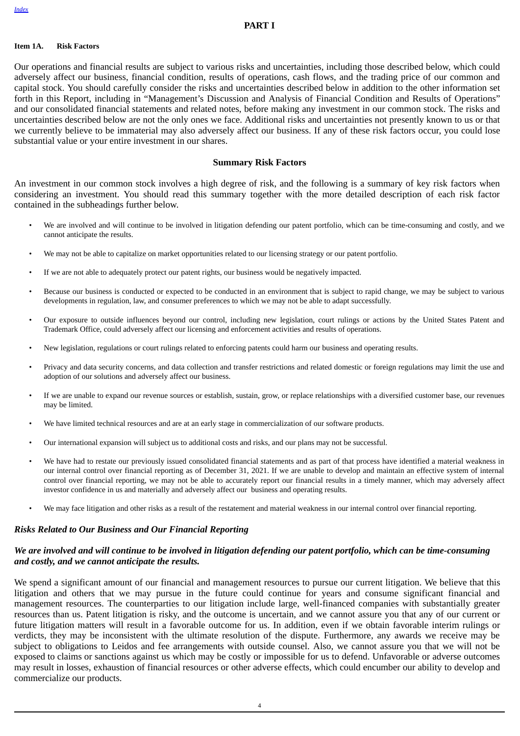# PART I

**Item 1A. Risk Factors**

Our operations and financial results are subject to various risks and uncertainties, including those described below, which could adversely affect our business, financial condition, results of operations, cash flows, and the trading price of our common and capital stock. You should carefully consider the risks and uncertainties described below in addition to the other information set forth in this Report, including in "Management's Discussion and Analysis of Financial Condition and Results of Operations" and our consolidated financial statements and related notes, before making any investment in our common stock. The risks and uncertainties described below are not the only ones we face. Additional risks and uncertainties not presently known to us or that we currently believe to be immaterial may also adversely affect our business. If any of these risk factors occur, you could lose substantial value or your entire investment in our shares.

## Summary Risk Factors

An investment in our common stock involves a high degree of risk, and the following is a summary of key risk factors when considering an investment. You should read this summary together with the more detailed description of each risk factor contained in the subheadings further below.

- We are involved and will continue to be involved in litigation defending our patent portfolio, which can be time-consuming and costly, and we cannot anticipate the results.
- We may not be able to capitalize on market opportunities related to our licensing strategy or our patent portfolio.
- If we are not able to adequately protect our patent rights, our business would be negatively impacted.
- Because our business is conducted or expected to be conducted in an environment that is subject to rapid change, we may be subject to various developments in regulation, law, and consumer preferences to which we may not be able to adapt successfully.
- Our exposure to outside influences beyond our control, including new legislation, court rulings or actions by the United States Patent and Trademark Office, could adversely affect our licensing and enforcement activities and results of operations.
- New legislation, regulations or court rulings related to enforcing patents could harm our business and operating results.
- Privacy and data security concerns, and data collection and transfer restrictions and related domestic or foreign regulations may limit the use and adoption of our solutions and adversely affect our business.
- If we are unable to expand our revenue sources or establish, sustain, grow, or replace relationships with a diversified customer base, our revenues may be limited.
- We have limited technical resources and are at an early stage in commercialization of our software products.
- Our international expansion will subject us to additional costs and risks, and our plans may not be successful.
- We have had to restate our previously issued consolidated financial statements and as part of that process have identified a material weakness in our internal control over financial reporting as of December 31, 2021. If we are unable to develop and maintain an effective system of internal control over financial reporting, we may not be able to accurately report our financial results in a timely manner, which may adversely affect investor confidence in us and materially and adversely affect our business and operating results.
- We may face litigation and other risks as a result of the restatement and material weakness in our internal control over financial reporting.

### *Risks Related to Our Business and Our Financial Reporting*

#### ***We are involved and will continue to be involved in litigation defending our patent portfolio, which can be time-consuming and costly, and we cannot anticipate the results.***

We spend a significant amount of our financial and management resources to pursue our current litigation. We believe that this litigation and others that we may pursue in the future could continue for years and consume significant financial and management resources. The counterparties to our litigation include large, well-financed companies with substantially greater resources than us. Patent litigation is risky, and the outcome is uncertain, and we cannot assure you that any of our current or future litigation matters will result in a favorable outcome for us. In addition, even if we obtain favorable interim rulings or verdicts, they may be inconsistent with the ultimate resolution of the dispute. Furthermore, any awards we receive may be subject to obligations to Leidos and fee arrangements with outside counsel. Also, we cannot assure you that we will not be exposed to claims or sanctions against us which may be costly or impossible for us to defend. Unfavorable or adverse outcomes may result in losses, exhaustion of financial resources or other adverse effects, which could encumber our ability to develop and commercialize our products.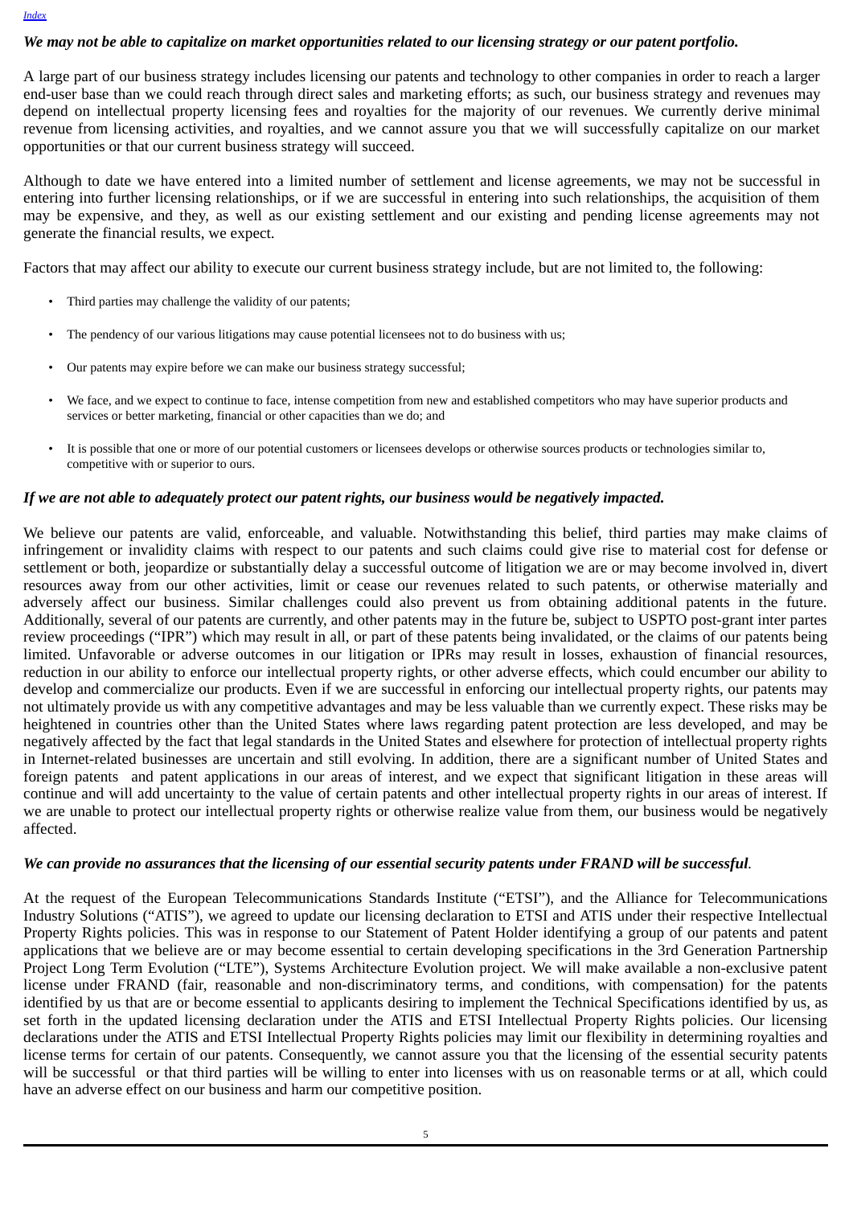***We may not be able to capitalize on market opportunities related to our licensing strategy or our patent portfolio.***

A large part of our business strategy includes licensing our patents and technology to other companies in order to reach a larger end-user base than we could reach through direct sales and marketing efforts; as such, our business strategy and revenues may depend on intellectual property licensing fees and royalties for the majority of our revenues. We currently derive minimal revenue from licensing activities, and royalties, and we cannot assure you that we will successfully capitalize on our market opportunities or that our current business strategy will succeed.

Although to date we have entered into a limited number of settlement and license agreements, we may not be successful in entering into further licensing relationships, or if we are successful in entering into such relationships, the acquisition of them may be expensive, and they, as well as our existing settlement and our existing and pending license agreements may not generate the financial results, we expect.

Factors that may affect our ability to execute our current business strategy include, but are not limited to, the following:

- Third parties may challenge the validity of our patents;
- The pendency of our various litigations may cause potential licensees not to do business with us;
- Our patents may expire before we can make our business strategy successful;
- We face, and we expect to continue to face, intense competition from new and established competitors who may have superior products and services or better marketing, financial or other capacities than we do; and
- It is possible that one or more of our potential customers or licensees develops or otherwise sources products or technologies similar to, competitive with or superior to ours.

***If we are not able to adequately protect our patent rights, our business would be negatively impacted.***

We believe our patents are valid, enforceable, and valuable. Notwithstanding this belief, third parties may make claims of infringement or invalidity claims with respect to our patents and such claims could give rise to material cost for defense or settlement or both, jeopardize or substantially delay a successful outcome of litigation we are or may become involved in, divert resources away from our other activities, limit or cease our revenues related to such patents, or otherwise materially and adversely affect our business. Similar challenges could also prevent us from obtaining additional patents in the future. Additionally, several of our patents are currently, and other patents may in the future be, subject to USPTO post-grant inter partes review proceedings ("IPR") which may result in all, or part of these patents being invalidated, or the claims of our patents being limited. Unfavorable or adverse outcomes in our litigation or IPRs may result in losses, exhaustion of financial resources, reduction in our ability to enforce our intellectual property rights, or other adverse effects, which could encumber our ability to develop and commercialize our products. Even if we are successful in enforcing our intellectual property rights, our patents may not ultimately provide us with any competitive advantages and may be less valuable than we currently expect. These risks may be heightened in countries other than the United States where laws regarding patent protection are less developed, and may be negatively affected by the fact that legal standards in the United States and elsewhere for protection of intellectual property rights in Internet-related businesses are uncertain and still evolving. In addition, there are a significant number of United States and foreign patents and patent applications in our areas of interest, and we expect that significant litigation in these areas will continue and will add uncertainty to the value of certain patents and other intellectual property rights in our areas of interest. If we are unable to protect our intellectual property rights or otherwise realize value from them, our business would be negatively affected.

***We can provide no assurances that the licensing of our essential security patents under FRAND will be successful*.**

At the request of the European Telecommunications Standards Institute ("ETSI"), and the Alliance for Telecommunications Industry Solutions ("ATIS"), we agreed to update our licensing declaration to ETSI and ATIS under their respective Intellectual Property Rights policies. This was in response to our Statement of Patent Holder identifying a group of our patents and patent applications that we believe are or may become essential to certain developing specifications in the 3rd Generation Partnership Project Long Term Evolution ("LTE"), Systems Architecture Evolution project. We will make available a non-exclusive patent license under FRAND (fair, reasonable and non-discriminatory terms, and conditions, with compensation) for the patents identified by us that are or become essential to applicants desiring to implement the Technical Specifications identified by us, as set forth in the updated licensing declaration under the ATIS and ETSI Intellectual Property Rights policies. Our licensing declarations under the ATIS and ETSI Intellectual Property Rights policies may limit our flexibility in determining royalties and license terms for certain of our patents. Consequently, we cannot assure you that the licensing of the essential security patents will be successful or that third parties will be willing to enter into licenses with us on reasonable terms or at all, which could have an adverse effect on our business and harm our competitive position.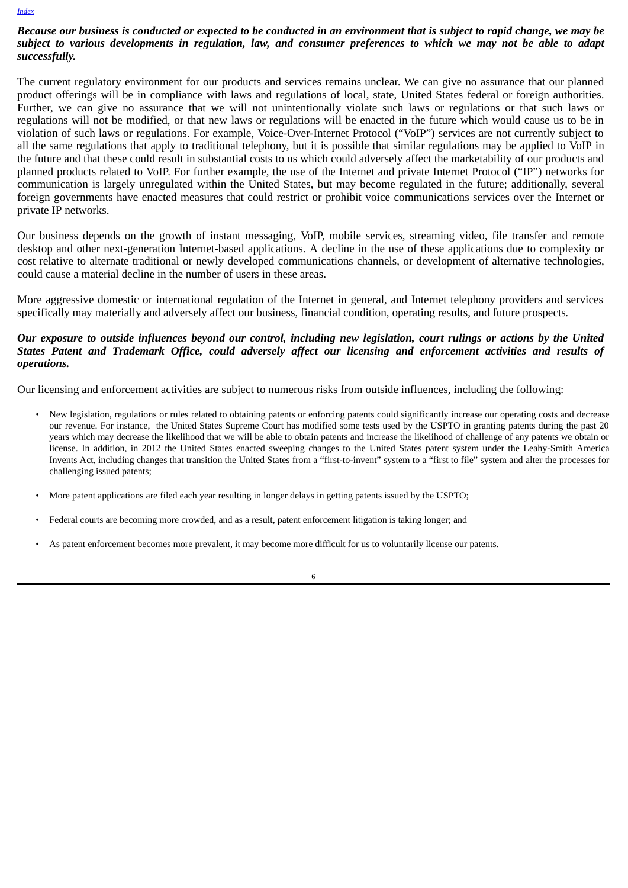***Because our business is conducted or expected to be conducted in an environment that is subject to rapid change, we may be subject to various developments in regulation, law, and consumer preferences to which we may not be able to adapt successfully.***

The current regulatory environment for our products and services remains unclear. We can give no assurance that our planned product offerings will be in compliance with laws and regulations of local, state, United States federal or foreign authorities. Further, we can give no assurance that we will not unintentionally violate such laws or regulations or that such laws or regulations will not be modified, or that new laws or regulations will be enacted in the future which would cause us to be in violation of such laws or regulations. For example, Voice-Over-Internet Protocol ("VoIP") services are not currently subject to all the same regulations that apply to traditional telephony, but it is possible that similar regulations may be applied to VoIP in the future and that these could result in substantial costs to us which could adversely affect the marketability of our products and planned products related to VoIP. For further example, the use of the Internet and private Internet Protocol ("IP") networks for communication is largely unregulated within the United States, but may become regulated in the future; additionally, several foreign governments have enacted measures that could restrict or prohibit voice communications services over the Internet or private IP networks.

Our business depends on the growth of instant messaging, VoIP, mobile services, streaming video, file transfer and remote desktop and other next-generation Internet-based applications. A decline in the use of these applications due to complexity or cost relative to alternate traditional or newly developed communications channels, or development of alternative technologies, could cause a material decline in the number of users in these areas.

More aggressive domestic or international regulation of the Internet in general, and Internet telephony providers and services specifically may materially and adversely affect our business, financial condition, operating results, and future prospects.

***Our exposure to outside influences beyond our control, including new legislation, court rulings or actions by the United States Patent and Trademark Office, could adversely affect our licensing and enforcement activities and results of operations.***

Our licensing and enforcement activities are subject to numerous risks from outside influences, including the following:

- New legislation, regulations or rules related to obtaining patents or enforcing patents could significantly increase our operating costs and decrease our revenue. For instance, the United States Supreme Court has modified some tests used by the USPTO in granting patents during the past 20 years which may decrease the likelihood that we will be able to obtain patents and increase the likelihood of challenge of any patents we obtain or license. In addition, in 2012 the United States enacted sweeping changes to the United States patent system under the Leahy-Smith America Invents Act, including changes that transition the United States from a "first-to-invent" system to a "first to file" system and alter the processes for challenging issued patents;

- More patent applications are filed each year resulting in longer delays in getting patents issued by the USPTO;

- Federal courts are becoming more crowded, and as a result, patent enforcement litigation is taking longer; and

- As patent enforcement becomes more prevalent, it may become more difficult for us to voluntarily license our patents.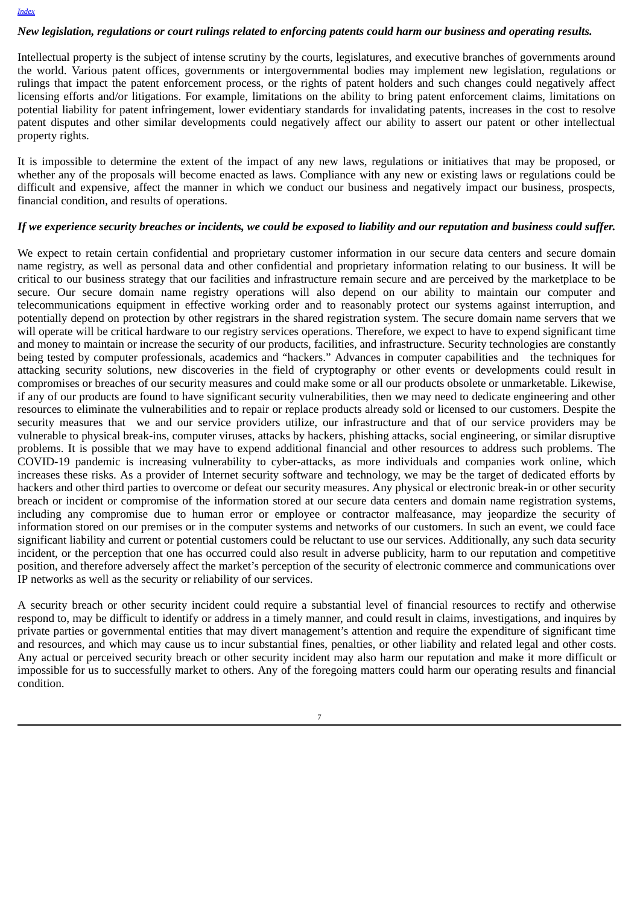*New legislation, regulations or court rulings related to enforcing patents could harm our business and operating results.*

Intellectual property is the subject of intense scrutiny by the courts, legislatures, and executive branches of governments around the world. Various patent offices, governments or intergovernmental bodies may implement new legislation, regulations or rulings that impact the patent enforcement process, or the rights of patent holders and such changes could negatively affect licensing efforts and/or litigations. For example, limitations on the ability to bring patent enforcement claims, limitations on potential liability for patent infringement, lower evidentiary standards for invalidating patents, increases in the cost to resolve patent disputes and other similar developments could negatively affect our ability to assert our patent or other intellectual property rights.

It is impossible to determine the extent of the impact of any new laws, regulations or initiatives that may be proposed, or whether any of the proposals will become enacted as laws. Compliance with any new or existing laws or regulations could be difficult and expensive, affect the manner in which we conduct our business and negatively impact our business, prospects, financial condition, and results of operations.

*If we experience security breaches or incidents, we could be exposed to liability and our reputation and business could suffer.*

We expect to retain certain confidential and proprietary customer information in our secure data centers and secure domain name registry, as well as personal data and other confidential and proprietary information relating to our business. It will be critical to our business strategy that our facilities and infrastructure remain secure and are perceived by the marketplace to be secure. Our secure domain name registry operations will also depend on our ability to maintain our computer and telecommunications equipment in effective working order and to reasonably protect our systems against interruption, and potentially depend on protection by other registrars in the shared registration system. The secure domain name servers that we will operate will be critical hardware to our registry services operations. Therefore, we expect to have to expend significant time and money to maintain or increase the security of our products, facilities, and infrastructure. Security technologies are constantly being tested by computer professionals, academics and "hackers." Advances in computer capabilities and the techniques for attacking security solutions, new discoveries in the field of cryptography or other events or developments could result in compromises or breaches of our security measures and could make some or all our products obsolete or unmarketable. Likewise, if any of our products are found to have significant security vulnerabilities, then we may need to dedicate engineering and other resources to eliminate the vulnerabilities and to repair or replace products already sold or licensed to our customers. Despite the security measures that we and our service providers utilize, our infrastructure and that of our service providers may be vulnerable to physical break-ins, computer viruses, attacks by hackers, phishing attacks, social engineering, or similar disruptive problems. It is possible that we may have to expend additional financial and other resources to address such problems. The COVID-19 pandemic is increasing vulnerability to cyber-attacks, as more individuals and companies work online, which increases these risks. As a provider of Internet security software and technology, we may be the target of dedicated efforts by hackers and other third parties to overcome or defeat our security measures. Any physical or electronic break-in or other security breach or incident or compromise of the information stored at our secure data centers and domain name registration systems, including any compromise due to human error or employee or contractor malfeasance, may jeopardize the security of information stored on our premises or in the computer systems and networks of our customers. In such an event, we could face significant liability and current or potential customers could be reluctant to use our services. Additionally, any such data security incident, or the perception that one has occurred could also result in adverse publicity, harm to our reputation and competitive position, and therefore adversely affect the market's perception of the security of electronic commerce and communications over IP networks as well as the security or reliability of our services.

A security breach or other security incident could require a substantial level of financial resources to rectify and otherwise respond to, may be difficult to identify or address in a timely manner, and could result in claims, investigations, and inquires by private parties or governmental entities that may divert management's attention and require the expenditure of significant time and resources, and which may cause us to incur substantial fines, penalties, or other liability and related legal and other costs. Any actual or perceived security breach or other security incident may also harm our reputation and make it more difficult or impossible for us to successfully market to others. Any of the foregoing matters could harm our operating results and financial condition.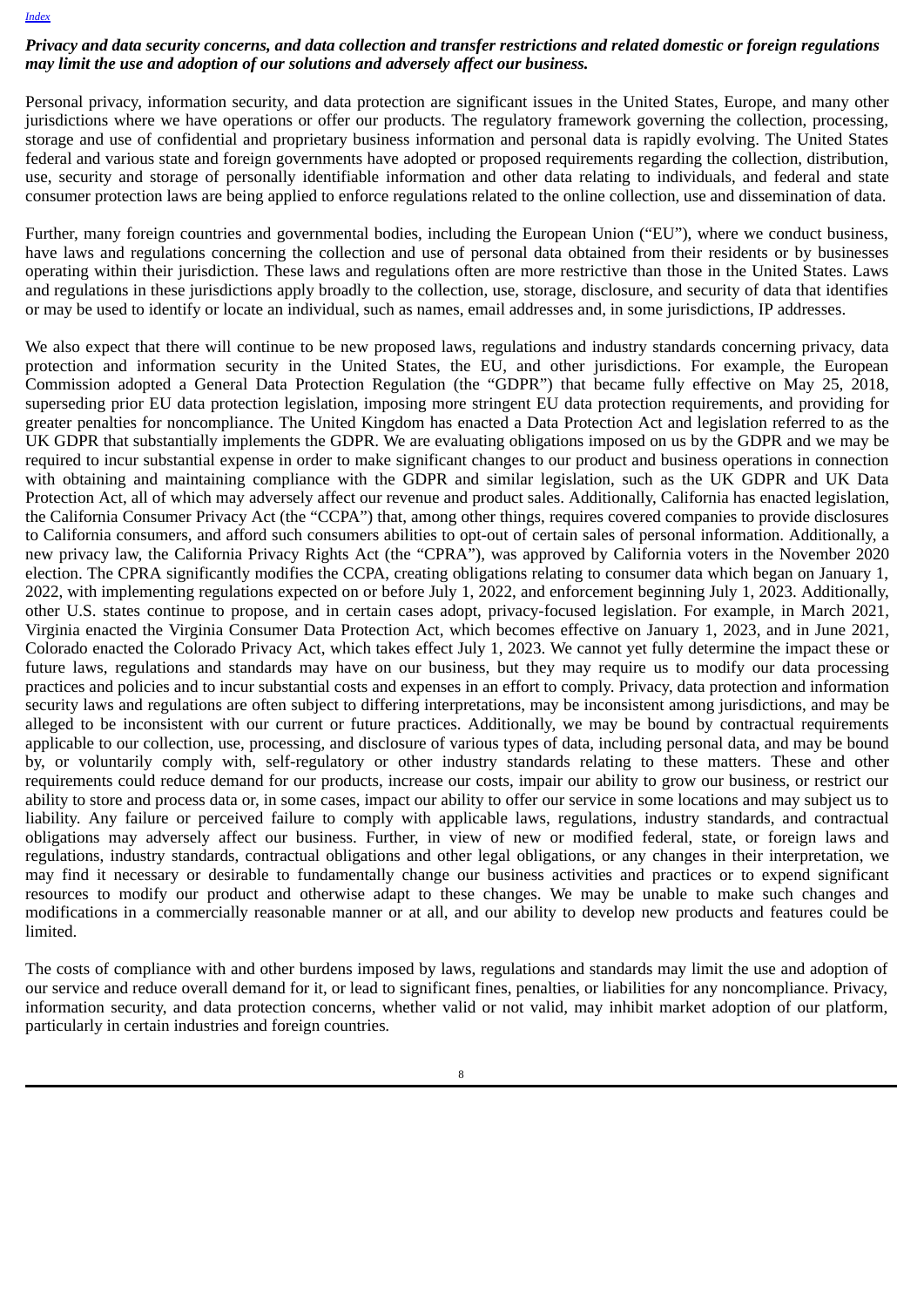***Privacy and data security concerns, and data collection and transfer restrictions and related domestic or foreign regulations may limit the use and adoption of our solutions and adversely affect our business.***

Personal privacy, information security, and data protection are significant issues in the United States, Europe, and many other jurisdictions where we have operations or offer our products. The regulatory framework governing the collection, processing, storage and use of confidential and proprietary business information and personal data is rapidly evolving. The United States federal and various state and foreign governments have adopted or proposed requirements regarding the collection, distribution, use, security and storage of personally identifiable information and other data relating to individuals, and federal and state consumer protection laws are being applied to enforce regulations related to the online collection, use and dissemination of data.

Further, many foreign countries and governmental bodies, including the European Union ("EU"), where we conduct business, have laws and regulations concerning the collection and use of personal data obtained from their residents or by businesses operating within their jurisdiction. These laws and regulations often are more restrictive than those in the United States. Laws and regulations in these jurisdictions apply broadly to the collection, use, storage, disclosure, and security of data that identifies or may be used to identify or locate an individual, such as names, email addresses and, in some jurisdictions, IP addresses.

We also expect that there will continue to be new proposed laws, regulations and industry standards concerning privacy, data protection and information security in the United States, the EU, and other jurisdictions. For example, the European Commission adopted a General Data Protection Regulation (the "GDPR") that became fully effective on May 25, 2018, superseding prior EU data protection legislation, imposing more stringent EU data protection requirements, and providing for greater penalties for noncompliance. The United Kingdom has enacted a Data Protection Act and legislation referred to as the UK GDPR that substantially implements the GDPR. We are evaluating obligations imposed on us by the GDPR and we may be required to incur substantial expense in order to make significant changes to our product and business operations in connection with obtaining and maintaining compliance with the GDPR and similar legislation, such as the UK GDPR and UK Data Protection Act, all of which may adversely affect our revenue and product sales. Additionally, California has enacted legislation, the California Consumer Privacy Act (the "CCPA") that, among other things, requires covered companies to provide disclosures to California consumers, and afford such consumers abilities to opt-out of certain sales of personal information. Additionally, a new privacy law, the California Privacy Rights Act (the "CPRA"), was approved by California voters in the November 2020 election. The CPRA significantly modifies the CCPA, creating obligations relating to consumer data which began on January 1, 2022, with implementing regulations expected on or before July 1, 2022, and enforcement beginning July 1, 2023. Additionally, other U.S. states continue to propose, and in certain cases adopt, privacy-focused legislation. For example, in March 2021, Virginia enacted the Virginia Consumer Data Protection Act, which becomes effective on January 1, 2023, and in June 2021, Colorado enacted the Colorado Privacy Act, which takes effect July 1, 2023. We cannot yet fully determine the impact these or future laws, regulations and standards may have on our business, but they may require us to modify our data processing practices and policies and to incur substantial costs and expenses in an effort to comply. Privacy, data protection and information security laws and regulations are often subject to differing interpretations, may be inconsistent among jurisdictions, and may be alleged to be inconsistent with our current or future practices. Additionally, we may be bound by contractual requirements applicable to our collection, use, processing, and disclosure of various types of data, including personal data, and may be bound by, or voluntarily comply with, self-regulatory or other industry standards relating to these matters. These and other requirements could reduce demand for our products, increase our costs, impair our ability to grow our business, or restrict our ability to store and process data or, in some cases, impact our ability to offer our service in some locations and may subject us to liability. Any failure or perceived failure to comply with applicable laws, regulations, industry standards, and contractual obligations may adversely affect our business. Further, in view of new or modified federal, state, or foreign laws and regulations, industry standards, contractual obligations and other legal obligations, or any changes in their interpretation, we may find it necessary or desirable to fundamentally change our business activities and practices or to expend significant resources to modify our product and otherwise adapt to these changes. We may be unable to make such changes and modifications in a commercially reasonable manner or at all, and our ability to develop new products and features could be limited.

The costs of compliance with and other burdens imposed by laws, regulations and standards may limit the use and adoption of our service and reduce overall demand for it, or lead to significant fines, penalties, or liabilities for any noncompliance. Privacy, information security, and data protection concerns, whether valid or not valid, may inhibit market adoption of our platform, particularly in certain industries and foreign countries.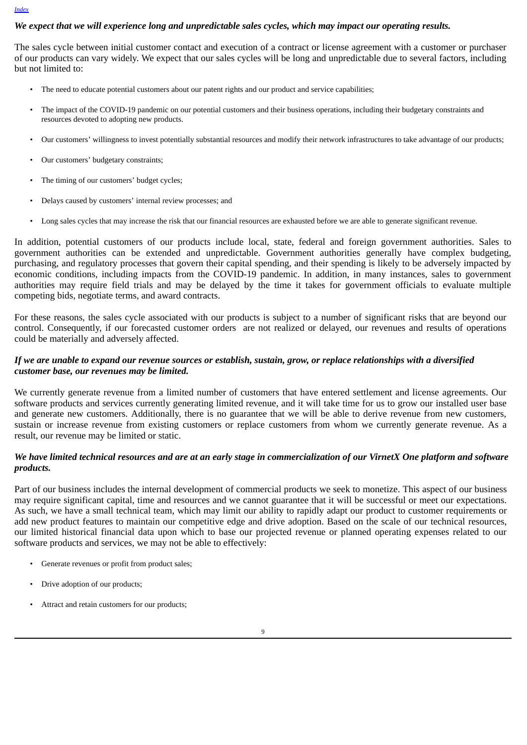*We expect that we will experience long and unpredictable sales cycles, which may impact our operating results.*

The sales cycle between initial customer contact and execution of a contract or license agreement with a customer or purchaser of our products can vary widely. We expect that our sales cycles will be long and unpredictable due to several factors, including but not limited to:

- The need to educate potential customers about our patent rights and our product and service capabilities;
- The impact of the COVID-19 pandemic on our potential customers and their business operations, including their budgetary constraints and resources devoted to adopting new products.
- Our customers' willingness to invest potentially substantial resources and modify their network infrastructures to take advantage of our products;
- Our customers' budgetary constraints;
- The timing of our customers' budget cycles;
- Delays caused by customers' internal review processes; and
- Long sales cycles that may increase the risk that our financial resources are exhausted before we are able to generate significant revenue.

In addition, potential customers of our products include local, state, federal and foreign government authorities. Sales to government authorities can be extended and unpredictable. Government authorities generally have complex budgeting, purchasing, and regulatory processes that govern their capital spending, and their spending is likely to be adversely impacted by economic conditions, including impacts from the COVID-19 pandemic. In addition, in many instances, sales to government authorities may require field trials and may be delayed by the time it takes for government officials to evaluate multiple competing bids, negotiate terms, and award contracts.

For these reasons, the sales cycle associated with our products is subject to a number of significant risks that are beyond our control. Consequently, if our forecasted customer orders are not realized or delayed, our revenues and results of operations could be materially and adversely affected.

*If we are unable to expand our revenue sources or establish, sustain, grow, or replace relationships with a diversified customer base, our revenues may be limited.*

We currently generate revenue from a limited number of customers that have entered settlement and license agreements. Our software products and services currently generating limited revenue, and it will take time for us to grow our installed user base and generate new customers. Additionally, there is no guarantee that we will be able to derive revenue from new customers, sustain or increase revenue from existing customers or replace customers from whom we currently generate revenue. As a result, our revenue may be limited or static.

*We have limited technical resources and are at an early stage in commercialization of our VirnetX One platform and software products.*

Part of our business includes the internal development of commercial products we seek to monetize. This aspect of our business may require significant capital, time and resources and we cannot guarantee that it will be successful or meet our expectations. As such, we have a small technical team, which may limit our ability to rapidly adapt our product to customer requirements or add new product features to maintain our competitive edge and drive adoption. Based on the scale of our technical resources, our limited historical financial data upon which to base our projected revenue or planned operating expenses related to our software products and services, we may not be able to effectively:

- Generate revenues or profit from product sales;
- Drive adoption of our products;
- Attract and retain customers for our products;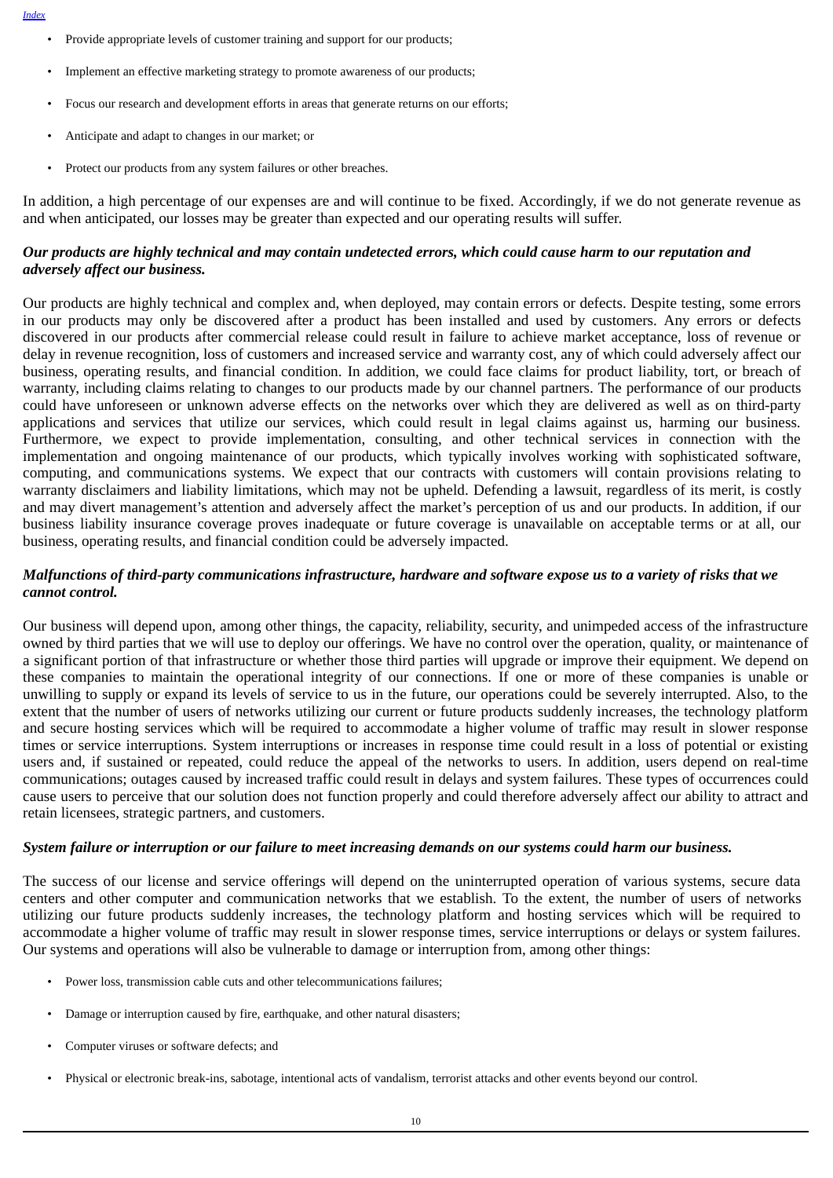- Provide appropriate levels of customer training and support for our products;
- Implement an effective marketing strategy to promote awareness of our products;
- Focus our research and development efforts in areas that generate returns on our efforts;
- Anticipate and adapt to changes in our market; or
- Protect our products from any system failures or other breaches.

In addition, a high percentage of our expenses are and will continue to be fixed. Accordingly, if we do not generate revenue as and when anticipated, our losses may be greater than expected and our operating results will suffer.

***Our products are highly technical and may contain undetected errors, which could cause harm to our reputation and adversely affect our business.***

Our products are highly technical and complex and, when deployed, may contain errors or defects. Despite testing, some errors in our products may only be discovered after a product has been installed and used by customers. Any errors or defects discovered in our products after commercial release could result in failure to achieve market acceptance, loss of revenue or delay in revenue recognition, loss of customers and increased service and warranty cost, any of which could adversely affect our business, operating results, and financial condition. In addition, we could face claims for product liability, tort, or breach of warranty, including claims relating to changes to our products made by our channel partners. The performance of our products could have unforeseen or unknown adverse effects on the networks over which they are delivered as well as on third-party applications and services that utilize our services, which could result in legal claims against us, harming our business. Furthermore, we expect to provide implementation, consulting, and other technical services in connection with the implementation and ongoing maintenance of our products, which typically involves working with sophisticated software, computing, and communications systems. We expect that our contracts with customers will contain provisions relating to warranty disclaimers and liability limitations, which may not be upheld. Defending a lawsuit, regardless of its merit, is costly and may divert management's attention and adversely affect the market's perception of us and our products. In addition, if our business liability insurance coverage proves inadequate or future coverage is unavailable on acceptable terms or at all, our business, operating results, and financial condition could be adversely impacted.

***Malfunctions of third-party communications infrastructure, hardware and software expose us to a variety of risks that we cannot control.***

Our business will depend upon, among other things, the capacity, reliability, security, and unimpeded access of the infrastructure owned by third parties that we will use to deploy our offerings. We have no control over the operation, quality, or maintenance of a significant portion of that infrastructure or whether those third parties will upgrade or improve their equipment. We depend on these companies to maintain the operational integrity of our connections. If one or more of these companies is unable or unwilling to supply or expand its levels of service to us in the future, our operations could be severely interrupted. Also, to the extent that the number of users of networks utilizing our current or future products suddenly increases, the technology platform and secure hosting services which will be required to accommodate a higher volume of traffic may result in slower response times or service interruptions. System interruptions or increases in response time could result in a loss of potential or existing users and, if sustained or repeated, could reduce the appeal of the networks to users. In addition, users depend on real-time communications; outages caused by increased traffic could result in delays and system failures. These types of occurrences could cause users to perceive that our solution does not function properly and could therefore adversely affect our ability to attract and retain licensees, strategic partners, and customers.

***System failure or interruption or our failure to meet increasing demands on our systems could harm our business.***

The success of our license and service offerings will depend on the uninterrupted operation of various systems, secure data centers and other computer and communication networks that we establish. To the extent, the number of users of networks utilizing our future products suddenly increases, the technology platform and hosting services which will be required to accommodate a higher volume of traffic may result in slower response times, service interruptions or delays or system failures. Our systems and operations will also be vulnerable to damage or interruption from, among other things:

- Power loss, transmission cable cuts and other telecommunications failures;
- Damage or interruption caused by fire, earthquake, and other natural disasters;
- Computer viruses or software defects; and
- Physical or electronic break-ins, sabotage, intentional acts of vandalism, terrorist attacks and other events beyond our control.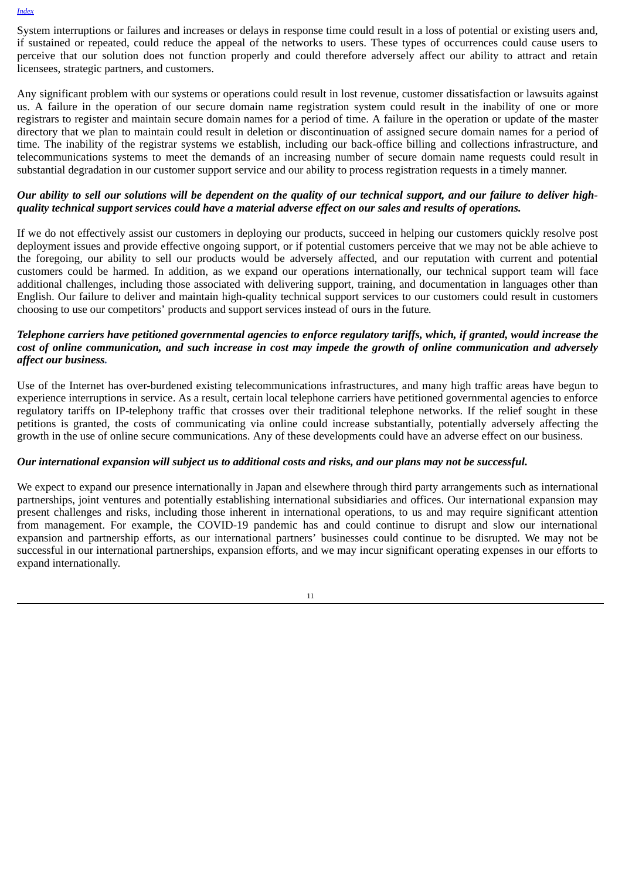System interruptions or failures and increases or delays in response time could result in a loss of potential or existing users and, if sustained or repeated, could reduce the appeal of the networks to users. These types of occurrences could cause users to perceive that our solution does not function properly and could therefore adversely affect our ability to attract and retain licensees, strategic partners, and customers.

Any significant problem with our systems or operations could result in lost revenue, customer dissatisfaction or lawsuits against us. A failure in the operation of our secure domain name registration system could result in the inability of one or more registrars to register and maintain secure domain names for a period of time. A failure in the operation or update of the master directory that we plan to maintain could result in deletion or discontinuation of assigned secure domain names for a period of time. The inability of the registrar systems we establish, including our back-office billing and collections infrastructure, and telecommunications systems to meet the demands of an increasing number of secure domain name requests could result in substantial degradation in our customer support service and our ability to process registration requests in a timely manner.

***Our ability to sell our solutions will be dependent on the quality of our technical support, and our failure to deliver high-quality technical support services could have a material adverse effect on our sales and results of operations.***

If we do not effectively assist our customers in deploying our products, succeed in helping our customers quickly resolve post deployment issues and provide effective ongoing support, or if potential customers perceive that we may not be able achieve to the foregoing, our ability to sell our products would be adversely affected, and our reputation with current and potential customers could be harmed. In addition, as we expand our operations internationally, our technical support team will face additional challenges, including those associated with delivering support, training, and documentation in languages other than English. Our failure to deliver and maintain high-quality technical support services to our customers could result in customers choosing to use our competitors' products and support services instead of ours in the future.

***Telephone carriers have petitioned governmental agencies to enforce regulatory tariffs, which, if granted, would increase the cost of online communication, and such increase in cost may impede the growth of online communication and adversely affect our business.***

Use of the Internet has over-burdened existing telecommunications infrastructures, and many high traffic areas have begun to experience interruptions in service. As a result, certain local telephone carriers have petitioned governmental agencies to enforce regulatory tariffs on IP-telephony traffic that crosses over their traditional telephone networks. If the relief sought in these petitions is granted, the costs of communicating via online could increase substantially, potentially adversely affecting the growth in the use of online secure communications. Any of these developments could have an adverse effect on our business.

***Our international expansion will subject us to additional costs and risks, and our plans may not be successful.***

We expect to expand our presence internationally in Japan and elsewhere through third party arrangements such as international partnerships, joint ventures and potentially establishing international subsidiaries and offices. Our international expansion may present challenges and risks, including those inherent in international operations, to us and may require significant attention from management. For example, the COVID-19 pandemic has and could continue to disrupt and slow our international expansion and partnership efforts, as our international partners' businesses could continue to be disrupted. We may not be successful in our international partnerships, expansion efforts, and we may incur significant operating expenses in our efforts to expand internationally.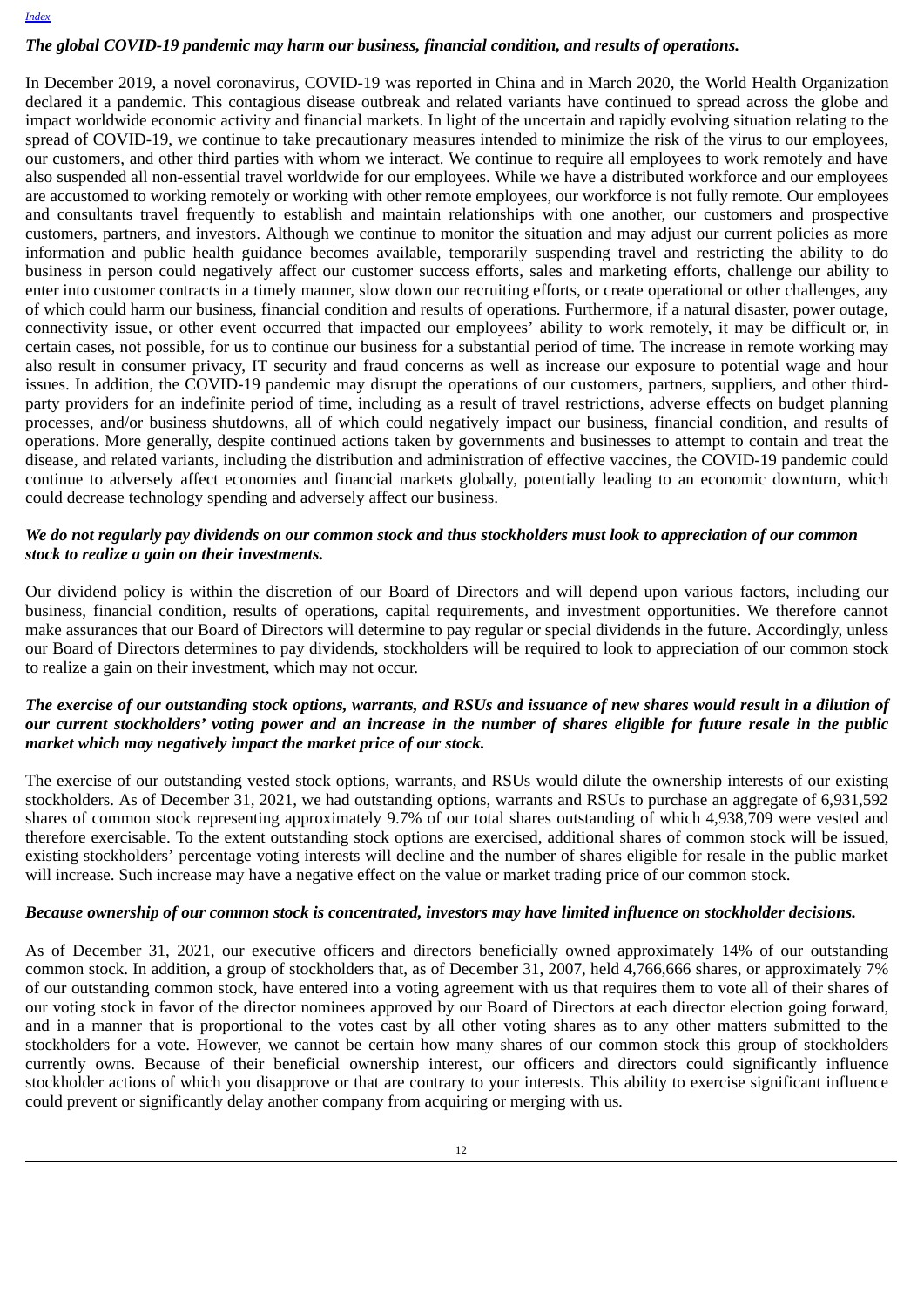*The global COVID-19 pandemic may harm our business, financial condition, and results of operations.*

In December 2019, a novel coronavirus, COVID-19 was reported in China and in March 2020, the World Health Organization declared it a pandemic. This contagious disease outbreak and related variants have continued to spread across the globe and impact worldwide economic activity and financial markets. In light of the uncertain and rapidly evolving situation relating to the spread of COVID-19, we continue to take precautionary measures intended to minimize the risk of the virus to our employees, our customers, and other third parties with whom we interact. We continue to require all employees to work remotely and have also suspended all non-essential travel worldwide for our employees. While we have a distributed workforce and our employees are accustomed to working remotely or working with other remote employees, our workforce is not fully remote. Our employees and consultants travel frequently to establish and maintain relationships with one another, our customers and prospective customers, partners, and investors. Although we continue to monitor the situation and may adjust our current policies as more information and public health guidance becomes available, temporarily suspending travel and restricting the ability to do business in person could negatively affect our customer success efforts, sales and marketing efforts, challenge our ability to enter into customer contracts in a timely manner, slow down our recruiting efforts, or create operational or other challenges, any of which could harm our business, financial condition and results of operations. Furthermore, if a natural disaster, power outage, connectivity issue, or other event occurred that impacted our employees' ability to work remotely, it may be difficult or, in certain cases, not possible, for us to continue our business for a substantial period of time. The increase in remote working may also result in consumer privacy, IT security and fraud concerns as well as increase our exposure to potential wage and hour issues. In addition, the COVID-19 pandemic may disrupt the operations of our customers, partners, suppliers, and other third-party providers for an indefinite period of time, including as a result of travel restrictions, adverse effects on budget planning processes, and/or business shutdowns, all of which could negatively impact our business, financial condition, and results of operations. More generally, despite continued actions taken by governments and businesses to attempt to contain and treat the disease, and related variants, including the distribution and administration of effective vaccines, the COVID-19 pandemic could continue to adversely affect economies and financial markets globally, potentially leading to an economic downturn, which could decrease technology spending and adversely affect our business.

*We do not regularly pay dividends on our common stock and thus stockholders must look to appreciation of our common stock to realize a gain on their investments.*

Our dividend policy is within the discretion of our Board of Directors and will depend upon various factors, including our business, financial condition, results of operations, capital requirements, and investment opportunities. We therefore cannot make assurances that our Board of Directors will determine to pay regular or special dividends in the future. Accordingly, unless our Board of Directors determines to pay dividends, stockholders will be required to look to appreciation of our common stock to realize a gain on their investment, which may not occur.

*The exercise of our outstanding stock options, warrants, and RSUs and issuance of new shares would result in a dilution of our current stockholders' voting power and an increase in the number of shares eligible for future resale in the public market which may negatively impact the market price of our stock.*

The exercise of our outstanding vested stock options, warrants, and RSUs would dilute the ownership interests of our existing stockholders. As of December 31, 2021, we had outstanding options, warrants and RSUs to purchase an aggregate of 6,931,592 shares of common stock representing approximately 9.7% of our total shares outstanding of which 4,938,709 were vested and therefore exercisable. To the extent outstanding stock options are exercised, additional shares of common stock will be issued, existing stockholders' percentage voting interests will decline and the number of shares eligible for resale in the public market will increase. Such increase may have a negative effect on the value or market trading price of our common stock.

*Because ownership of our common stock is concentrated, investors may have limited influence on stockholder decisions.*

As of December 31, 2021, our executive officers and directors beneficially owned approximately 14% of our outstanding common stock. In addition, a group of stockholders that, as of December 31, 2007, held 4,766,666 shares, or approximately 7% of our outstanding common stock, have entered into a voting agreement with us that requires them to vote all of their shares of our voting stock in favor of the director nominees approved by our Board of Directors at each director election going forward, and in a manner that is proportional to the votes cast by all other voting shares as to any other matters submitted to the stockholders for a vote. However, we cannot be certain how many shares of our common stock this group of stockholders currently owns. Because of their beneficial ownership interest, our officers and directors could significantly influence stockholder actions of which you disapprove or that are contrary to your interests. This ability to exercise significant influence could prevent or significantly delay another company from acquiring or merging with us.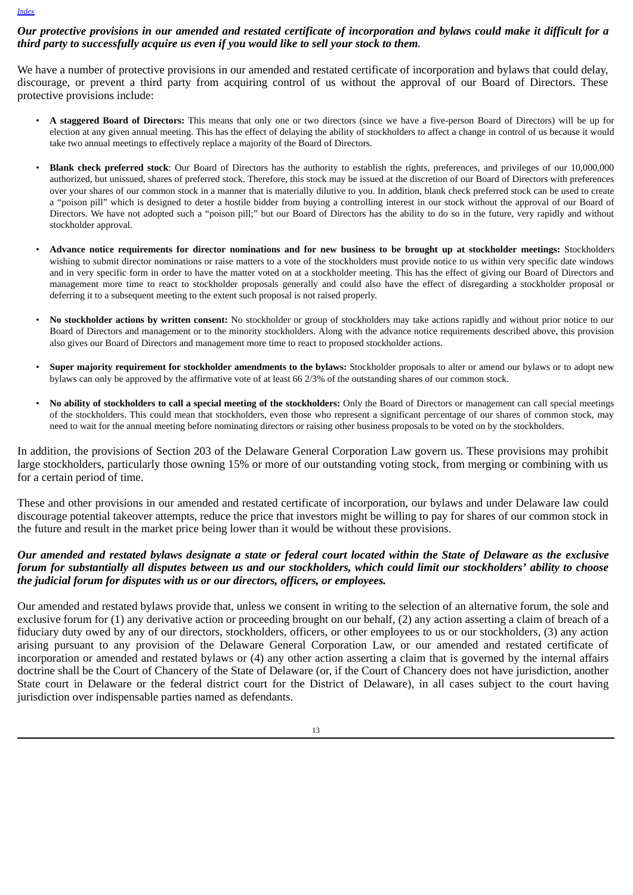***Our protective provisions in our amended and restated certificate of incorporation and bylaws could make it difficult for a third party to successfully acquire us even if you would like to sell your stock to them.***

We have a number of protective provisions in our amended and restated certificate of incorporation and bylaws that could delay, discourage, or prevent a third party from acquiring control of us without the approval of our Board of Directors. These protective provisions include:

- **A staggered Board of Directors:** This means that only one or two directors (since we have a five-person Board of Directors) will be up for election at any given annual meeting. This has the effect of delaying the ability of stockholders to affect a change in control of us because it would take two annual meetings to effectively replace a majority of the Board of Directors.

- **Blank check preferred stock**: Our Board of Directors has the authority to establish the rights, preferences, and privileges of our 10,000,000 authorized, but unissued, shares of preferred stock. Therefore, this stock may be issued at the discretion of our Board of Directors with preferences over your shares of our common stock in a manner that is materially dilutive to you. In addition, blank check preferred stock can be used to create a "poison pill" which is designed to deter a hostile bidder from buying a controlling interest in our stock without the approval of our Board of Directors. We have not adopted such a "poison pill;" but our Board of Directors has the ability to do so in the future, very rapidly and without stockholder approval.

- **Advance notice requirements for director nominations and for new business to be brought up at stockholder meetings:** Stockholders wishing to submit director nominations or raise matters to a vote of the stockholders must provide notice to us within very specific date windows and in very specific form in order to have the matter voted on at a stockholder meeting. This has the effect of giving our Board of Directors and management more time to react to stockholder proposals generally and could also have the effect of disregarding a stockholder proposal or deferring it to a subsequent meeting to the extent such proposal is not raised properly.

- **No stockholder actions by written consent:** No stockholder or group of stockholders may take actions rapidly and without prior notice to our Board of Directors and management or to the minority stockholders. Along with the advance notice requirements described above, this provision also gives our Board of Directors and management more time to react to proposed stockholder actions.

- **Super majority requirement for stockholder amendments to the bylaws:** Stockholder proposals to alter or amend our bylaws or to adopt new bylaws can only be approved by the affirmative vote of at least 66 2/3% of the outstanding shares of our common stock.

- **No ability of stockholders to call a special meeting of the stockholders:** Only the Board of Directors or management can call special meetings of the stockholders. This could mean that stockholders, even those who represent a significant percentage of our shares of common stock, may need to wait for the annual meeting before nominating directors or raising other business proposals to be voted on by the stockholders.

In addition, the provisions of Section 203 of the Delaware General Corporation Law govern us. These provisions may prohibit large stockholders, particularly those owning 15% or more of our outstanding voting stock, from merging or combining with us for a certain period of time.

These and other provisions in our amended and restated certificate of incorporation, our bylaws and under Delaware law could discourage potential takeover attempts, reduce the price that investors might be willing to pay for shares of our common stock in the future and result in the market price being lower than it would be without these provisions.

***Our amended and restated bylaws designate a state or federal court located within the State of Delaware as the exclusive forum for substantially all disputes between us and our stockholders, which could limit our stockholders' ability to choose the judicial forum for disputes with us or our directors, officers, or employees.***

Our amended and restated bylaws provide that, unless we consent in writing to the selection of an alternative forum, the sole and exclusive forum for (1) any derivative action or proceeding brought on our behalf, (2) any action asserting a claim of breach of a fiduciary duty owed by any of our directors, stockholders, officers, or other employees to us or our stockholders, (3) any action arising pursuant to any provision of the Delaware General Corporation Law, or our amended and restated certificate of incorporation or amended and restated bylaws or (4) any other action asserting a claim that is governed by the internal affairs doctrine shall be the Court of Chancery of the State of Delaware (or, if the Court of Chancery does not have jurisdiction, another State court in Delaware or the federal district court for the District of Delaware), in all cases subject to the court having jurisdiction over indispensable parties named as defendants.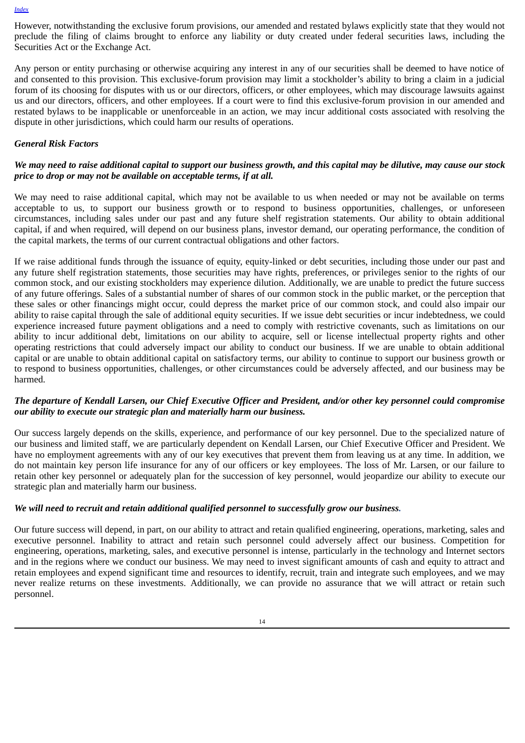However, notwithstanding the exclusive forum provisions, our amended and restated bylaws explicitly state that they would not preclude the filing of claims brought to enforce any liability or duty created under federal securities laws, including the Securities Act or the Exchange Act.

Any person or entity purchasing or otherwise acquiring any interest in any of our securities shall be deemed to have notice of and consented to this provision. This exclusive-forum provision may limit a stockholder's ability to bring a claim in a judicial forum of its choosing for disputes with us or our directors, officers, or other employees, which may discourage lawsuits against us and our directors, officers, and other employees. If a court were to find this exclusive-forum provision in our amended and restated bylaws to be inapplicable or unenforceable in an action, we may incur additional costs associated with resolving the dispute in other jurisdictions, which could harm our results of operations.

***General Risk Factors***

***We may need to raise additional capital to support our business growth, and this capital may be dilutive, may cause our stock price to drop or may not be available on acceptable terms, if at all.***

We may need to raise additional capital, which may not be available to us when needed or may not be available on terms acceptable to us, to support our business growth or to respond to business opportunities, challenges, or unforeseen circumstances, including sales under our past and any future shelf registration statements. Our ability to obtain additional capital, if and when required, will depend on our business plans, investor demand, our operating performance, the condition of the capital markets, the terms of our current contractual obligations and other factors.

If we raise additional funds through the issuance of equity, equity-linked or debt securities, including those under our past and any future shelf registration statements, those securities may have rights, preferences, or privileges senior to the rights of our common stock, and our existing stockholders may experience dilution. Additionally, we are unable to predict the future success of any future offerings. Sales of a substantial number of shares of our common stock in the public market, or the perception that these sales or other financings might occur, could depress the market price of our common stock, and could also impair our ability to raise capital through the sale of additional equity securities. If we issue debt securities or incur indebtedness, we could experience increased future payment obligations and a need to comply with restrictive covenants, such as limitations on our ability to incur additional debt, limitations on our ability to acquire, sell or license intellectual property rights and other operating restrictions that could adversely impact our ability to conduct our business. If we are unable to obtain additional capital or are unable to obtain additional capital on satisfactory terms, our ability to continue to support our business growth or to respond to business opportunities, challenges, or other circumstances could be adversely affected, and our business may be harmed.

***The departure of Kendall Larsen, our Chief Executive Officer and President, and/or other key personnel could compromise our ability to execute our strategic plan and materially harm our business.***

Our success largely depends on the skills, experience, and performance of our key personnel. Due to the specialized nature of our business and limited staff, we are particularly dependent on Kendall Larsen, our Chief Executive Officer and President. We have no employment agreements with any of our key executives that prevent them from leaving us at any time. In addition, we do not maintain key person life insurance for any of our officers or key employees. The loss of Mr. Larsen, or our failure to retain other key personnel or adequately plan for the succession of key personnel, would jeopardize our ability to execute our strategic plan and materially harm our business.

***We will need to recruit and retain additional qualified personnel to successfully grow our business.***

Our future success will depend, in part, on our ability to attract and retain qualified engineering, operations, marketing, sales and executive personnel. Inability to attract and retain such personnel could adversely affect our business. Competition for engineering, operations, marketing, sales, and executive personnel is intense, particularly in the technology and Internet sectors and in the regions where we conduct our business. We may need to invest significant amounts of cash and equity to attract and retain employees and expend significant time and resources to identify, recruit, train and integrate such employees, and we may never realize returns on these investments. Additionally, we can provide no assurance that we will attract or retain such personnel.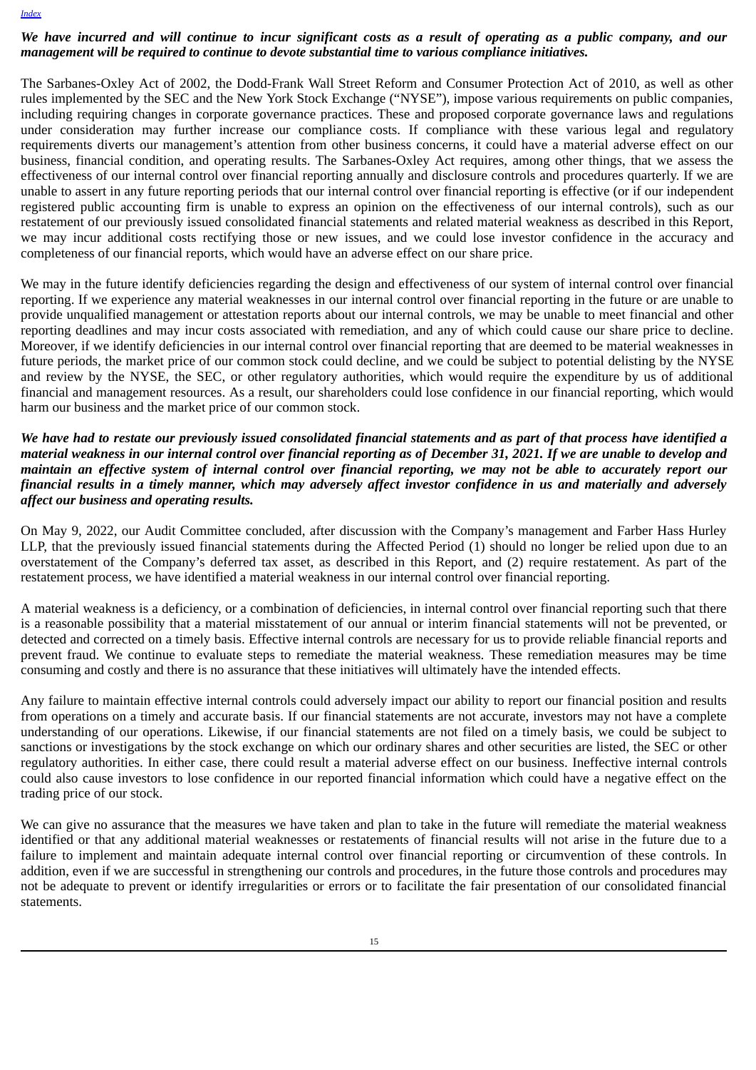***We have incurred and will continue to incur significant costs as a result of operating as a public company, and our management will be required to continue to devote substantial time to various compliance initiatives.***

The Sarbanes-Oxley Act of 2002, the Dodd-Frank Wall Street Reform and Consumer Protection Act of 2010, as well as other rules implemented by the SEC and the New York Stock Exchange ("NYSE"), impose various requirements on public companies, including requiring changes in corporate governance practices. These and proposed corporate governance laws and regulations under consideration may further increase our compliance costs. If compliance with these various legal and regulatory requirements diverts our management's attention from other business concerns, it could have a material adverse effect on our business, financial condition, and operating results. The Sarbanes-Oxley Act requires, among other things, that we assess the effectiveness of our internal control over financial reporting annually and disclosure controls and procedures quarterly. If we are unable to assert in any future reporting periods that our internal control over financial reporting is effective (or if our independent registered public accounting firm is unable to express an opinion on the effectiveness of our internal controls), such as our restatement of our previously issued consolidated financial statements and related material weakness as described in this Report, we may incur additional costs rectifying those or new issues, and we could lose investor confidence in the accuracy and completeness of our financial reports, which would have an adverse effect on our share price.

We may in the future identify deficiencies regarding the design and effectiveness of our system of internal control over financial reporting. If we experience any material weaknesses in our internal control over financial reporting in the future or are unable to provide unqualified management or attestation reports about our internal controls, we may be unable to meet financial and other reporting deadlines and may incur costs associated with remediation, and any of which could cause our share price to decline. Moreover, if we identify deficiencies in our internal control over financial reporting that are deemed to be material weaknesses in future periods, the market price of our common stock could decline, and we could be subject to potential delisting by the NYSE and review by the NYSE, the SEC, or other regulatory authorities, which would require the expenditure by us of additional financial and management resources. As a result, our shareholders could lose confidence in our financial reporting, which would harm our business and the market price of our common stock.

***We have had to restate our previously issued consolidated financial statements and as part of that process have identified a material weakness in our internal control over financial reporting as of December 31, 2021. If we are unable to develop and maintain an effective system of internal control over financial reporting, we may not be able to accurately report our financial results in a timely manner, which may adversely affect investor confidence in us and materially and adversely affect our business and operating results.***

On May 9, 2022, our Audit Committee concluded, after discussion with the Company's management and Farber Hass Hurley LLP, that the previously issued financial statements during the Affected Period (1) should no longer be relied upon due to an overstatement of the Company's deferred tax asset, as described in this Report, and (2) require restatement. As part of the restatement process, we have identified a material weakness in our internal control over financial reporting.

A material weakness is a deficiency, or a combination of deficiencies, in internal control over financial reporting such that there is a reasonable possibility that a material misstatement of our annual or interim financial statements will not be prevented, or detected and corrected on a timely basis. Effective internal controls are necessary for us to provide reliable financial reports and prevent fraud. We continue to evaluate steps to remediate the material weakness. These remediation measures may be time consuming and costly and there is no assurance that these initiatives will ultimately have the intended effects.

Any failure to maintain effective internal controls could adversely impact our ability to report our financial position and results from operations on a timely and accurate basis. If our financial statements are not accurate, investors may not have a complete understanding of our operations. Likewise, if our financial statements are not filed on a timely basis, we could be subject to sanctions or investigations by the stock exchange on which our ordinary shares and other securities are listed, the SEC or other regulatory authorities. In either case, there could result a material adverse effect on our business. Ineffective internal controls could also cause investors to lose confidence in our reported financial information which could have a negative effect on the trading price of our stock.

We can give no assurance that the measures we have taken and plan to take in the future will remediate the material weakness identified or that any additional material weaknesses or restatements of financial results will not arise in the future due to a failure to implement and maintain adequate internal control over financial reporting or circumvention of these controls. In addition, even if we are successful in strengthening our controls and procedures, in the future those controls and procedures may not be adequate to prevent or identify irregularities or errors or to facilitate the fair presentation of our consolidated financial statements.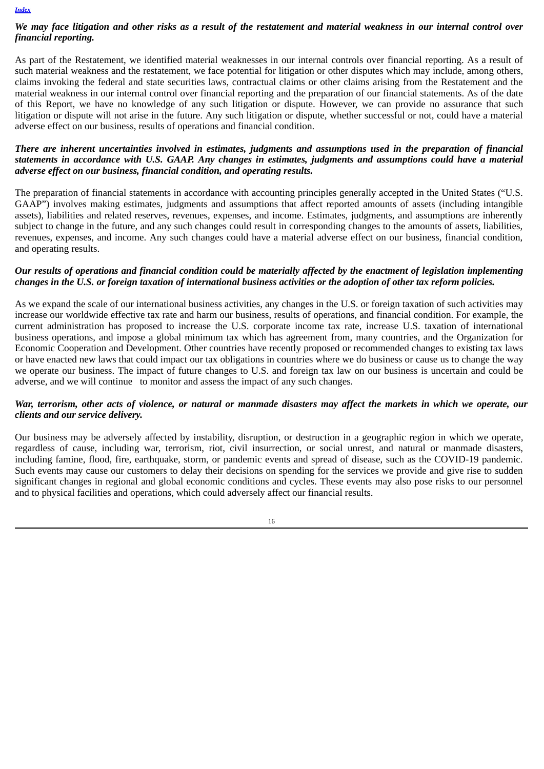***We may face litigation and other risks as a result of the restatement and material weakness in our internal control over financial reporting.***

As part of the Restatement, we identified material weaknesses in our internal controls over financial reporting. As a result of such material weakness and the restatement, we face potential for litigation or other disputes which may include, among others, claims invoking the federal and state securities laws, contractual claims or other claims arising from the Restatement and the material weakness in our internal control over financial reporting and the preparation of our financial statements. As of the date of this Report, we have no knowledge of any such litigation or dispute. However, we can provide no assurance that such litigation or dispute will not arise in the future. Any such litigation or dispute, whether successful or not, could have a material adverse effect on our business, results of operations and financial condition.

***There are inherent uncertainties involved in estimates, judgments and assumptions used in the preparation of financial statements in accordance with U.S. GAAP. Any changes in estimates, judgments and assumptions could have a material adverse effect on our business, financial condition, and operating results.***

The preparation of financial statements in accordance with accounting principles generally accepted in the United States ("U.S. GAAP") involves making estimates, judgments and assumptions that affect reported amounts of assets (including intangible assets), liabilities and related reserves, revenues, expenses, and income. Estimates, judgments, and assumptions are inherently subject to change in the future, and any such changes could result in corresponding changes to the amounts of assets, liabilities, revenues, expenses, and income. Any such changes could have a material adverse effect on our business, financial condition, and operating results.

***Our results of operations and financial condition could be materially affected by the enactment of legislation implementing changes in the U.S. or foreign taxation of international business activities or the adoption of other tax reform policies.***

As we expand the scale of our international business activities, any changes in the U.S. or foreign taxation of such activities may increase our worldwide effective tax rate and harm our business, results of operations, and financial condition. For example, the current administration has proposed to increase the U.S. corporate income tax rate, increase U.S. taxation of international business operations, and impose a global minimum tax which has agreement from, many countries, and the Organization for Economic Cooperation and Development. Other countries have recently proposed or recommended changes to existing tax laws or have enacted new laws that could impact our tax obligations in countries where we do business or cause us to change the way we operate our business. The impact of future changes to U.S. and foreign tax law on our business is uncertain and could be adverse, and we will continue to monitor and assess the impact of any such changes.

***War, terrorism, other acts of violence, or natural or manmade disasters may affect the markets in which we operate, our clients and our service delivery.***

Our business may be adversely affected by instability, disruption, or destruction in a geographic region in which we operate, regardless of cause, including war, terrorism, riot, civil insurrection, or social unrest, and natural or manmade disasters, including famine, flood, fire, earthquake, storm, or pandemic events and spread of disease, such as the COVID-19 pandemic. Such events may cause our customers to delay their decisions on spending for the services we provide and give rise to sudden significant changes in regional and global economic conditions and cycles. These events may also pose risks to our personnel and to physical facilities and operations, which could adversely affect our financial results.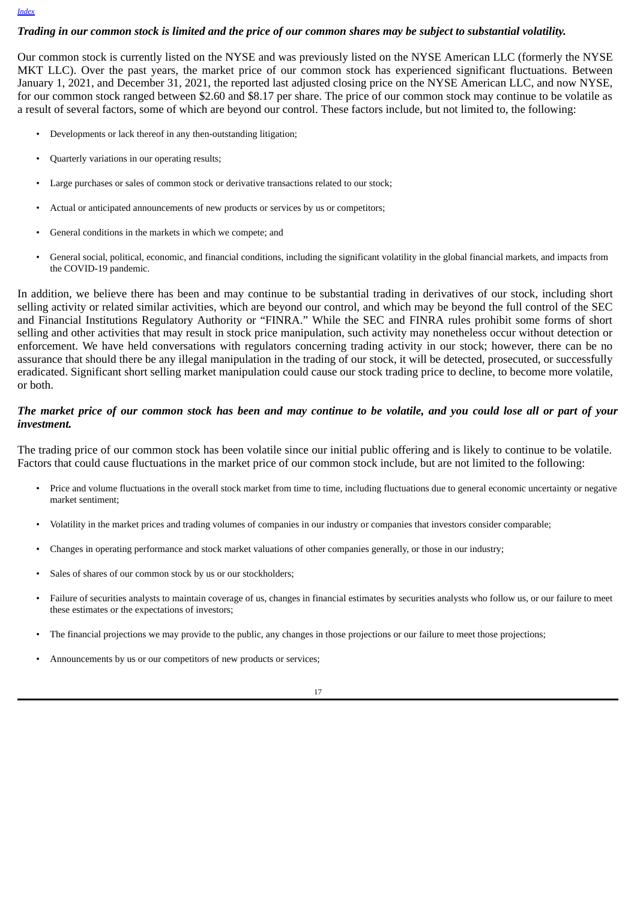***Trading in our common stock is limited and the price of our common shares may be subject to substantial volatility.***

Our common stock is currently listed on the NYSE and was previously listed on the NYSE American LLC (formerly the NYSE MKT LLC). Over the past years, the market price of our common stock has experienced significant fluctuations. Between January 1, 2021, and December 31, 2021, the reported last adjusted closing price on the NYSE American LLC, and now NYSE, for our common stock ranged between $2.60 and $8.17 per share. The price of our common stock may continue to be volatile as a result of several factors, some of which are beyond our control. These factors include, but not limited to, the following:

- Developments or lack thereof in any then-outstanding litigation;
- Quarterly variations in our operating results;
- Large purchases or sales of common stock or derivative transactions related to our stock;
- Actual or anticipated announcements of new products or services by us or competitors;
- General conditions in the markets in which we compete; and
- General social, political, economic, and financial conditions, including the significant volatility in the global financial markets, and impacts from the COVID-19 pandemic.

In addition, we believe there has been and may continue to be substantial trading in derivatives of our stock, including short selling activity or related similar activities, which are beyond our control, and which may be beyond the full control of the SEC and Financial Institutions Regulatory Authority or "FINRA." While the SEC and FINRA rules prohibit some forms of short selling and other activities that may result in stock price manipulation, such activity may nonetheless occur without detection or enforcement. We have held conversations with regulators concerning trading activity in our stock; however, there can be no assurance that should there be any illegal manipulation in the trading of our stock, it will be detected, prosecuted, or successfully eradicated. Significant short selling market manipulation could cause our stock trading price to decline, to become more volatile, or both.

***The market price of our common stock has been and may continue to be volatile, and you could lose all or part of your investment.***

The trading price of our common stock has been volatile since our initial public offering and is likely to continue to be volatile. Factors that could cause fluctuations in the market price of our common stock include, but are not limited to the following:

- Price and volume fluctuations in the overall stock market from time to time, including fluctuations due to general economic uncertainty or negative market sentiment;
- Volatility in the market prices and trading volumes of companies in our industry or companies that investors consider comparable;
- Changes in operating performance and stock market valuations of other companies generally, or those in our industry;
- Sales of shares of our common stock by us or our stockholders;
- Failure of securities analysts to maintain coverage of us, changes in financial estimates by securities analysts who follow us, or our failure to meet these estimates or the expectations of investors;
- The financial projections we may provide to the public, any changes in those projections or our failure to meet those projections;
- Announcements by us or our competitors of new products or services;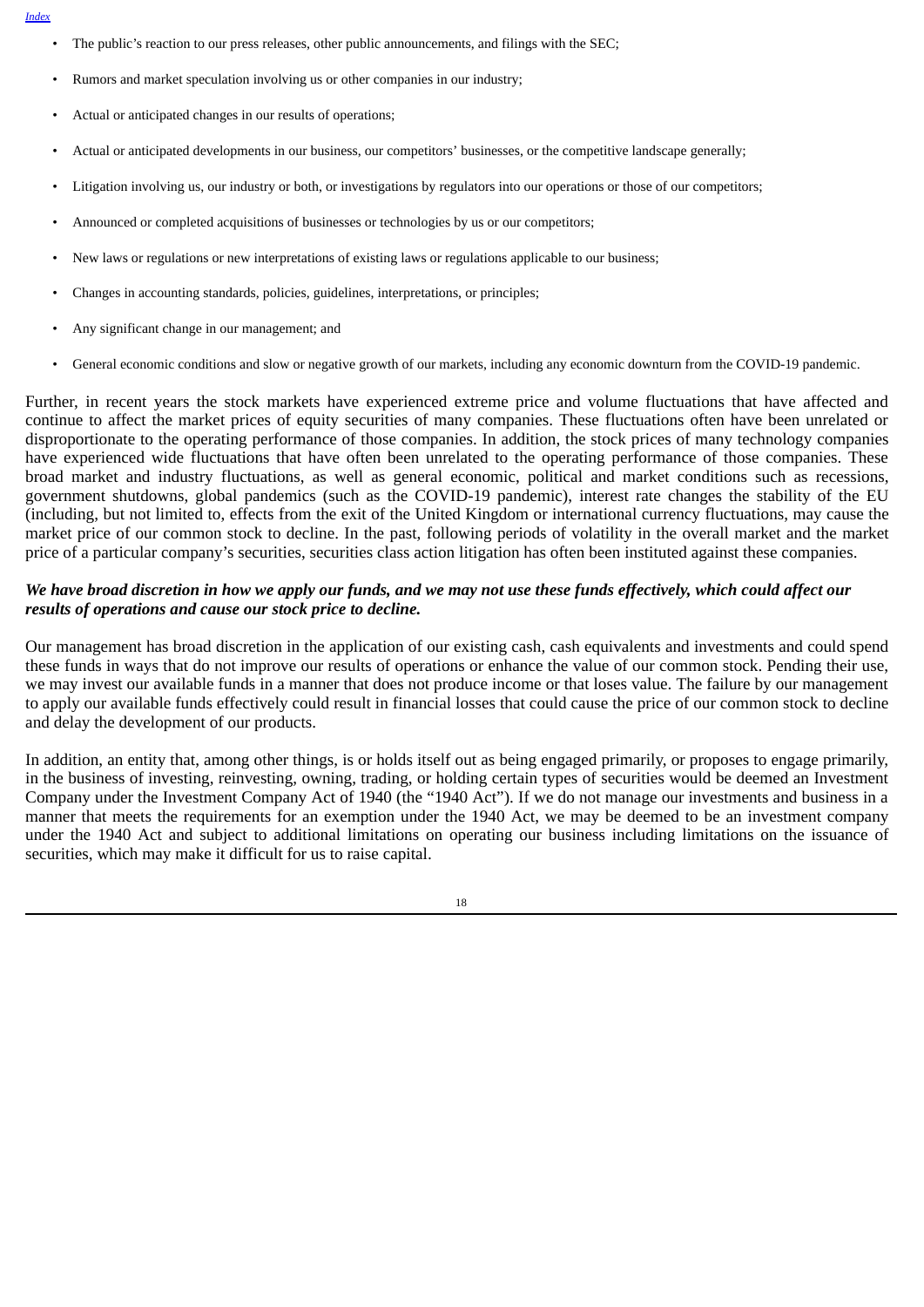- The public's reaction to our press releases, other public announcements, and filings with the SEC;
- Rumors and market speculation involving us or other companies in our industry;
- Actual or anticipated changes in our results of operations;
- Actual or anticipated developments in our business, our competitors' businesses, or the competitive landscape generally;
- Litigation involving us, our industry or both, or investigations by regulators into our operations or those of our competitors;
- Announced or completed acquisitions of businesses or technologies by us or our competitors;
- New laws or regulations or new interpretations of existing laws or regulations applicable to our business;
- Changes in accounting standards, policies, guidelines, interpretations, or principles;
- Any significant change in our management; and
- General economic conditions and slow or negative growth of our markets, including any economic downturn from the COVID-19 pandemic.

Further, in recent years the stock markets have experienced extreme price and volume fluctuations that have affected and continue to affect the market prices of equity securities of many companies. These fluctuations often have been unrelated or disproportionate to the operating performance of those companies. In addition, the stock prices of many technology companies have experienced wide fluctuations that have often been unrelated to the operating performance of those companies. These broad market and industry fluctuations, as well as general economic, political and market conditions such as recessions, government shutdowns, global pandemics (such as the COVID-19 pandemic), interest rate changes the stability of the EU (including, but not limited to, effects from the exit of the United Kingdom or international currency fluctuations, may cause the market price of our common stock to decline. In the past, following periods of volatility in the overall market and the market price of a particular company's securities, securities class action litigation has often been instituted against these companies.

***We have broad discretion in how we apply our funds, and we may not use these funds effectively, which could affect our results of operations and cause our stock price to decline.***

Our management has broad discretion in the application of our existing cash, cash equivalents and investments and could spend these funds in ways that do not improve our results of operations or enhance the value of our common stock. Pending their use, we may invest our available funds in a manner that does not produce income or that loses value. The failure by our management to apply our available funds effectively could result in financial losses that could cause the price of our common stock to decline and delay the development of our products.

In addition, an entity that, among other things, is or holds itself out as being engaged primarily, or proposes to engage primarily, in the business of investing, reinvesting, owning, trading, or holding certain types of securities would be deemed an Investment Company under the Investment Company Act of 1940 (the "1940 Act"). If we do not manage our investments and business in a manner that meets the requirements for an exemption under the 1940 Act, we may be deemed to be an investment company under the 1940 Act and subject to additional limitations on operating our business including limitations on the issuance of securities, which may make it difficult for us to raise capital.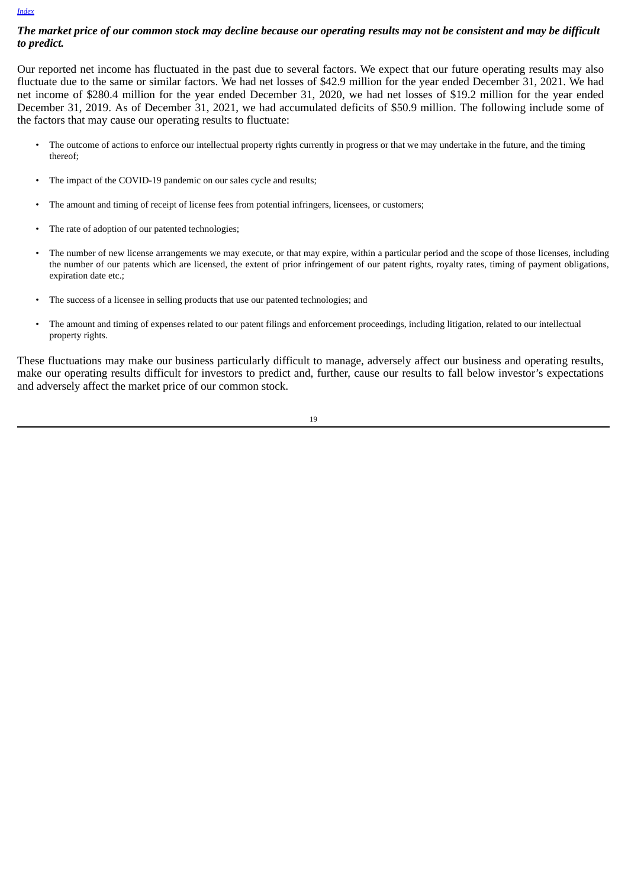***The market price of our common stock may decline because our operating results may not be consistent and may be difficult to predict.***

Our reported net income has fluctuated in the past due to several factors. We expect that our future operating results may also fluctuate due to the same or similar factors. We had net losses of $42.9 million for the year ended December 31, 2021. We had net income of $280.4 million for the year ended December 31, 2020, we had net losses of $19.2 million for the year ended December 31, 2019. As of December 31, 2021, we had accumulated deficits of $50.9 million. The following include some of the factors that may cause our operating results to fluctuate:

- The outcome of actions to enforce our intellectual property rights currently in progress or that we may undertake in the future, and the timing thereof;
- The impact of the COVID-19 pandemic on our sales cycle and results;
- The amount and timing of receipt of license fees from potential infringers, licensees, or customers;
- The rate of adoption of our patented technologies;
- The number of new license arrangements we may execute, or that may expire, within a particular period and the scope of those licenses, including the number of our patents which are licensed, the extent of prior infringement of our patent rights, royalty rates, timing of payment obligations, expiration date etc.;
- The success of a licensee in selling products that use our patented technologies; and
- The amount and timing of expenses related to our patent filings and enforcement proceedings, including litigation, related to our intellectual property rights.

These fluctuations may make our business particularly difficult to manage, adversely affect our business and operating results, make our operating results difficult for investors to predict and, further, cause our results to fall below investor's expectations and adversely affect the market price of our common stock.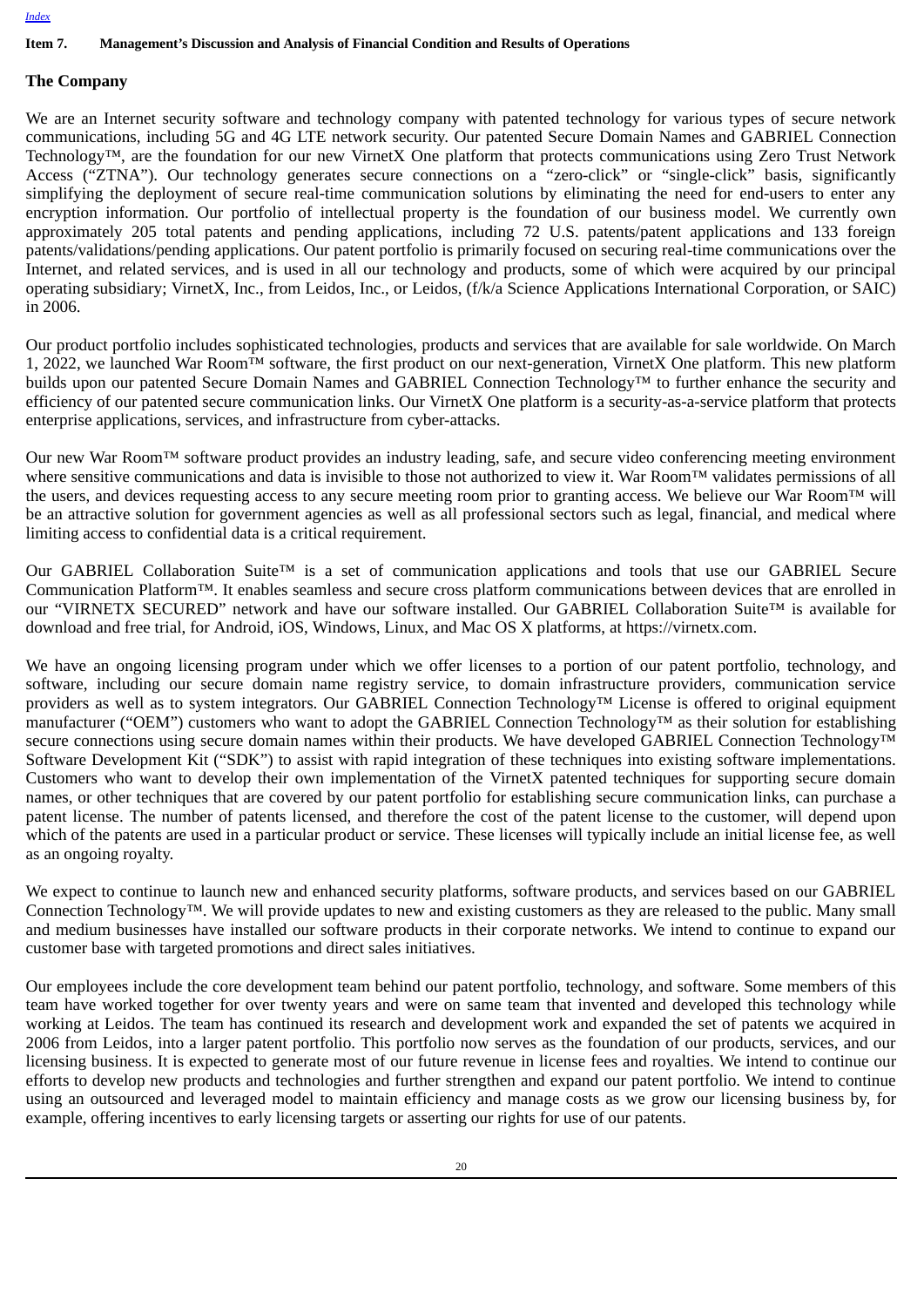## Item 7. Management's Discussion and Analysis of Financial Condition and Results of Operations

### The Company

We are an Internet security software and technology company with patented technology for various types of secure network communications, including 5G and 4G LTE network security. Our patented Secure Domain Names and GABRIEL Connection Technology™, are the foundation for our new VirnetX One platform that protects communications using Zero Trust Network Access ("ZTNA"). Our technology generates secure connections on a "zero-click" or "single-click" basis, significantly simplifying the deployment of secure real-time communication solutions by eliminating the need for end-users to enter any encryption information. Our portfolio of intellectual property is the foundation of our business model. We currently own approximately 205 total patents and pending applications, including 72 U.S. patents/patent applications and 133 foreign patents/validations/pending applications. Our patent portfolio is primarily focused on securing real-time communications over the Internet, and related services, and is used in all our technology and products, some of which were acquired by our principal operating subsidiary; VirnetX, Inc., from Leidos, Inc., or Leidos, (f/k/a Science Applications International Corporation, or SAIC) in 2006.

Our product portfolio includes sophisticated technologies, products and services that are available for sale worldwide. On March 1, 2022, we launched War Room™ software, the first product on our next-generation, VirnetX One platform. This new platform builds upon our patented Secure Domain Names and GABRIEL Connection Technology™ to further enhance the security and efficiency of our patented secure communication links. Our VirnetX One platform is a security-as-a-service platform that protects enterprise applications, services, and infrastructure from cyber-attacks.

Our new War Room™ software product provides an industry leading, safe, and secure video conferencing meeting environment where sensitive communications and data is invisible to those not authorized to view it. War Room™ validates permissions of all the users, and devices requesting access to any secure meeting room prior to granting access. We believe our War Room™ will be an attractive solution for government agencies as well as all professional sectors such as legal, financial, and medical where limiting access to confidential data is a critical requirement.

Our GABRIEL Collaboration Suite™ is a set of communication applications and tools that use our GABRIEL Secure Communication Platform™. It enables seamless and secure cross platform communications between devices that are enrolled in our "VIRNETX SECURED" network and have our software installed. Our GABRIEL Collaboration Suite™ is available for download and free trial, for Android, iOS, Windows, Linux, and Mac OS X platforms, at https://virnetx.com.

We have an ongoing licensing program under which we offer licenses to a portion of our patent portfolio, technology, and software, including our secure domain name registry service, to domain infrastructure providers, communication service providers as well as to system integrators. Our GABRIEL Connection Technology™ License is offered to original equipment manufacturer ("OEM") customers who want to adopt the GABRIEL Connection Technology™ as their solution for establishing secure connections using secure domain names within their products. We have developed GABRIEL Connection Technology™ Software Development Kit ("SDK") to assist with rapid integration of these techniques into existing software implementations. Customers who want to develop their own implementation of the VirnetX patented techniques for supporting secure domain names, or other techniques that are covered by our patent portfolio for establishing secure communication links, can purchase a patent license. The number of patents licensed, and therefore the cost of the patent license to the customer, will depend upon which of the patents are used in a particular product or service. These licenses will typically include an initial license fee, as well as an ongoing royalty.

We expect to continue to launch new and enhanced security platforms, software products, and services based on our GABRIEL Connection Technology™. We will provide updates to new and existing customers as they are released to the public. Many small and medium businesses have installed our software products in their corporate networks. We intend to continue to expand our customer base with targeted promotions and direct sales initiatives.

Our employees include the core development team behind our patent portfolio, technology, and software. Some members of this team have worked together for over twenty years and were on same team that invented and developed this technology while working at Leidos. The team has continued its research and development work and expanded the set of patents we acquired in 2006 from Leidos, into a larger patent portfolio. This portfolio now serves as the foundation of our products, services, and our licensing business. It is expected to generate most of our future revenue in license fees and royalties. We intend to continue our efforts to develop new products and technologies and further strengthen and expand our patent portfolio. We intend to continue using an outsourced and leveraged model to maintain efficiency and manage costs as we grow our licensing business by, for example, offering incentives to early licensing targets or asserting our rights for use of our patents.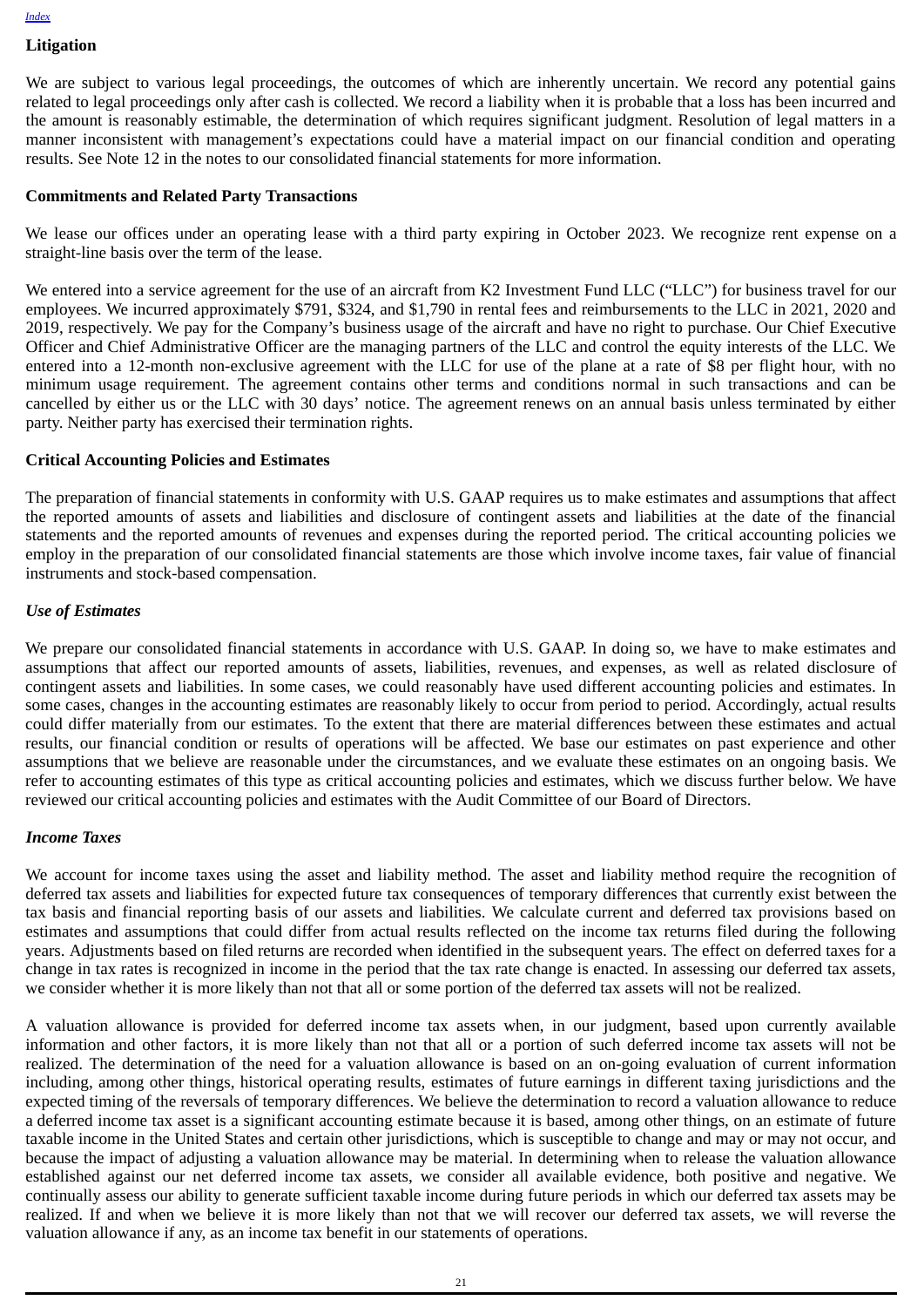## Litigation

We are subject to various legal proceedings, the outcomes of which are inherently uncertain. We record any potential gains related to legal proceedings only after cash is collected. We record a liability when it is probable that a loss has been incurred and the amount is reasonably estimable, the determination of which requires significant judgment. Resolution of legal matters in a manner inconsistent with management's expectations could have a material impact on our financial condition and operating results. See Note 12 in the notes to our consolidated financial statements for more information.

## Commitments and Related Party Transactions

We lease our offices under an operating lease with a third party expiring in October 2023. We recognize rent expense on a straight-line basis over the term of the lease.

We entered into a service agreement for the use of an aircraft from K2 Investment Fund LLC ("LLC") for business travel for our employees. We incurred approximately $791, $324, and $1,790 in rental fees and reimbursements to the LLC in 2021, 2020 and 2019, respectively. We pay for the Company's business usage of the aircraft and have no right to purchase. Our Chief Executive Officer and Chief Administrative Officer are the managing partners of the LLC and control the equity interests of the LLC. We entered into a 12-month non-exclusive agreement with the LLC for use of the plane at a rate of $8 per flight hour, with no minimum usage requirement. The agreement contains other terms and conditions normal in such transactions and can be cancelled by either us or the LLC with 30 days' notice. The agreement renews on an annual basis unless terminated by either party. Neither party has exercised their termination rights.

## Critical Accounting Policies and Estimates

The preparation of financial statements in conformity with U.S. GAAP requires us to make estimates and assumptions that affect the reported amounts of assets and liabilities and disclosure of contingent assets and liabilities at the date of the financial statements and the reported amounts of revenues and expenses during the reported period. The critical accounting policies we employ in the preparation of our consolidated financial statements are those which involve income taxes, fair value of financial instruments and stock-based compensation.

### *Use of Estimates*

We prepare our consolidated financial statements in accordance with U.S. GAAP. In doing so, we have to make estimates and assumptions that affect our reported amounts of assets, liabilities, revenues, and expenses, as well as related disclosure of contingent assets and liabilities. In some cases, we could reasonably have used different accounting policies and estimates. In some cases, changes in the accounting estimates are reasonably likely to occur from period to period. Accordingly, actual results could differ materially from our estimates. To the extent that there are material differences between these estimates and actual results, our financial condition or results of operations will be affected. We base our estimates on past experience and other assumptions that we believe are reasonable under the circumstances, and we evaluate these estimates on an ongoing basis. We refer to accounting estimates of this type as critical accounting policies and estimates, which we discuss further below. We have reviewed our critical accounting policies and estimates with the Audit Committee of our Board of Directors.

### *Income Taxes*

We account for income taxes using the asset and liability method. The asset and liability method require the recognition of deferred tax assets and liabilities for expected future tax consequences of temporary differences that currently exist between the tax basis and financial reporting basis of our assets and liabilities. We calculate current and deferred tax provisions based on estimates and assumptions that could differ from actual results reflected on the income tax returns filed during the following years. Adjustments based on filed returns are recorded when identified in the subsequent years. The effect on deferred taxes for a change in tax rates is recognized in income in the period that the tax rate change is enacted. In assessing our deferred tax assets, we consider whether it is more likely than not that all or some portion of the deferred tax assets will not be realized.

A valuation allowance is provided for deferred income tax assets when, in our judgment, based upon currently available information and other factors, it is more likely than not that all or a portion of such deferred income tax assets will not be realized. The determination of the need for a valuation allowance is based on an on-going evaluation of current information including, among other things, historical operating results, estimates of future earnings in different taxing jurisdictions and the expected timing of the reversals of temporary differences. We believe the determination to record a valuation allowance to reduce a deferred income tax asset is a significant accounting estimate because it is based, among other things, on an estimate of future taxable income in the United States and certain other jurisdictions, which is susceptible to change and may or may not occur, and because the impact of adjusting a valuation allowance may be material. In determining when to release the valuation allowance established against our net deferred income tax assets, we consider all available evidence, both positive and negative. We continually assess our ability to generate sufficient taxable income during future periods in which our deferred tax assets may be realized. If and when we believe it is more likely than not that we will recover our deferred tax assets, we will reverse the valuation allowance if any, as an income tax benefit in our statements of operations.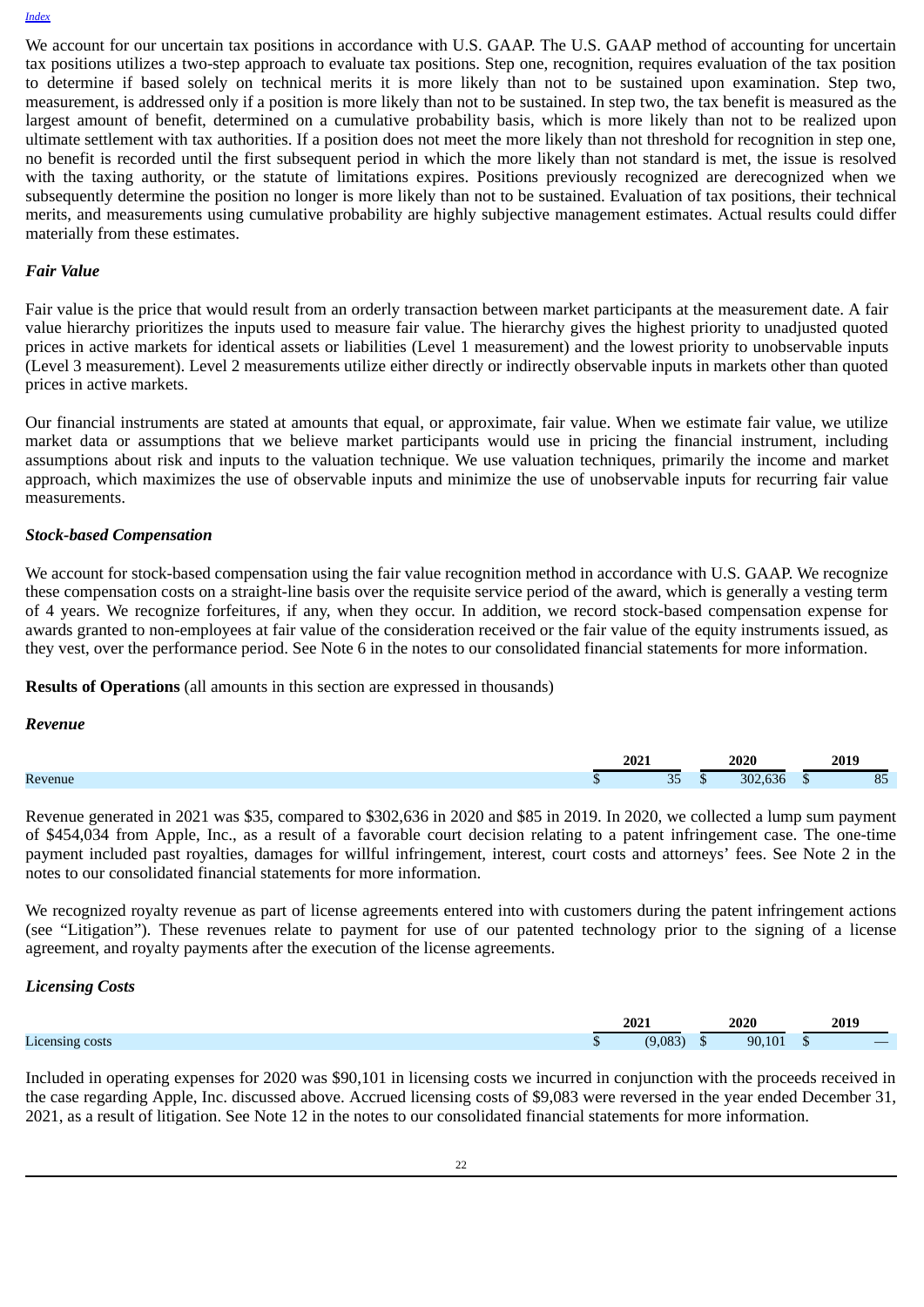We account for our uncertain tax positions in accordance with U.S. GAAP. The U.S. GAAP method of accounting for uncertain tax positions utilizes a two-step approach to evaluate tax positions. Step one, recognition, requires evaluation of the tax position to determine if based solely on technical merits it is more likely than not to be sustained upon examination. Step two, measurement, is addressed only if a position is more likely than not to be sustained. In step two, the tax benefit is measured as the largest amount of benefit, determined on a cumulative probability basis, which is more likely than not to be realized upon ultimate settlement with tax authorities. If a position does not meet the more likely than not threshold for recognition in step one, no benefit is recorded until the first subsequent period in which the more likely than not standard is met, the issue is resolved with the taxing authority, or the statute of limitations expires. Positions previously recognized are derecognized when we subsequently determine the position no longer is more likely than not to be sustained. Evaluation of tax positions, their technical merits, and measurements using cumulative probability are highly subjective management estimates. Actual results could differ materially from these estimates.

### *Fair Value*

Fair value is the price that would result from an orderly transaction between market participants at the measurement date. A fair value hierarchy prioritizes the inputs used to measure fair value. The hierarchy gives the highest priority to unadjusted quoted prices in active markets for identical assets or liabilities (Level 1 measurement) and the lowest priority to unobservable inputs (Level 3 measurement). Level 2 measurements utilize either directly or indirectly observable inputs in markets other than quoted prices in active markets.

Our financial instruments are stated at amounts that equal, or approximate, fair value. When we estimate fair value, we utilize market data or assumptions that we believe market participants would use in pricing the financial instrument, including assumptions about risk and inputs to the valuation technique. We use valuation techniques, primarily the income and market approach, which maximizes the use of observable inputs and minimize the use of unobservable inputs for recurring fair value measurements.

### *Stock-based Compensation*

We account for stock-based compensation using the fair value recognition method in accordance with U.S. GAAP. We recognize these compensation costs on a straight-line basis over the requisite service period of the award, which is generally a vesting term of 4 years. We recognize forfeitures, if any, when they occur. In addition, we record stock-based compensation expense for awards granted to non-employees at fair value of the consideration received or the fair value of the equity instruments issued, as they vest, over the performance period. See Note 6 in the notes to our consolidated financial statements for more information.

**Results of Operations** (all amounts in this section are expressed in thousands)

### *Revenue*

| | 2021 | 2020 | 2019 |
|---|---|---|---|
| Revenue | $ 35 | $ 302,636 | $ 85 |

Revenue generated in 2021 was $35, compared to $302,636 in 2020 and $85 in 2019. In 2020, we collected a lump sum payment of $454,034 from Apple, Inc., as a result of a favorable court decision relating to a patent infringement case. The one-time payment included past royalties, damages for willful infringement, interest, court costs and attorneys' fees. See Note 2 in the notes to our consolidated financial statements for more information.

We recognized royalty revenue as part of license agreements entered into with customers during the patent infringement actions (see "Litigation"). These revenues relate to payment for use of our patented technology prior to the signing of a license agreement, and royalty payments after the execution of the license agreements.

### *Licensing Costs*

| | 2021 | 2020 | 2019 |
|---|---|---|---|
| Licensing costs | $ (9,083) | $ 90,101 | $ — |

Included in operating expenses for 2020 was $90,101 in licensing costs we incurred in conjunction with the proceeds received in the case regarding Apple, Inc. discussed above. Accrued licensing costs of $9,083 were reversed in the year ended December 31, 2021, as a result of litigation. See Note 12 in the notes to our consolidated financial statements for more information.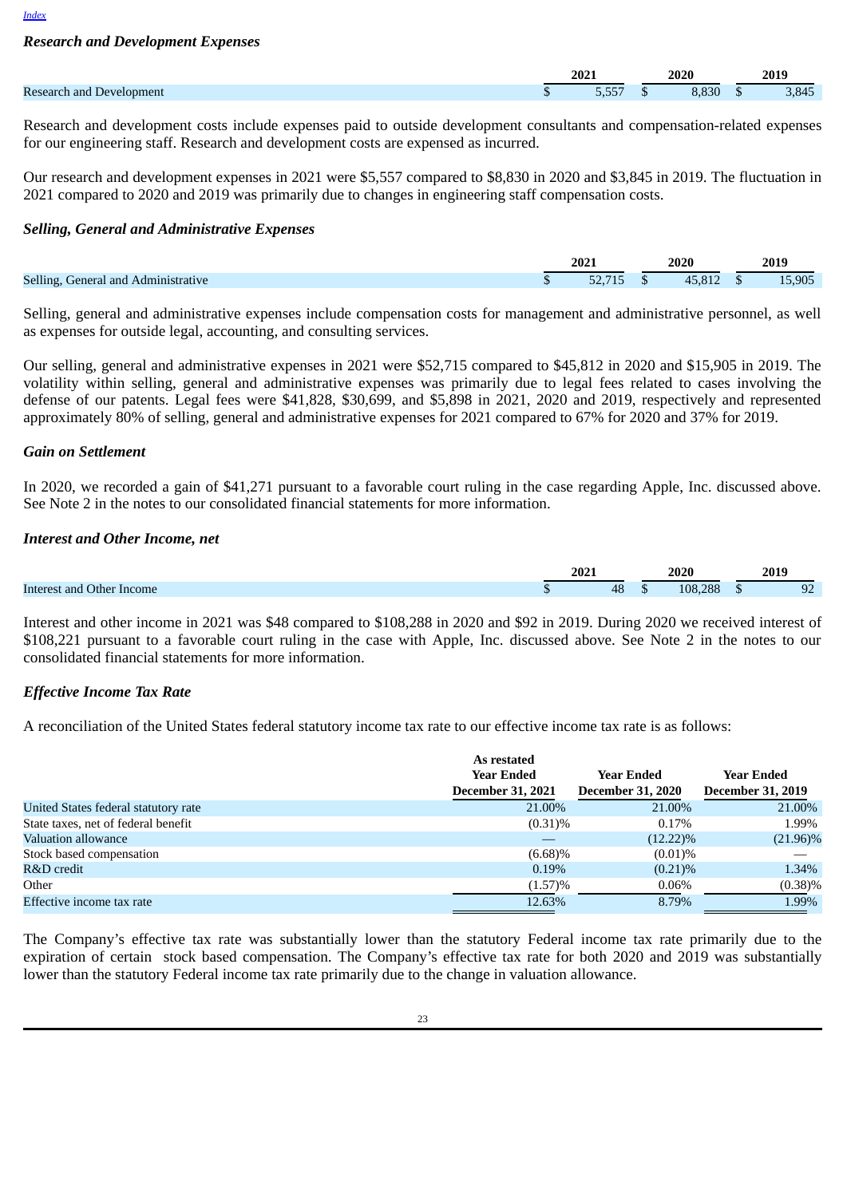### Research and Development Expenses

| | 2021 | 2020 | 2019 |
|---|---|---|---|
| Research and Development | $ 5,557 | $ 8,830 | $ 3,845 |

Research and development costs include expenses paid to outside development consultants and compensation-related expenses for our engineering staff. Research and development costs are expensed as incurred.

Our research and development expenses in 2021 were $5,557 compared to $8,830 in 2020 and $3,845 in 2019. The fluctuation in 2021 compared to 2020 and 2019 was primarily due to changes in engineering staff compensation costs.

### Selling, General and Administrative Expenses

| | 2021 | 2020 | 2019 |
|---|---|---|---|
| Selling, General and Administrative | $ 52,715 | $ 45,812 | $ 15,905 |

Selling, general and administrative expenses include compensation costs for management and administrative personnel, as well as expenses for outside legal, accounting, and consulting services.

Our selling, general and administrative expenses in 2021 were $52,715 compared to $45,812 in 2020 and $15,905 in 2019. The volatility within selling, general and administrative expenses was primarily due to legal fees related to cases involving the defense of our patents. Legal fees were $41,828, $30,699, and $5,898 in 2021, 2020 and 2019, respectively and represented approximately 80% of selling, general and administrative expenses for 2021 compared to 67% for 2020 and 37% for 2019.

### Gain on Settlement

In 2020, we recorded a gain of $41,271 pursuant to a favorable court ruling in the case regarding Apple, Inc. discussed above. See Note 2 in the notes to our consolidated financial statements for more information.

### Interest and Other Income, net

| | 2021 | 2020 | 2019 |
|---|---|---|---|
| Interest and Other Income | $ 48 | $ 108,288 | $ 92 |

Interest and other income in 2021 was $48 compared to $108,288 in 2020 and $92 in 2019. During 2020 we received interest of $108,221 pursuant to a favorable court ruling in the case with Apple, Inc. discussed above. See Note 2 in the notes to our consolidated financial statements for more information.

### Effective Income Tax Rate

A reconciliation of the United States federal statutory income tax rate to our effective income tax rate is as follows:

| | As restated Year Ended December 31, 2021 | Year Ended December 31, 2020 | Year Ended December 31, 2019 |
|---|---|---|---|
| United States federal statutory rate | 21.00% | 21.00% | 21.00% |
| State taxes, net of federal benefit | (0.31)% | 0.17% | 1.99% |
| Valuation allowance | — | (12.22)% | (21.96)% |
| Stock based compensation | (6.68)% | (0.01)% | — |
| R&D credit | 0.19% | (0.21)% | 1.34% |
| Other | (1.57)% | 0.06% | (0.38)% |
| Effective income tax rate | 12.63% | 8.79% | 1.99% |

The Company's effective tax rate was substantially lower than the statutory Federal income tax rate primarily due to the expiration of certain stock based compensation. The Company's effective tax rate for both 2020 and 2019 was substantially lower than the statutory Federal income tax rate primarily due to the change in valuation allowance.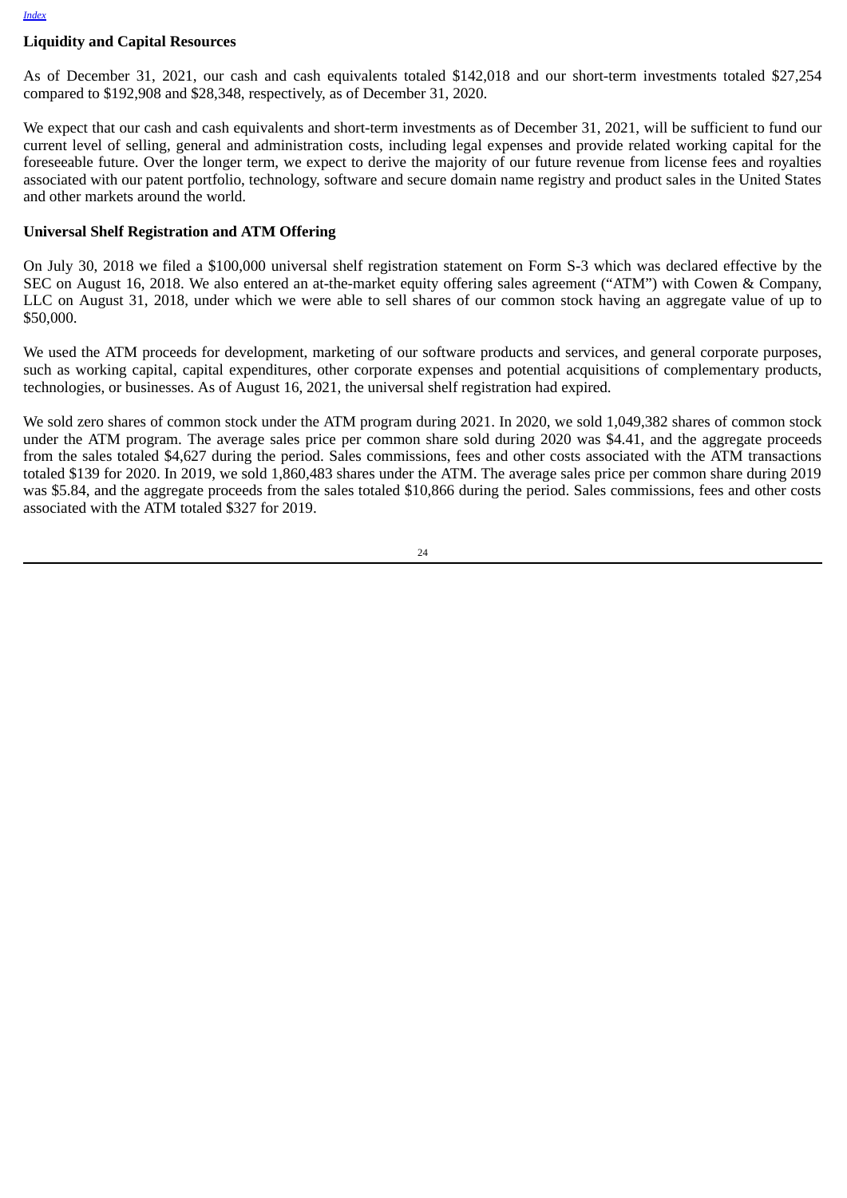## Liquidity and Capital Resources

As of December 31, 2021, our cash and cash equivalents totaled $142,018 and our short-term investments totaled $27,254 compared to $192,908 and $28,348, respectively, as of December 31, 2020.

We expect that our cash and cash equivalents and short-term investments as of December 31, 2021, will be sufficient to fund our current level of selling, general and administration costs, including legal expenses and provide related working capital for the foreseeable future. Over the longer term, we expect to derive the majority of our future revenue from license fees and royalties associated with our patent portfolio, technology, software and secure domain name registry and product sales in the United States and other markets around the world.

## Universal Shelf Registration and ATM Offering

On July 30, 2018 we filed a $100,000 universal shelf registration statement on Form S-3 which was declared effective by the SEC on August 16, 2018. We also entered an at-the-market equity offering sales agreement ("ATM") with Cowen & Company, LLC on August 31, 2018, under which we were able to sell shares of our common stock having an aggregate value of up to $50,000.

We used the ATM proceeds for development, marketing of our software products and services, and general corporate purposes, such as working capital, capital expenditures, other corporate expenses and potential acquisitions of complementary products, technologies, or businesses. As of August 16, 2021, the universal shelf registration had expired.

We sold zero shares of common stock under the ATM program during 2021. In 2020, we sold 1,049,382 shares of common stock under the ATM program. The average sales price per common share sold during 2020 was $4.41, and the aggregate proceeds from the sales totaled $4,627 during the period. Sales commissions, fees and other costs associated with the ATM transactions totaled $139 for 2020. In 2019, we sold 1,860,483 shares under the ATM. The average sales price per common share during 2019 was $5.84, and the aggregate proceeds from the sales totaled $10,866 during the period. Sales commissions, fees and other costs associated with the ATM totaled $327 for 2019.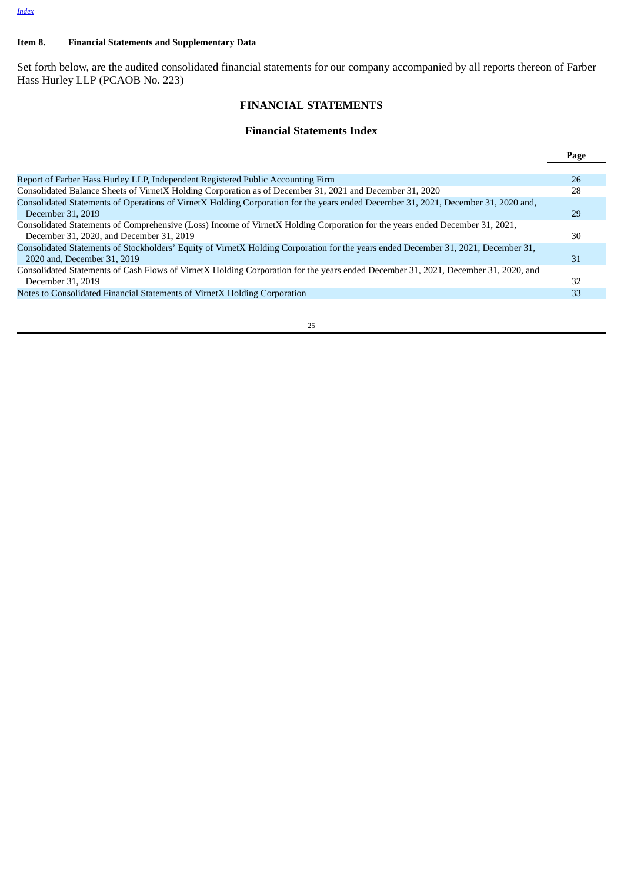[Index](#)

**Item 8. Financial Statements and Supplementary Data**

Set forth below, are the audited consolidated financial statements for our company accompanied by all reports thereon of Farber Hass Hurley LLP (PCAOB No. 223)

## FINANCIAL STATEMENTS

### Financial Statements Index

| | Page |
|---|---|
| Report of Farber Hass Hurley LLP, Independent Registered Public Accounting Firm | 26 |
| Consolidated Balance Sheets of VirnetX Holding Corporation as of December 31, 2021 and December 31, 2020 | 28 |
| Consolidated Statements of Operations of VirnetX Holding Corporation for the years ended December 31, 2021, December 31, 2020 and, December 31, 2019 | 29 |
| Consolidated Statements of Comprehensive (Loss) Income of VirnetX Holding Corporation for the years ended December 31, 2021, December 31, 2020, and December 31, 2019 | 30 |
| Consolidated Statements of Stockholders' Equity of VirnetX Holding Corporation for the years ended December 31, 2021, December 31, 2020 and, December 31, 2019 | 31 |
| Consolidated Statements of Cash Flows of VirnetX Holding Corporation for the years ended December 31, 2021, December 31, 2020, and December 31, 2019 | 32 |
| Notes to Consolidated Financial Statements of VirnetX Holding Corporation | 33 |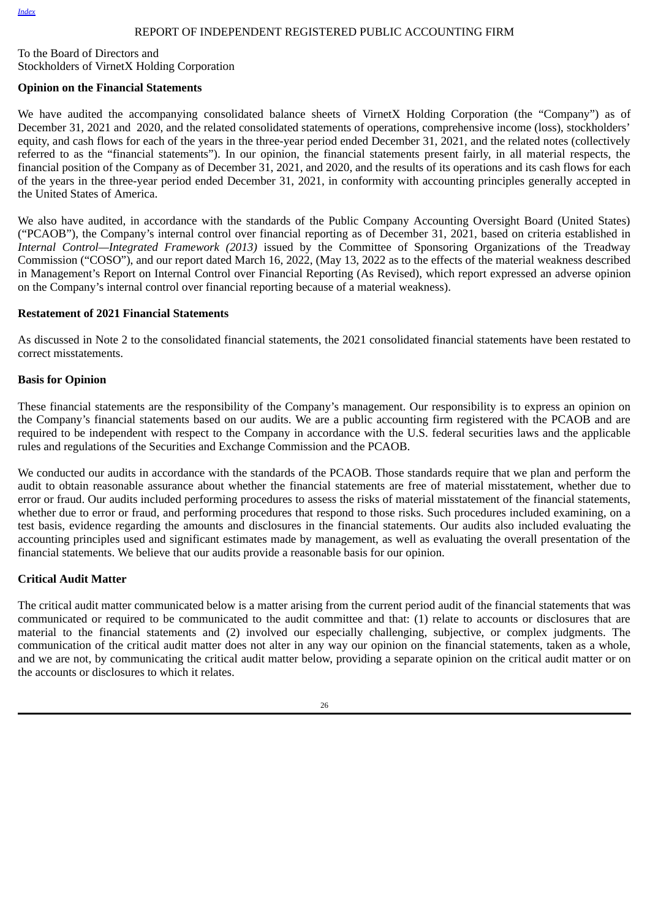REPORT OF INDEPENDENT REGISTERED PUBLIC ACCOUNTING FIRM

To the Board of Directors and
Stockholders of VirnetX Holding Corporation

**Opinion on the Financial Statements**

We have audited the accompanying consolidated balance sheets of VirnetX Holding Corporation (the "Company") as of December 31, 2021 and 2020, and the related consolidated statements of operations, comprehensive income (loss), stockholders' equity, and cash flows for each of the years in the three-year period ended December 31, 2021, and the related notes (collectively referred to as the "financial statements"). In our opinion, the financial statements present fairly, in all material respects, the financial position of the Company as of December 31, 2021, and 2020, and the results of its operations and its cash flows for each of the years in the three-year period ended December 31, 2021, in conformity with accounting principles generally accepted in the United States of America.

We also have audited, in accordance with the standards of the Public Company Accounting Oversight Board (United States) ("PCAOB"), the Company's internal control over financial reporting as of December 31, 2021, based on criteria established in *Internal Control—Integrated Framework (2013)* issued by the Committee of Sponsoring Organizations of the Treadway Commission ("COSO"), and our report dated March 16, 2022, (May 13, 2022 as to the effects of the material weakness described in Management's Report on Internal Control over Financial Reporting (As Revised), which report expressed an adverse opinion on the Company's internal control over financial reporting because of a material weakness).

**Restatement of 2021 Financial Statements**

As discussed in Note 2 to the consolidated financial statements, the 2021 consolidated financial statements have been restated to correct misstatements.

**Basis for Opinion**

These financial statements are the responsibility of the Company's management. Our responsibility is to express an opinion on the Company's financial statements based on our audits. We are a public accounting firm registered with the PCAOB and are required to be independent with respect to the Company in accordance with the U.S. federal securities laws and the applicable rules and regulations of the Securities and Exchange Commission and the PCAOB.

We conducted our audits in accordance with the standards of the PCAOB. Those standards require that we plan and perform the audit to obtain reasonable assurance about whether the financial statements are free of material misstatement, whether due to error or fraud. Our audits included performing procedures to assess the risks of material misstatement of the financial statements, whether due to error or fraud, and performing procedures that respond to those risks. Such procedures included examining, on a test basis, evidence regarding the amounts and disclosures in the financial statements. Our audits also included evaluating the accounting principles used and significant estimates made by management, as well as evaluating the overall presentation of the financial statements. We believe that our audits provide a reasonable basis for our opinion.

**Critical Audit Matter**

The critical audit matter communicated below is a matter arising from the current period audit of the financial statements that was communicated or required to be communicated to the audit committee and that: (1) relate to accounts or disclosures that are material to the financial statements and (2) involved our especially challenging, subjective, or complex judgments. The communication of the critical audit matter does not alter in any way our opinion on the financial statements, taken as a whole, and we are not, by communicating the critical audit matter below, providing a separate opinion on the critical audit matter or on the accounts or disclosures to which it relates.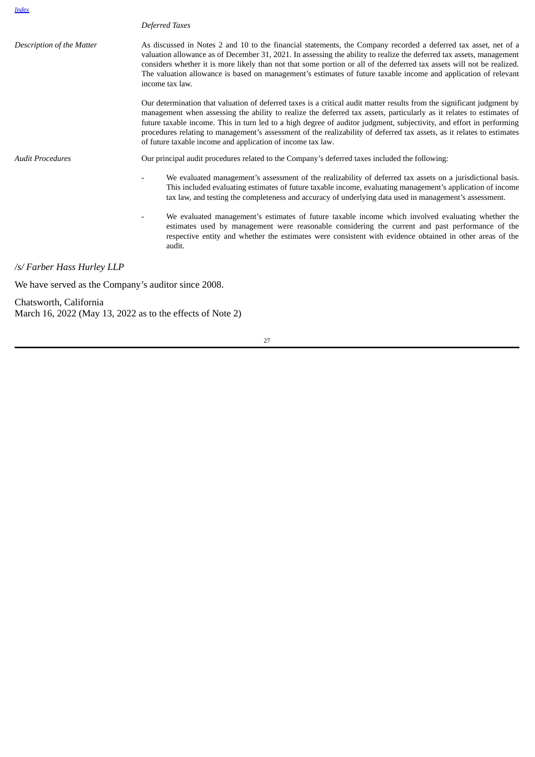*Deferred Taxes*

*Description of the Matter*

As discussed in Notes 2 and 10 to the financial statements, the Company recorded a deferred tax asset, net of a valuation allowance as of December 31, 2021. In assessing the ability to realize the deferred tax assets, management considers whether it is more likely than not that some portion or all of the deferred tax assets will not be realized. The valuation allowance is based on management's estimates of future taxable income and application of relevant income tax law.

Our determination that valuation of deferred taxes is a critical audit matter results from the significant judgment by management when assessing the ability to realize the deferred tax assets, particularly as it relates to estimates of future taxable income. This in turn led to a high degree of auditor judgment, subjectivity, and effort in performing procedures relating to management's assessment of the realizability of deferred tax assets, as it relates to estimates of future taxable income and application of income tax law.

*Audit Procedures*

Our principal audit procedures related to the Company's deferred taxes included the following:

- We evaluated management's assessment of the realizability of deferred tax assets on a jurisdictional basis. This included evaluating estimates of future taxable income, evaluating management's application of income tax law, and testing the completeness and accuracy of underlying data used in management's assessment.

- We evaluated management's estimates of future taxable income which involved evaluating whether the estimates used by management were reasonable considering the current and past performance of the respective entity and whether the estimates were consistent with evidence obtained in other areas of the audit.

*/s/ Farber Hass Hurley LLP*

We have served as the Company's auditor since 2008.

Chatsworth, California
March 16, 2022 (May 13, 2022 as to the effects of Note 2)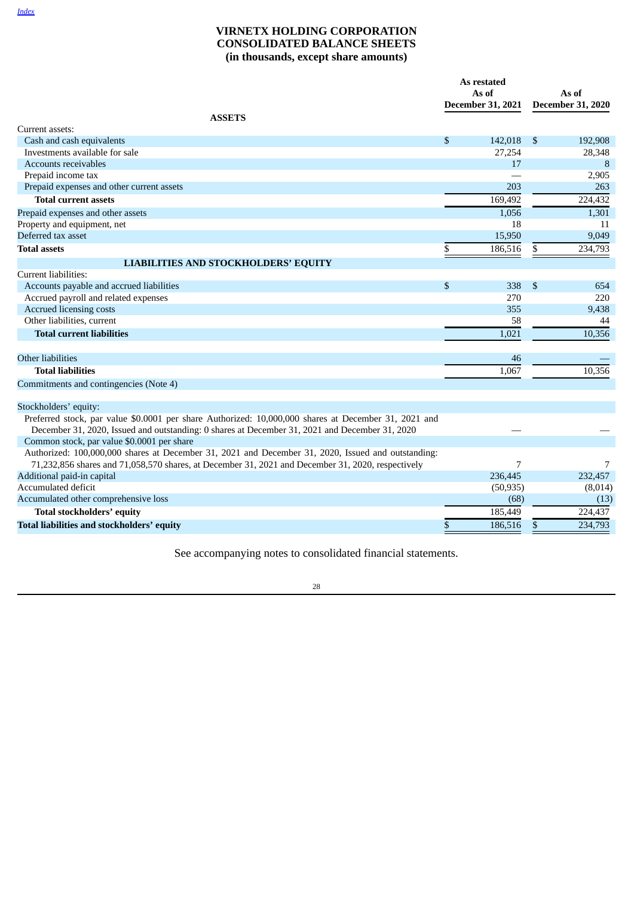# VIRNETX HOLDING CORPORATION
# CONSOLIDATED BALANCE SHEETS
# (in thousands, except share amounts)

| | As restated As of December 31, 2021 | As of December 31, 2020 |
|---|---|---|
| **ASSETS** | | |
| Current assets: | | |
| Cash and cash equivalents | $ 142,018 | $ 192,908 |
| Investments available for sale | 27,254 | 28,348 |
| Accounts receivables | 17 | 8 |
| Prepaid income tax | — | 2,905 |
| Prepaid expenses and other current assets | 203 | 263 |
| **Total current assets** | 169,492 | 224,432 |
| Prepaid expenses and other assets | 1,056 | 1,301 |
| Property and equipment, net | 18 | 11 |
| Deferred tax asset | 15,950 | 9,049 |
| **Total assets** | $ 186,516 | $ 234,793 |
| **LIABILITIES AND STOCKHOLDERS' EQUITY** | | |
| Current liabilities: | | |
| Accounts payable and accrued liabilities | $ 338 | $ 654 |
| Accrued payroll and related expenses | 270 | 220 |
| Accrued licensing costs | 355 | 9,438 |
| Other liabilities, current | 58 | 44 |
| **Total current liabilities** | 1,021 | 10,356 |
| Other liabilities | 46 | — |
| **Total liabilities** | 1,067 | 10,356 |
| Commitments and contingencies (Note 4) | | |
| Stockholders' equity: | | |
| Preferred stock, par value $0.0001 per share Authorized: 10,000,000 shares at December 31, 2021 and December 31, 2020, Issued and outstanding: 0 shares at December 31, 2021 and December 31, 2020 | — | — |
| Common stock, par value $0.0001 per share | | |
| Authorized: 100,000,000 shares at December 31, 2021 and December 31, 2020, Issued and outstanding: 71,232,856 shares and 71,058,570 shares, at December 31, 2021 and December 31, 2020, respectively | 7 | 7 |
| Additional paid-in capital | 236,445 | 232,457 |
| Accumulated deficit | (50,935) | (8,014) |
| Accumulated other comprehensive loss | (68) | (13) |
| **Total stockholders' equity** | 185,449 | 224,437 |
| **Total liabilities and stockholders' equity** | $ 186,516 | $ 234,793 |

See accompanying notes to consolidated financial statements.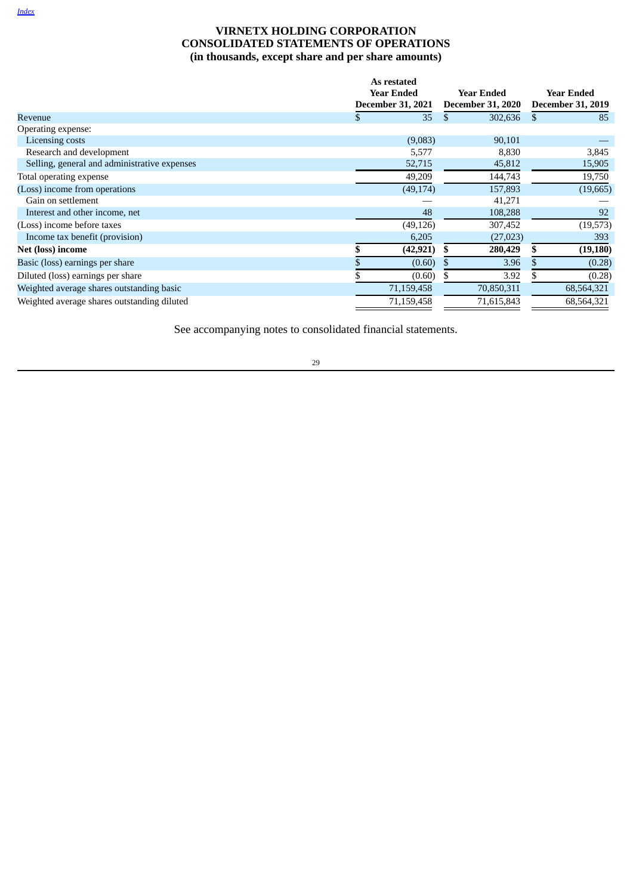# VIRNETX HOLDING CORPORATION
# CONSOLIDATED STATEMENTS OF OPERATIONS
## (in thousands, except share and per share amounts)

| | As restated Year Ended December 31, 2021 | Year Ended December 31, 2020 | Year Ended December 31, 2019 |
|---|---|---|---|
| Revenue | $ 35 | $ 302,636 | $ 85 |
| Operating expense: | | | |
| Licensing costs | (9,083) | 90,101 | — |
| Research and development | 5,577 | 8,830 | 3,845 |
| Selling, general and administrative expenses | 52,715 | 45,812 | 15,905 |
| Total operating expense | 49,209 | 144,743 | 19,750 |
| (Loss) income from operations | (49,174) | 157,893 | (19,665) |
| Gain on settlement | — | 41,271 | — |
| Interest and other income, net | 48 | 108,288 | 92 |
| (Loss) income before taxes | (49,126) | 307,452 | (19,573) |
| Income tax benefit (provision) | 6,205 | (27,023) | 393 |
| **Net (loss) income** | **$ (42,921)** | **$ 280,429** | **$ (19,180)** |
| Basic (loss) earnings per share | $ (0.60) | $ 3.96 | $ (0.28) |
| Diluted (loss) earnings per share | $ (0.60) | $ 3.92 | $ (0.28) |
| Weighted average shares outstanding basic | 71,159,458 | 70,850,311 | 68,564,321 |
| Weighted average shares outstanding diluted | 71,159,458 | 71,615,843 | 68,564,321 |

See accompanying notes to consolidated financial statements.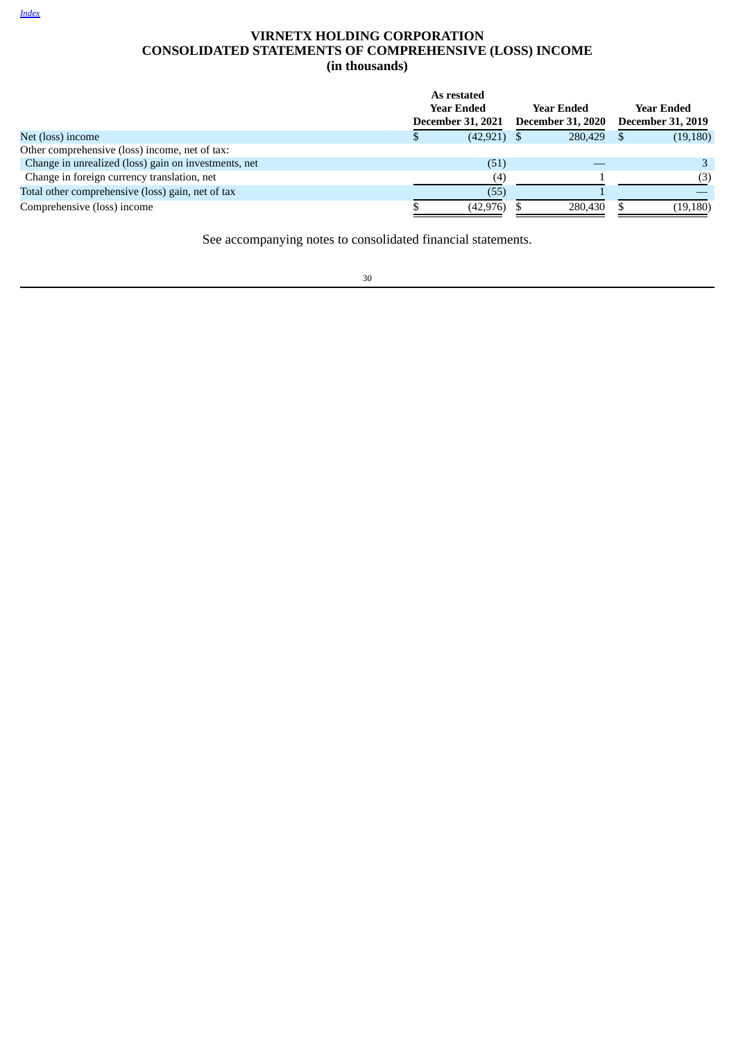# VIRNETX HOLDING CORPORATION
# CONSOLIDATED STATEMENTS OF COMPREHENSIVE (LOSS) INCOME
# (in thousands)

| | As restated Year Ended December 31, 2021 | Year Ended December 31, 2020 | Year Ended December 31, 2019 |
|---|---|---|---|
| Net (loss) income | $ (42,921) | $ 280,429 | $ (19,180) |
| Other comprehensive (loss) income, net of tax: | | | |
| Change in unrealized (loss) gain on investments, net | (51) | — | 3 |
| Change in foreign currency translation, net | (4) | 1 | (3) |
| Total other comprehensive (loss) gain, net of tax | (55) | 1 | — |
| Comprehensive (loss) income | $ (42,976) | $ 280,430 | $ (19,180) |

See accompanying notes to consolidated financial statements.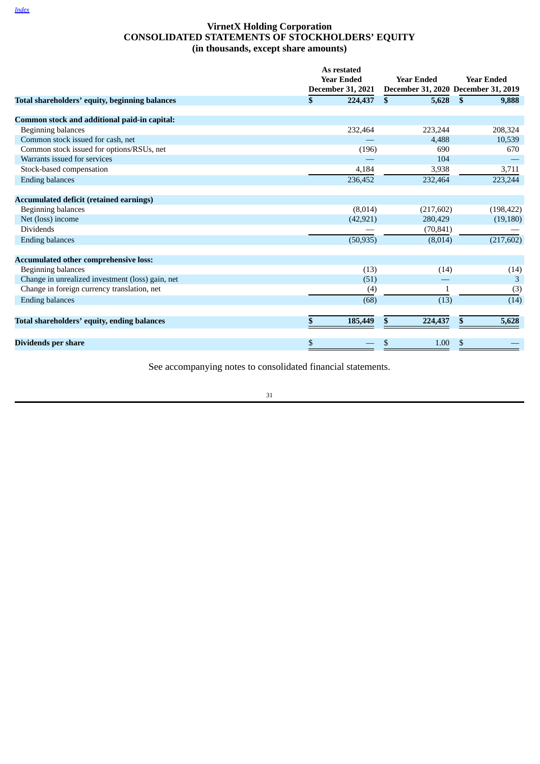*Index*

# VirnetX Holding Corporation
## CONSOLIDATED STATEMENTS OF STOCKHOLDERS' EQUITY
### (in thousands, except share amounts)

| | As restated Year Ended December 31, 2021 | Year Ended December 31, 2020 | Year Ended December 31, 2019 |
|---|---|---|---|
| **Total shareholders' equity, beginning balances** | **$ 224,437** | **$ 5,628** | **$ 9,888** |
| **Common stock and additional paid-in capital:** | | | |
| Beginning balances | 232,464 | 223,244 | 208,324 |
| Common stock issued for cash, net | — | 4,488 | 10,539 |
| Common stock issued for options/RSUs, net | (196) | 690 | 670 |
| Warrants issued for services | — | 104 | — |
| Stock-based compensation | 4,184 | 3,938 | 3,711 |
| Ending balances | 236,452 | 232,464 | 223,244 |
| **Accumulated deficit (retained earnings)** | | | |
| Beginning balances | (8,014) | (217,602) | (198,422) |
| Net (loss) income | (42,921) | 280,429 | (19,180) |
| Dividends | — | (70,841) | — |
| Ending balances | (50,935) | (8,014) | (217,602) |
| **Accumulated other comprehensive loss:** | | | |
| Beginning balances | (13) | (14) | (14) |
| Change in unrealized investment (loss) gain, net | (51) | — | 3 |
| Change in foreign currency translation, net | (4) | 1 | (3) |
| Ending balances | (68) | (13) | (14) |
| **Total shareholders' equity, ending balances** | **$ 185,449** | **$ 224,437** | **$ 5,628** |
| **Dividends per share** | $ — | $ 1.00 | $ — |

See accompanying notes to consolidated financial statements.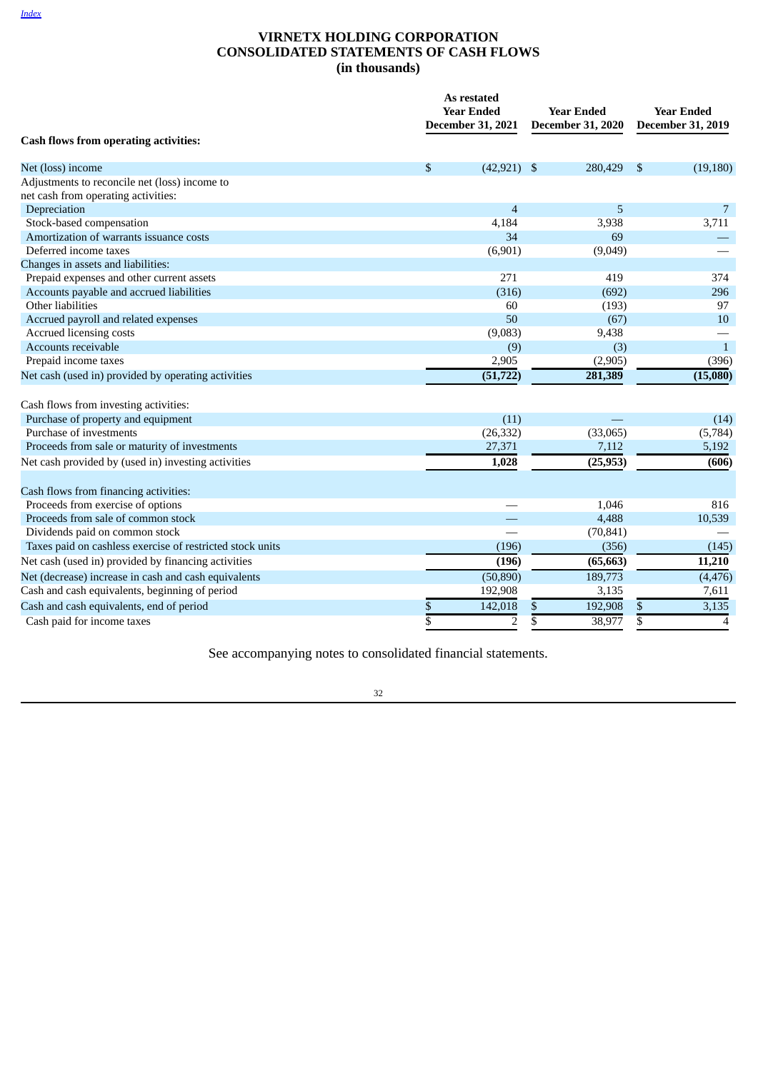# VIRNETX HOLDING CORPORATION
# CONSOLIDATED STATEMENTS OF CASH FLOWS
## (in thousands)

| | As restated Year Ended December 31, 2021 | Year Ended December 31, 2020 | Year Ended December 31, 2019 |
|---|---|---|---|
| **Cash flows from operating activities:** | | | |
| Net (loss) income | $ (42,921) | $ 280,429 | $ (19,180) |
| Adjustments to reconcile net (loss) income to net cash from operating activities: | | | |
| Depreciation | 4 | 5 | 7 |
| Stock-based compensation | 4,184 | 3,938 | 3,711 |
| Amortization of warrants issuance costs | 34 | 69 | — |
| Deferred income taxes | (6,901) | (9,049) | — |
| Changes in assets and liabilities: | | | |
| Prepaid expenses and other current assets | 271 | 419 | 374 |
| Accounts payable and accrued liabilities | (316) | (692) | 296 |
| Other liabilities | 60 | (193) | 97 |
| Accrued payroll and related expenses | 50 | (67) | 10 |
| Accrued licensing costs | (9,083) | 9,438 | — |
| Accounts receivable | (9) | (3) | 1 |
| Prepaid income taxes | 2,905 | (2,905) | (396) |
| Net cash (used in) provided by operating activities | **(51,722)** | **281,389** | **(15,080)** |
| Cash flows from investing activities: | | | |
| Purchase of property and equipment | (11) | — | (14) |
| Purchase of investments | (26,332) | (33,065) | (5,784) |
| Proceeds from sale or maturity of investments | 27,371 | 7,112 | 5,192 |
| Net cash provided by (used in) investing activities | **1,028** | **(25,953)** | **(606)** |
| Cash flows from financing activities: | | | |
| Proceeds from exercise of options | — | 1,046 | 816 |
| Proceeds from sale of common stock | — | 4,488 | 10,539 |
| Dividends paid on common stock | — | (70,841) | — |
| Taxes paid on cashless exercise of restricted stock units | (196) | (356) | (145) |
| Net cash (used in) provided by financing activities | **(196)** | **(65,663)** | **11,210** |
| Net (decrease) increase in cash and cash equivalents | (50,890) | 189,773 | (4,476) |
| Cash and cash equivalents, beginning of period | 192,908 | 3,135 | 7,611 |
| Cash and cash equivalents, end of period | $ 142,018 | $ 192,908 | $ 3,135 |
| Cash paid for income taxes | $ 2 | $ 38,977 | $ 4 |

See accompanying notes to consolidated financial statements.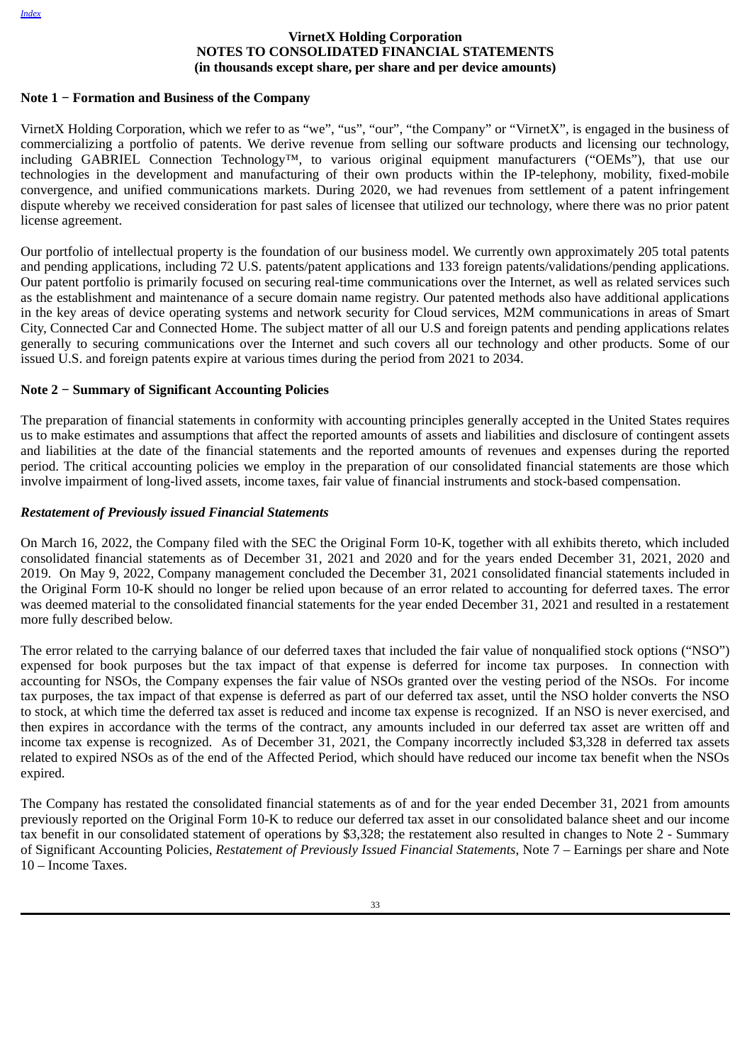# VirnetX Holding Corporation
## NOTES TO CONSOLIDATED FINANCIAL STATEMENTS
### (in thousands except share, per share and per device amounts)

### Note 1 − Formation and Business of the Company

VirnetX Holding Corporation, which we refer to as "we", "us", "our", "the Company" or "VirnetX", is engaged in the business of commercializing a portfolio of patents. We derive revenue from selling our software products and licensing our technology, including GABRIEL Connection Technology™, to various original equipment manufacturers ("OEMs"), that use our technologies in the development and manufacturing of their own products within the IP-telephony, mobility, fixed-mobile convergence, and unified communications markets. During 2020, we had revenues from settlement of a patent infringement dispute whereby we received consideration for past sales of licensee that utilized our technology, where there was no prior patent license agreement.

Our portfolio of intellectual property is the foundation of our business model. We currently own approximately 205 total patents and pending applications, including 72 U.S. patents/patent applications and 133 foreign patents/validations/pending applications. Our patent portfolio is primarily focused on securing real-time communications over the Internet, as well as related services such as the establishment and maintenance of a secure domain name registry. Our patented methods also have additional applications in the key areas of device operating systems and network security for Cloud services, M2M communications in areas of Smart City, Connected Car and Connected Home. The subject matter of all our U.S and foreign patents and pending applications relates generally to securing communications over the Internet and such covers all our technology and other products. Some of our issued U.S. and foreign patents expire at various times during the period from 2021 to 2034.

### Note 2 − Summary of Significant Accounting Policies

The preparation of financial statements in conformity with accounting principles generally accepted in the United States requires us to make estimates and assumptions that affect the reported amounts of assets and liabilities and disclosure of contingent assets and liabilities at the date of the financial statements and the reported amounts of revenues and expenses during the reported period. The critical accounting policies we employ in the preparation of our consolidated financial statements are those which involve impairment of long-lived assets, income taxes, fair value of financial instruments and stock-based compensation.

#### *Restatement of Previously issued Financial Statements*

On March 16, 2022, the Company filed with the SEC the Original Form 10-K, together with all exhibits thereto, which included consolidated financial statements as of December 31, 2021 and 2020 and for the years ended December 31, 2021, 2020 and 2019. On May 9, 2022, Company management concluded the December 31, 2021 consolidated financial statements included in the Original Form 10-K should no longer be relied upon because of an error related to accounting for deferred taxes. The error was deemed material to the consolidated financial statements for the year ended December 31, 2021 and resulted in a restatement more fully described below.

The error related to the carrying balance of our deferred taxes that included the fair value of nonqualified stock options ("NSO") expensed for book purposes but the tax impact of that expense is deferred for income tax purposes. In connection with accounting for NSOs, the Company expenses the fair value of NSOs granted over the vesting period of the NSOs. For income tax purposes, the tax impact of that expense is deferred as part of our deferred tax asset, until the NSO holder converts the NSO to stock, at which time the deferred tax asset is reduced and income tax expense is recognized. If an NSO is never exercised, and then expires in accordance with the terms of the contract, any amounts included in our deferred tax asset are written off and income tax expense is recognized. As of December 31, 2021, the Company incorrectly included $3,328 in deferred tax assets related to expired NSOs as of the end of the Affected Period, which should have reduced our income tax benefit when the NSOs expired.

The Company has restated the consolidated financial statements as of and for the year ended December 31, 2021 from amounts previously reported on the Original Form 10-K to reduce our deferred tax asset in our consolidated balance sheet and our income tax benefit in our consolidated statement of operations by $3,328; the restatement also resulted in changes to Note 2 - Summary of Significant Accounting Policies, *Restatement of Previously Issued Financial Statements*, Note 7 – Earnings per share and Note 10 – Income Taxes.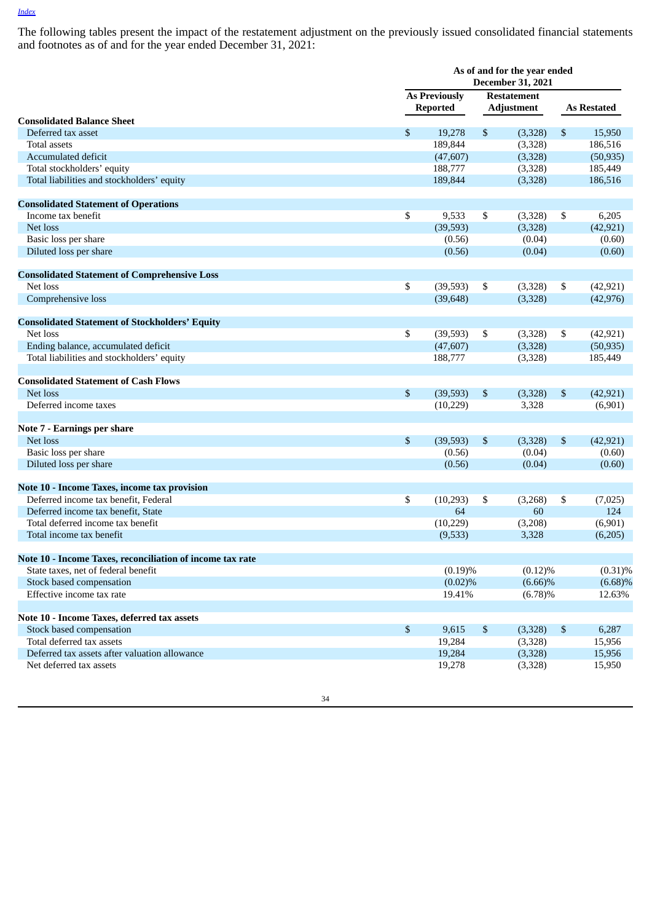The following tables present the impact of the restatement adjustment on the previously issued consolidated financial statements and footnotes as of and for the year ended December 31, 2021:

| | As of and for the year ended December 31, 2021 | | |
|---|---|---|---|
| | As Previously Reported | Restatement Adjustment | As Restated |
| **Consolidated Balance Sheet** | | | |
| Deferred tax asset | $ 19,278 | $ (3,328) | $ 15,950 |
| Total assets | 189,844 | (3,328) | 186,516 |
| Accumulated deficit | (47,607) | (3,328) | (50,935) |
| Total stockholders' equity | 188,777 | (3,328) | 185,449 |
| Total liabilities and stockholders' equity | 189,844 | (3,328) | 186,516 |
| **Consolidated Statement of Operations** | | | |
| Income tax benefit | $ 9,533 | $ (3,328) | $ 6,205 |
| Net loss | (39,593) | (3,328) | (42,921) |
| Basic loss per share | (0.56) | (0.04) | (0.60) |
| Diluted loss per share | (0.56) | (0.04) | (0.60) |
| **Consolidated Statement of Comprehensive Loss** | | | |
| Net loss | $ (39,593) | $ (3,328) | $ (42,921) |
| Comprehensive loss | (39,648) | (3,328) | (42,976) |
| **Consolidated Statement of Stockholders' Equity** | | | |
| Net loss | $ (39,593) | $ (3,328) | $ (42,921) |
| Ending balance, accumulated deficit | (47,607) | (3,328) | (50,935) |
| Total liabilities and stockholders' equity | 188,777 | (3,328) | 185,449 |
| **Consolidated Statement of Cash Flows** | | | |
| Net loss | $ (39,593) | $ (3,328) | $ (42,921) |
| Deferred income taxes | (10,229) | 3,328 | (6,901) |
| **Note 7 - Earnings per share** | | | |
| Net loss | $ (39,593) | $ (3,328) | $ (42,921) |
| Basic loss per share | (0.56) | (0.04) | (0.60) |
| Diluted loss per share | (0.56) | (0.04) | (0.60) |
| **Note 10 - Income Taxes, income tax provision** | | | |
| Deferred income tax benefit, Federal | $ (10,293) | $ (3,268) | $ (7,025) |
| Deferred income tax benefit, State | 64 | 60 | 124 |
| Total deferred income tax benefit | (10,229) | (3,208) | (6,901) |
| Total income tax benefit | (9,533) | 3,328 | (6,205) |
| **Note 10 - Income Taxes, reconciliation of income tax rate** | | | |
| State taxes, net of federal benefit | (0.19)% | (0.12)% | (0.31)% |
| Stock based compensation | (0.02)% | (6.66)% | (6.68)% |
| Effective income tax rate | 19.41% | (6.78)% | 12.63% |
| **Note 10 - Income Taxes, deferred tax assets** | | | |
| Stock based compensation | $ 9,615 | $ (3,328) | $ 6,287 |
| Total deferred tax assets | 19,284 | (3,328) | 15,956 |
| Deferred tax assets after valuation allowance | 19,284 | (3,328) | 15,956 |
| Net deferred tax assets | 19,278 | (3,328) | 15,950 |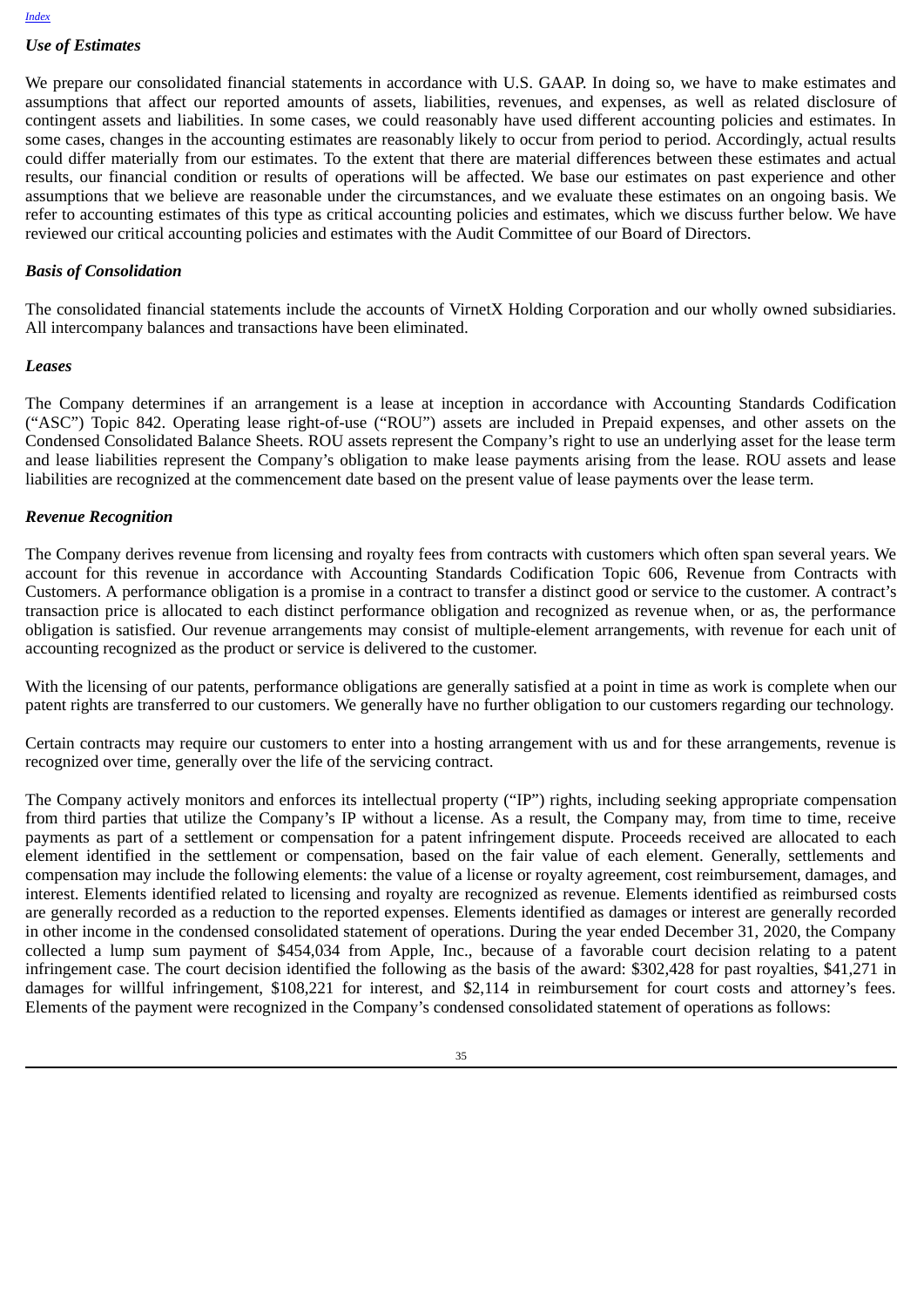### *Use of Estimates*

We prepare our consolidated financial statements in accordance with U.S. GAAP. In doing so, we have to make estimates and assumptions that affect our reported amounts of assets, liabilities, revenues, and expenses, as well as related disclosure of contingent assets and liabilities. In some cases, we could reasonably have used different accounting policies and estimates. In some cases, changes in the accounting estimates are reasonably likely to occur from period to period. Accordingly, actual results could differ materially from our estimates. To the extent that there are material differences between these estimates and actual results, our financial condition or results of operations will be affected. We base our estimates on past experience and other assumptions that we believe are reasonable under the circumstances, and we evaluate these estimates on an ongoing basis. We refer to accounting estimates of this type as critical accounting policies and estimates, which we discuss further below. We have reviewed our critical accounting policies and estimates with the Audit Committee of our Board of Directors.

### *Basis of Consolidation*

The consolidated financial statements include the accounts of VirnetX Holding Corporation and our wholly owned subsidiaries. All intercompany balances and transactions have been eliminated.

### *Leases*

The Company determines if an arrangement is a lease at inception in accordance with Accounting Standards Codification ("ASC") Topic 842. Operating lease right-of-use ("ROU") assets are included in Prepaid expenses, and other assets on the Condensed Consolidated Balance Sheets. ROU assets represent the Company's right to use an underlying asset for the lease term and lease liabilities represent the Company's obligation to make lease payments arising from the lease. ROU assets and lease liabilities are recognized at the commencement date based on the present value of lease payments over the lease term.

### *Revenue Recognition*

The Company derives revenue from licensing and royalty fees from contracts with customers which often span several years. We account for this revenue in accordance with Accounting Standards Codification Topic 606, Revenue from Contracts with Customers. A performance obligation is a promise in a contract to transfer a distinct good or service to the customer. A contract's transaction price is allocated to each distinct performance obligation and recognized as revenue when, or as, the performance obligation is satisfied. Our revenue arrangements may consist of multiple-element arrangements, with revenue for each unit of accounting recognized as the product or service is delivered to the customer.

With the licensing of our patents, performance obligations are generally satisfied at a point in time as work is complete when our patent rights are transferred to our customers. We generally have no further obligation to our customers regarding our technology.

Certain contracts may require our customers to enter into a hosting arrangement with us and for these arrangements, revenue is recognized over time, generally over the life of the servicing contract.

The Company actively monitors and enforces its intellectual property ("IP") rights, including seeking appropriate compensation from third parties that utilize the Company's IP without a license. As a result, the Company may, from time to time, receive payments as part of a settlement or compensation for a patent infringement dispute. Proceeds received are allocated to each element identified in the settlement or compensation, based on the fair value of each element. Generally, settlements and compensation may include the following elements: the value of a license or royalty agreement, cost reimbursement, damages, and interest. Elements identified related to licensing and royalty are recognized as revenue. Elements identified as reimbursed costs are generally recorded as a reduction to the reported expenses. Elements identified as damages or interest are generally recorded in other income in the condensed consolidated statement of operations. During the year ended December 31, 2020, the Company collected a lump sum payment of $454,034 from Apple, Inc., because of a favorable court decision relating to a patent infringement case. The court decision identified the following as the basis of the award: $302,428 for past royalties, $41,271 in damages for willful infringement, $108,221 for interest, and $2,114 in reimbursement for court costs and attorney's fees. Elements of the payment were recognized in the Company's condensed consolidated statement of operations as follows: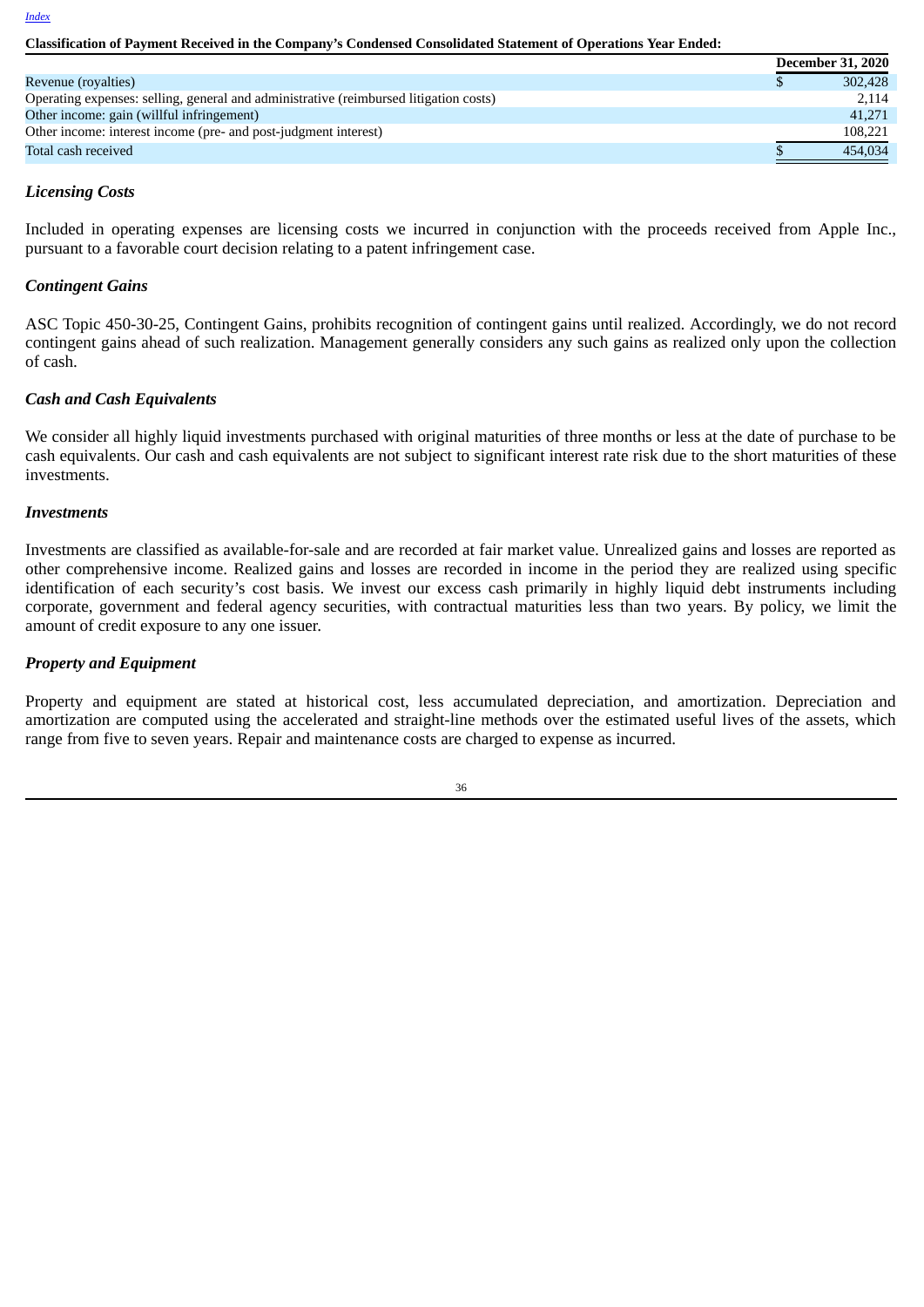**Classification of Payment Received in the Company's Condensed Consolidated Statement of Operations Year Ended:**

| | December 31, 2020 |
|---|---|
| Revenue (royalties) | $ 302,428 |
| Operating expenses: selling, general and administrative (reimbursed litigation costs) | 2,114 |
| Other income: gain (willful infringement) | 41,271 |
| Other income: interest income (pre- and post-judgment interest) | 108,221 |
| Total cash received | $ 454,034 |

### *Licensing Costs*

Included in operating expenses are licensing costs we incurred in conjunction with the proceeds received from Apple Inc., pursuant to a favorable court decision relating to a patent infringement case.

### *Contingent Gains*

ASC Topic 450-30-25, Contingent Gains, prohibits recognition of contingent gains until realized. Accordingly, we do not record contingent gains ahead of such realization. Management generally considers any such gains as realized only upon the collection of cash.

### *Cash and Cash Equivalents*

We consider all highly liquid investments purchased with original maturities of three months or less at the date of purchase to be cash equivalents. Our cash and cash equivalents are not subject to significant interest rate risk due to the short maturities of these investments.

### *Investments*

Investments are classified as available-for-sale and are recorded at fair market value. Unrealized gains and losses are reported as other comprehensive income. Realized gains and losses are recorded in income in the period they are realized using specific identification of each security's cost basis. We invest our excess cash primarily in highly liquid debt instruments including corporate, government and federal agency securities, with contractual maturities less than two years. By policy, we limit the amount of credit exposure to any one issuer.

### *Property and Equipment*

Property and equipment are stated at historical cost, less accumulated depreciation, and amortization. Depreciation and amortization are computed using the accelerated and straight-line methods over the estimated useful lives of the assets, which range from five to seven years. Repair and maintenance costs are charged to expense as incurred.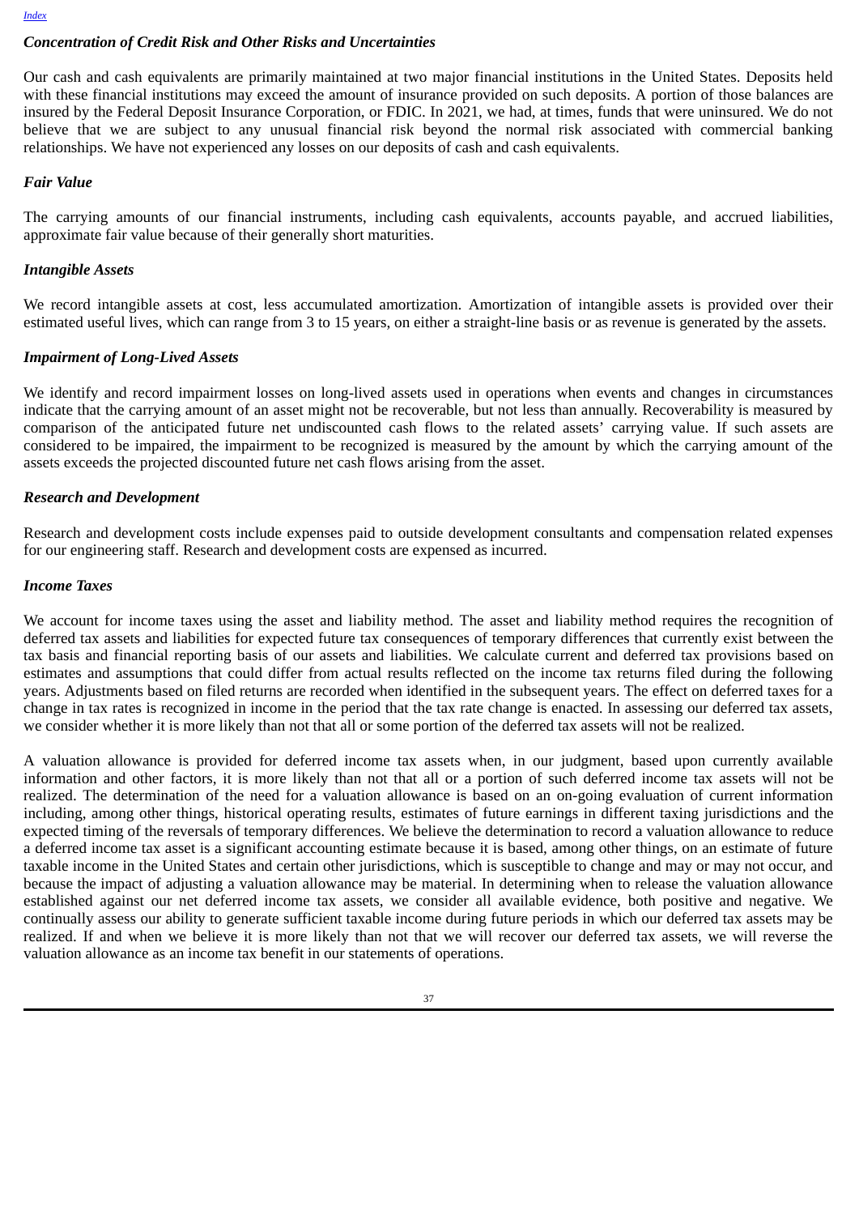### *Concentration of Credit Risk and Other Risks and Uncertainties*

Our cash and cash equivalents are primarily maintained at two major financial institutions in the United States. Deposits held with these financial institutions may exceed the amount of insurance provided on such deposits. A portion of those balances are insured by the Federal Deposit Insurance Corporation, or FDIC. In 2021, we had, at times, funds that were uninsured. We do not believe that we are subject to any unusual financial risk beyond the normal risk associated with commercial banking relationships. We have not experienced any losses on our deposits of cash and cash equivalents.

### *Fair Value*

The carrying amounts of our financial instruments, including cash equivalents, accounts payable, and accrued liabilities, approximate fair value because of their generally short maturities.

### *Intangible Assets*

We record intangible assets at cost, less accumulated amortization. Amortization of intangible assets is provided over their estimated useful lives, which can range from 3 to 15 years, on either a straight-line basis or as revenue is generated by the assets.

### *Impairment of Long-Lived Assets*

We identify and record impairment losses on long-lived assets used in operations when events and changes in circumstances indicate that the carrying amount of an asset might not be recoverable, but not less than annually. Recoverability is measured by comparison of the anticipated future net undiscounted cash flows to the related assets' carrying value. If such assets are considered to be impaired, the impairment to be recognized is measured by the amount by which the carrying amount of the assets exceeds the projected discounted future net cash flows arising from the asset.

### *Research and Development*

Research and development costs include expenses paid to outside development consultants and compensation related expenses for our engineering staff. Research and development costs are expensed as incurred.

### *Income Taxes*

We account for income taxes using the asset and liability method. The asset and liability method requires the recognition of deferred tax assets and liabilities for expected future tax consequences of temporary differences that currently exist between the tax basis and financial reporting basis of our assets and liabilities. We calculate current and deferred tax provisions based on estimates and assumptions that could differ from actual results reflected on the income tax returns filed during the following years. Adjustments based on filed returns are recorded when identified in the subsequent years. The effect on deferred taxes for a change in tax rates is recognized in income in the period that the tax rate change is enacted. In assessing our deferred tax assets, we consider whether it is more likely than not that all or some portion of the deferred tax assets will not be realized.

A valuation allowance is provided for deferred income tax assets when, in our judgment, based upon currently available information and other factors, it is more likely than not that all or a portion of such deferred income tax assets will not be realized. The determination of the need for a valuation allowance is based on an on-going evaluation of current information including, among other things, historical operating results, estimates of future earnings in different taxing jurisdictions and the expected timing of the reversals of temporary differences. We believe the determination to record a valuation allowance to reduce a deferred income tax asset is a significant accounting estimate because it is based, among other things, on an estimate of future taxable income in the United States and certain other jurisdictions, which is susceptible to change and may or may not occur, and because the impact of adjusting a valuation allowance may be material. In determining when to release the valuation allowance established against our net deferred income tax assets, we consider all available evidence, both positive and negative. We continually assess our ability to generate sufficient taxable income during future periods in which our deferred tax assets may be realized. If and when we believe it is more likely than not that we will recover our deferred tax assets, we will reverse the valuation allowance as an income tax benefit in our statements of operations.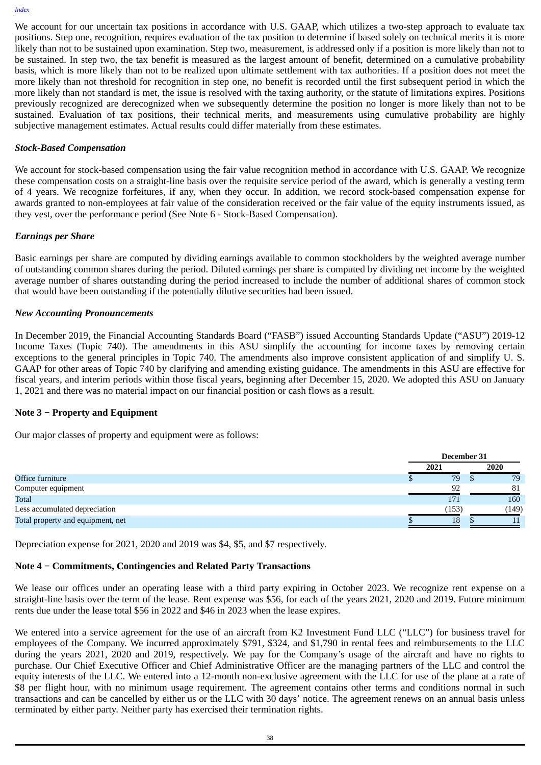We account for our uncertain tax positions in accordance with U.S. GAAP, which utilizes a two-step approach to evaluate tax positions. Step one, recognition, requires evaluation of the tax position to determine if based solely on technical merits it is more likely than not to be sustained upon examination. Step two, measurement, is addressed only if a position is more likely than not to be sustained. In step two, the tax benefit is measured as the largest amount of benefit, determined on a cumulative probability basis, which is more likely than not to be realized upon ultimate settlement with tax authorities. If a position does not meet the more likely than not threshold for recognition in step one, no benefit is recorded until the first subsequent period in which the more likely than not standard is met, the issue is resolved with the taxing authority, or the statute of limitations expires. Positions previously recognized are derecognized when we subsequently determine the position no longer is more likely than not to be sustained. Evaluation of tax positions, their technical merits, and measurements using cumulative probability are highly subjective management estimates. Actual results could differ materially from these estimates.

### *Stock-Based Compensation*

We account for stock-based compensation using the fair value recognition method in accordance with U.S. GAAP. We recognize these compensation costs on a straight-line basis over the requisite service period of the award, which is generally a vesting term of 4 years. We recognize forfeitures, if any, when they occur. In addition, we record stock-based compensation expense for awards granted to non-employees at fair value of the consideration received or the fair value of the equity instruments issued, as they vest, over the performance period (See Note 6 - Stock-Based Compensation).

### *Earnings per Share*

Basic earnings per share are computed by dividing earnings available to common stockholders by the weighted average number of outstanding common shares during the period. Diluted earnings per share is computed by dividing net income by the weighted average number of shares outstanding during the period increased to include the number of additional shares of common stock that would have been outstanding if the potentially dilutive securities had been issued.

### *New Accounting Pronouncements*

In December 2019, the Financial Accounting Standards Board ("FASB") issued Accounting Standards Update ("ASU") 2019-12 Income Taxes (Topic 740). The amendments in this ASU simplify the accounting for income taxes by removing certain exceptions to the general principles in Topic 740. The amendments also improve consistent application of and simplify U. S. GAAP for other areas of Topic 740 by clarifying and amending existing guidance. The amendments in this ASU are effective for fiscal years, and interim periods within those fiscal years, beginning after December 15, 2020. We adopted this ASU on January 1, 2021 and there was no material impact on our financial position or cash flows as a result.

## Note 3 − Property and Equipment

Our major classes of property and equipment were as follows:

| | December 31 | |
|---|---|---|
| | 2021 | 2020 |
| Office furniture | $ 79 | $ 79 |
| Computer equipment | 92 | 81 |
| Total | 171 | 160 |
| Less accumulated depreciation | (153) | (149) |
| Total property and equipment, net | $ 18 | $ 11 |

Depreciation expense for 2021, 2020 and 2019 was $4, $5, and $7 respectively.

## Note 4 − Commitments, Contingencies and Related Party Transactions

We lease our offices under an operating lease with a third party expiring in October 2023. We recognize rent expense on a straight-line basis over the term of the lease. Rent expense was $56, for each of the years 2021, 2020 and 2019. Future minimum rents due under the lease total $56 in 2022 and $46 in 2023 when the lease expires.

We entered into a service agreement for the use of an aircraft from K2 Investment Fund LLC ("LLC") for business travel for employees of the Company. We incurred approximately $791, $324, and $1,790 in rental fees and reimbursements to the LLC during the years 2021, 2020 and 2019, respectively. We pay for the Company's usage of the aircraft and have no rights to purchase. Our Chief Executive Officer and Chief Administrative Officer are the managing partners of the LLC and control the equity interests of the LLC. We entered into a 12-month non-exclusive agreement with the LLC for use of the plane at a rate of $8 per flight hour, with no minimum usage requirement. The agreement contains other terms and conditions normal in such transactions and can be cancelled by either us or the LLC with 30 days' notice. The agreement renews on an annual basis unless terminated by either party. Neither party has exercised their termination rights.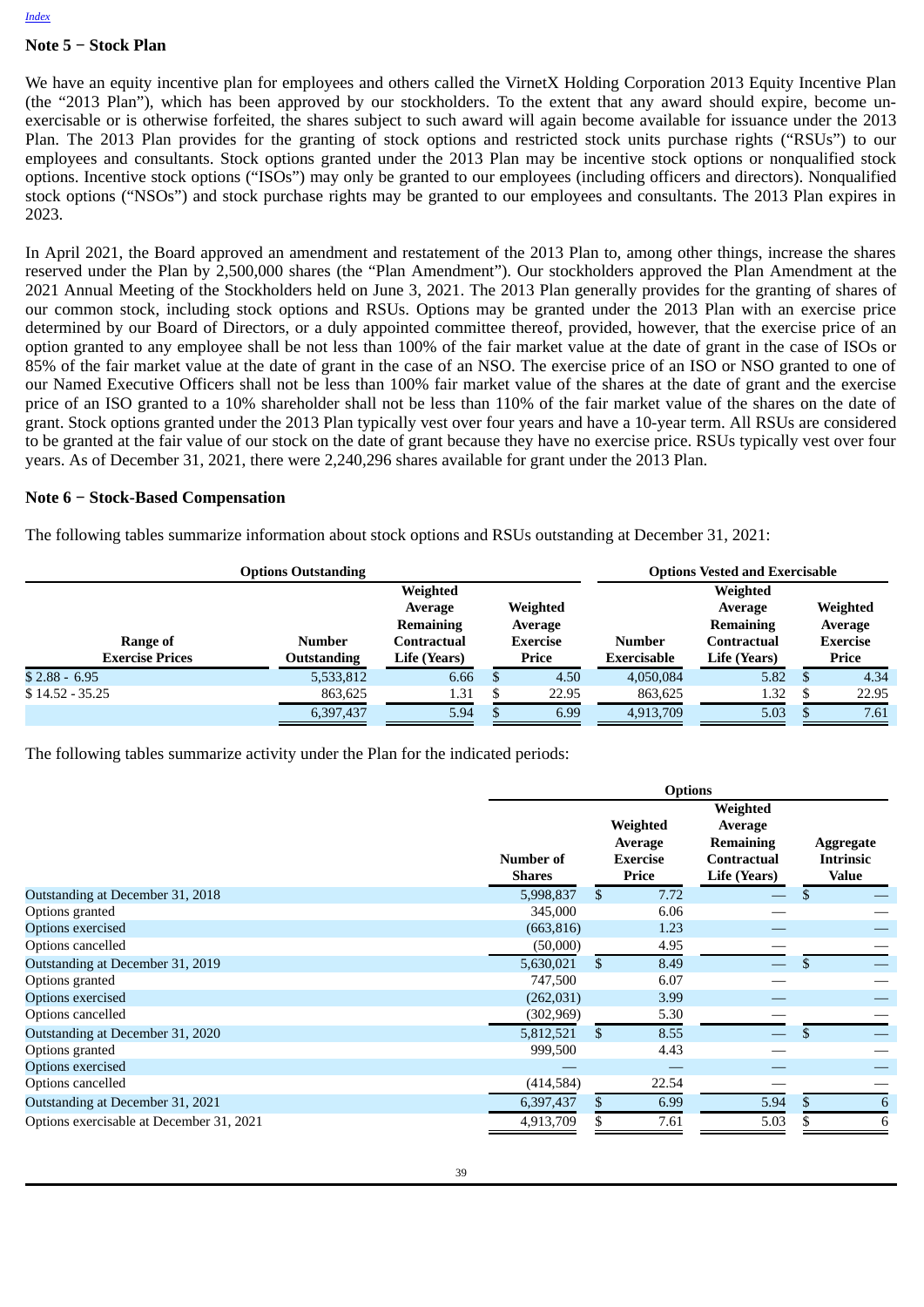## Note 5 − Stock Plan

We have an equity incentive plan for employees and others called the VirnetX Holding Corporation 2013 Equity Incentive Plan (the "2013 Plan"), which has been approved by our stockholders. To the extent that any award should expire, become un-exercisable or is otherwise forfeited, the shares subject to such award will again become available for issuance under the 2013 Plan. The 2013 Plan provides for the granting of stock options and restricted stock units purchase rights ("RSUs") to our employees and consultants. Stock options granted under the 2013 Plan may be incentive stock options or nonqualified stock options. Incentive stock options ("ISOs") may only be granted to our employees (including officers and directors). Nonqualified stock options ("NSOs") and stock purchase rights may be granted to our employees and consultants. The 2013 Plan expires in 2023.

In April 2021, the Board approved an amendment and restatement of the 2013 Plan to, among other things, increase the shares reserved under the Plan by 2,500,000 shares (the "Plan Amendment"). Our stockholders approved the Plan Amendment at the 2021 Annual Meeting of the Stockholders held on June 3, 2021. The 2013 Plan generally provides for the granting of shares of our common stock, including stock options and RSUs. Options may be granted under the 2013 Plan with an exercise price determined by our Board of Directors, or a duly appointed committee thereof, provided, however, that the exercise price of an option granted to any employee shall be not less than 100% of the fair market value at the date of grant in the case of ISOs or 85% of the fair market value at the date of grant in the case of an NSO. The exercise price of an ISO or NSO granted to one of our Named Executive Officers shall not be less than 100% fair market value of the shares at the date of grant and the exercise price of an ISO granted to a 10% shareholder shall not be less than 110% of the fair market value of the shares on the date of grant. Stock options granted under the 2013 Plan typically vest over four years and have a 10-year term. All RSUs are considered to be granted at the fair value of our stock on the date of grant because they have no exercise price. RSUs typically vest over four years. As of December 31, 2021, there were 2,240,296 shares available for grant under the 2013 Plan.

## Note 6 − Stock-Based Compensation

The following tables summarize information about stock options and RSUs outstanding at December 31, 2021:

| | Options Outstanding | | | Options Vested and Exercisable | | |
|---|---|---|---|---|---|---|
| **Range of Exercise Prices** | **Number Outstanding** | **Weighted Average Remaining Contractual Life (Years)** | **Weighted Average Exercise Price** | **Number Exercisable** | **Weighted Average Remaining Contractual Life (Years)** | **Weighted Average Exercise Price** |
| $ 2.88 - 6.95 | 5,533,812 | 6.66 | $ 4.50 | 4,050,084 | 5.82 | $ 4.34 |
| $ 14.52 - 35.25 | 863,625 | 1.31 | $ 22.95 | 863,625 | 1.32 | $ 22.95 |
| | 6,397,437 | 5.94 | $ 6.99 | 4,913,709 | 5.03 | $ 7.61 |

The following tables summarize activity under the Plan for the indicated periods:

| | Options | | | |
|---|---|---|---|---|
| | **Number of Shares** | **Weighted Average Exercise Price** | **Weighted Average Remaining Contractual Life (Years)** | **Aggregate Intrinsic Value** |
| Outstanding at December 31, 2018 | 5,998,837 | $ 7.72 | — | $ — |
| Options granted | 345,000 | 6.06 | — | — |
| Options exercised | (663,816) | 1.23 | — | — |
| Options cancelled | (50,000) | 4.95 | — | — |
| Outstanding at December 31, 2019 | 5,630,021 | $ 8.49 | — | $ — |
| Options granted | 747,500 | 6.07 | — | — |
| Options exercised | (262,031) | 3.99 | — | — |
| Options cancelled | (302,969) | 5.30 | — | — |
| Outstanding at December 31, 2020 | 5,812,521 | $ 8.55 | — | $ — |
| Options granted | 999,500 | 4.43 | — | — |
| Options exercised | — | — | — | — |
| Options cancelled | (414,584) | 22.54 | — | — |
| Outstanding at December 31, 2021 | 6,397,437 | $ 6.99 | 5.94 | $ 6 |
| Options exercisable at December 31, 2021 | 4,913,709 | $ 7.61 | 5.03 | $ 6 |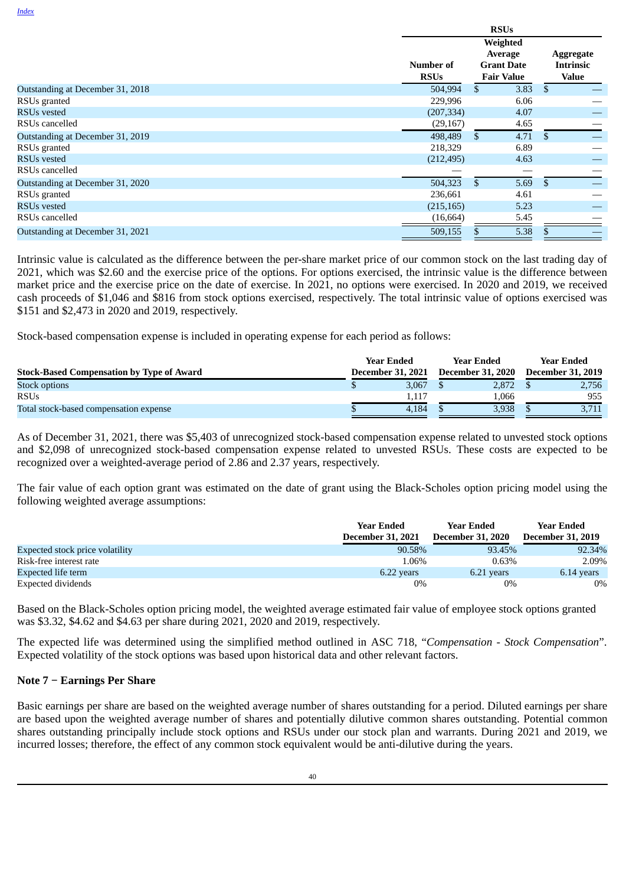| | RSUs | | |
|---|---|---|---|
| | Number of RSUs | Weighted Average Grant Date Fair Value | Aggregate Intrinsic Value |
| Outstanding at December 31, 2018 | 504,994 | $ 3.83 | $ — |
| RSUs granted | 229,996 | 6.06 | — |
| RSUs vested | (207,334) | 4.07 | — |
| RSUs cancelled | (29,167) | 4.65 | — |
| Outstanding at December 31, 2019 | 498,489 | $ 4.71 | $ — |
| RSUs granted | 218,329 | 6.89 | — |
| RSUs vested | (212,495) | 4.63 | — |
| RSUs cancelled | — | — | — |
| Outstanding at December 31, 2020 | 504,323 | $ 5.69 | $ — |
| RSUs granted | 236,661 | 4.61 | — |
| RSUs vested | (215,165) | 5.23 | — |
| RSUs cancelled | (16,664) | 5.45 | — |
| Outstanding at December 31, 2021 | 509,155 | $ 5.38 | $ — |

Intrinsic value is calculated as the difference between the per-share market price of our common stock on the last trading day of 2021, which was $2.60 and the exercise price of the options. For options exercised, the intrinsic value is the difference between market price and the exercise price on the date of exercise. In 2021, no options were exercised. In 2020 and 2019, we received cash proceeds of $1,046 and $816 from stock options exercised, respectively. The total intrinsic value of options exercised was $151 and $2,473 in 2020 and 2019, respectively.

Stock-based compensation expense is included in operating expense for each period as follows:

| Stock-Based Compensation by Type of Award | Year Ended December 31, 2021 | Year Ended December 31, 2020 | Year Ended December 31, 2019 |
|---|---|---|---|
| Stock options | $ 3,067 | $ 2,872 | $ 2,756 |
| RSUs | 1,117 | 1,066 | 955 |
| Total stock-based compensation expense | $ 4,184 | $ 3,938 | $ 3,711 |

As of December 31, 2021, there was $5,403 of unrecognized stock-based compensation expense related to unvested stock options and $2,098 of unrecognized stock-based compensation expense related to unvested RSUs. These costs are expected to be recognized over a weighted-average period of 2.86 and 2.37 years, respectively.

The fair value of each option grant was estimated on the date of grant using the Black-Scholes option pricing model using the following weighted average assumptions:

| | Year Ended December 31, 2021 | Year Ended December 31, 2020 | Year Ended December 31, 2019 |
|---|---|---|---|
| Expected stock price volatility | 90.58% | 93.45% | 92.34% |
| Risk-free interest rate | 1.06% | 0.63% | 2.09% |
| Expected life term | 6.22 years | 6.21 years | 6.14 years |
| Expected dividends | 0% | 0% | 0% |

Based on the Black-Scholes option pricing model, the weighted average estimated fair value of employee stock options granted was $3.32, $4.62 and $4.63 per share during 2021, 2020 and 2019, respectively.

The expected life was determined using the simplified method outlined in ASC 718, "*Compensation - Stock Compensation*". Expected volatility of the stock options was based upon historical data and other relevant factors.

## Note 7 − Earnings Per Share

Basic earnings per share are based on the weighted average number of shares outstanding for a period. Diluted earnings per share are based upon the weighted average number of shares and potentially dilutive common shares outstanding. Potential common shares outstanding principally include stock options and RSUs under our stock plan and warrants. During 2021 and 2019, we incurred losses; therefore, the effect of any common stock equivalent would be anti-dilutive during the years.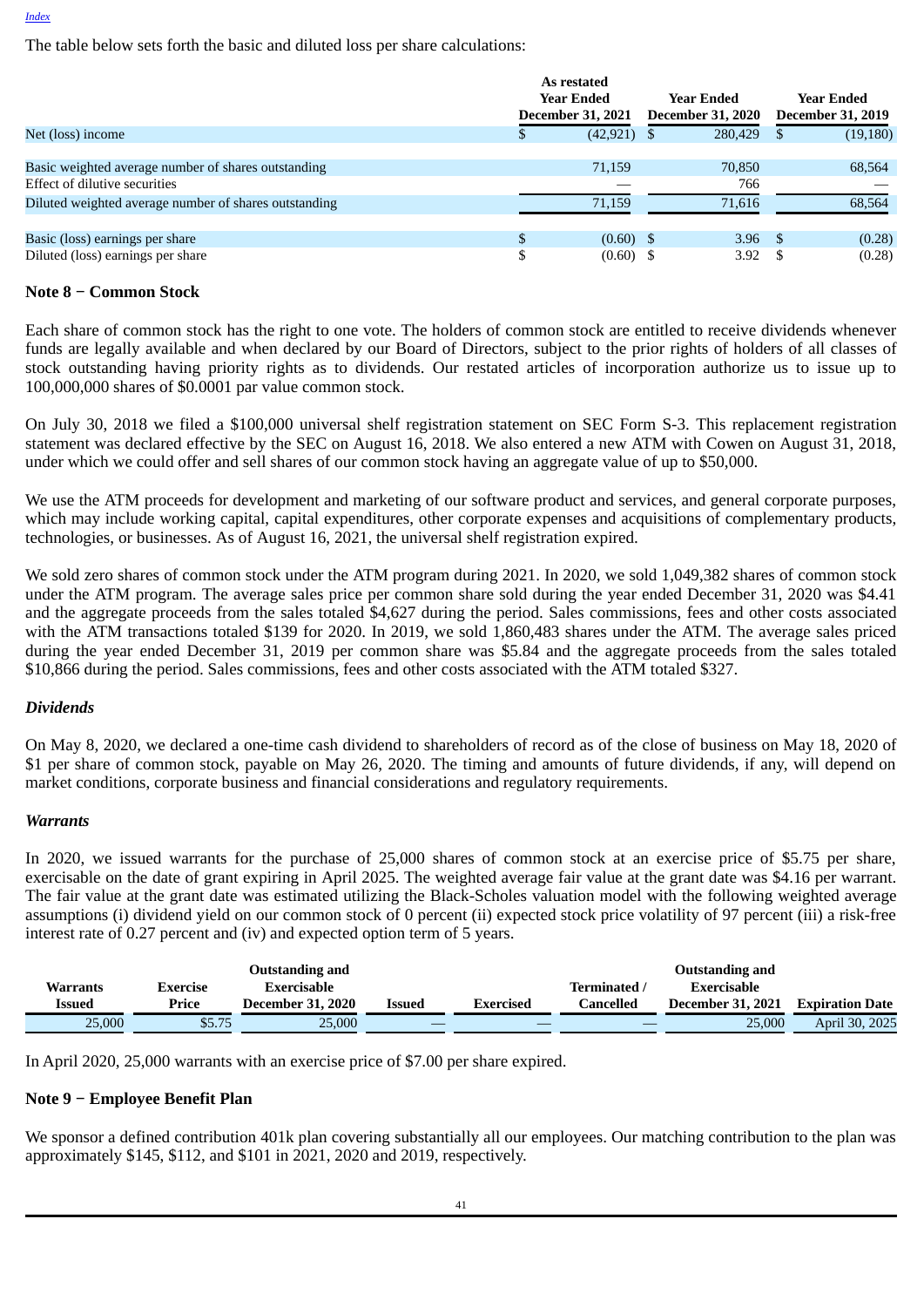The table below sets forth the basic and diluted loss per share calculations:

| | As restated Year Ended December 31, 2021 | Year Ended December 31, 2020 | Year Ended December 31, 2019 |
|---|---|---|---|
| Net (loss) income | $ (42,921) | $ 280,429 | $ (19,180) |
| Basic weighted average number of shares outstanding | 71,159 | 70,850 | 68,564 |
| Effect of dilutive securities | — | 766 | — |
| Diluted weighted average number of shares outstanding | 71,159 | 71,616 | 68,564 |
| Basic (loss) earnings per share | $ (0.60) | $ 3.96 | $ (0.28) |
| Diluted (loss) earnings per share | $ (0.60) | $ 3.92 | $ (0.28) |

## Note 8 − Common Stock

Each share of common stock has the right to one vote. The holders of common stock are entitled to receive dividends whenever funds are legally available and when declared by our Board of Directors, subject to the prior rights of holders of all classes of stock outstanding having priority rights as to dividends. Our restated articles of incorporation authorize us to issue up to 100,000,000 shares of $0.0001 par value common stock.

On July 30, 2018 we filed a $100,000 universal shelf registration statement on SEC Form S-3. This replacement registration statement was declared effective by the SEC on August 16, 2018. We also entered a new ATM with Cowen on August 31, 2018, under which we could offer and sell shares of our common stock having an aggregate value of up to $50,000.

We use the ATM proceeds for development and marketing of our software product and services, and general corporate purposes, which may include working capital, capital expenditures, other corporate expenses and acquisitions of complementary products, technologies, or businesses. As of August 16, 2021, the universal shelf registration expired.

We sold zero shares of common stock under the ATM program during 2021. In 2020, we sold 1,049,382 shares of common stock under the ATM program. The average sales price per common share sold during the year ended December 31, 2020 was $4.41 and the aggregate proceeds from the sales totaled $4,627 during the period. Sales commissions, fees and other costs associated with the ATM transactions totaled $139 for 2020. In 2019, we sold 1,860,483 shares under the ATM. The average sales priced during the year ended December 31, 2019 per common share was $5.84 and the aggregate proceeds from the sales totaled $10,866 during the period. Sales commissions, fees and other costs associated with the ATM totaled $327.

### *Dividends*

On May 8, 2020, we declared a one-time cash dividend to shareholders of record as of the close of business on May 18, 2020 of $1 per share of common stock, payable on May 26, 2020. The timing and amounts of future dividends, if any, will depend on market conditions, corporate business and financial considerations and regulatory requirements.

### *Warrants*

In 2020, we issued warrants for the purchase of 25,000 shares of common stock at an exercise price of $5.75 per share, exercisable on the date of grant expiring in April 2025. The weighted average fair value at the grant date was $4.16 per warrant. The fair value at the grant date was estimated utilizing the Black-Scholes valuation model with the following weighted average assumptions (i) dividend yield on our common stock of 0 percent (ii) expected stock price volatility of 97 percent (iii) a risk-free interest rate of 0.27 percent and (iv) and expected option term of 5 years.

| Warrants Issued | Exercise Price | Outstanding and Exercisable December 31, 2020 | Issued | Exercised | Terminated / Cancelled | Outstanding and Exercisable December 31, 2021 | Expiration Date |
|---|---|---|---|---|---|---|---|
| 25,000 | $5.75 | 25,000 | — | — | — | 25,000 | April 30, 2025 |

In April 2020, 25,000 warrants with an exercise price of $7.00 per share expired.

## Note 9 − Employee Benefit Plan

We sponsor a defined contribution 401k plan covering substantially all our employees. Our matching contribution to the plan was approximately $145, $112, and $101 in 2021, 2020 and 2019, respectively.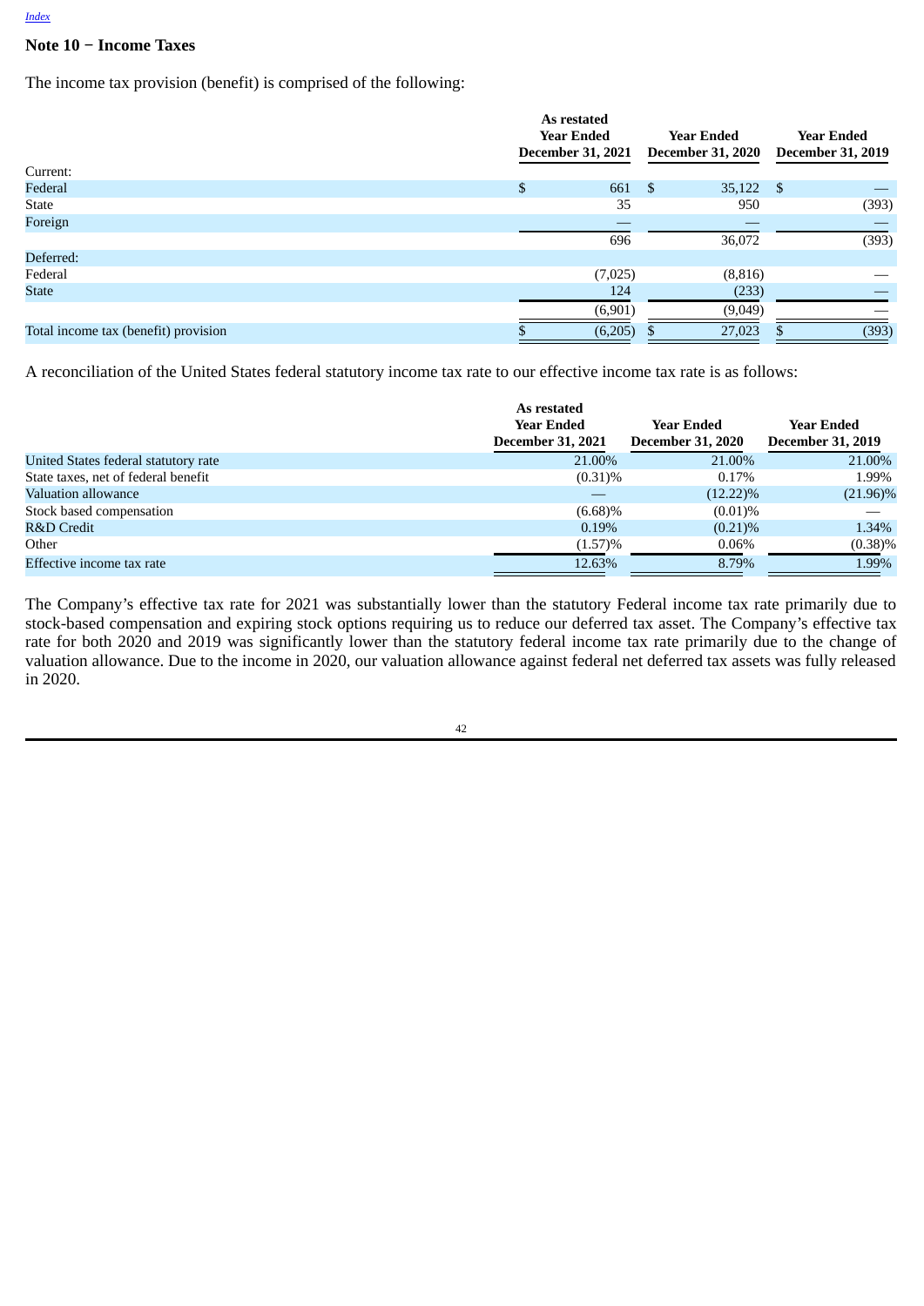## Note 10 − Income Taxes

The income tax provision (benefit) is comprised of the following:

| | As restated Year Ended December 31, 2021 | Year Ended December 31, 2020 | Year Ended December 31, 2019 |
|---|---|---|---|
| Current: | | | |
| Federal | $ 661 | $ 35,122 | $ — |
| State | 35 | 950 | (393) |
| Foreign | — | — | — |
| | 696 | 36,072 | (393) |
| Deferred: | | | |
| Federal | (7,025) | (8,816) | — |
| State | 124 | (233) | — |
| | (6,901) | (9,049) | — |
| Total income tax (benefit) provision | $ (6,205) | $ 27,023 | $ (393) |

A reconciliation of the United States federal statutory income tax rate to our effective income tax rate is as follows:

| | As restated Year Ended December 31, 2021 | Year Ended December 31, 2020 | Year Ended December 31, 2019 |
|---|---|---|---|
| United States federal statutory rate | 21.00% | 21.00% | 21.00% |
| State taxes, net of federal benefit | (0.31)% | 0.17% | 1.99% |
| Valuation allowance | — | (12.22)% | (21.96)% |
| Stock based compensation | (6.68)% | (0.01)% | — |
| R&D Credit | 0.19% | (0.21)% | 1.34% |
| Other | (1.57)% | 0.06% | (0.38)% |
| Effective income tax rate | 12.63% | 8.79% | 1.99% |

The Company's effective tax rate for 2021 was substantially lower than the statutory Federal income tax rate primarily due to stock-based compensation and expiring stock options requiring us to reduce our deferred tax asset. The Company's effective tax rate for both 2020 and 2019 was significantly lower than the statutory federal income tax rate primarily due to the change of valuation allowance. Due to the income in 2020, our valuation allowance against federal net deferred tax assets was fully released in 2020.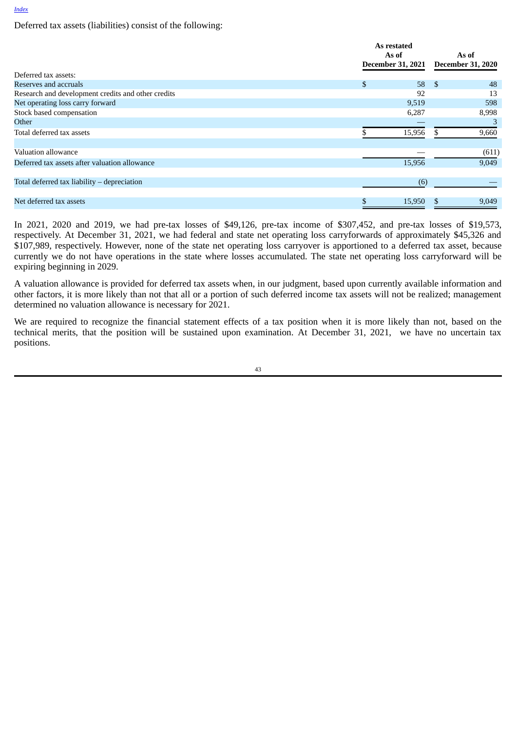Deferred tax assets (liabilities) consist of the following:

| | As restated As of December 31, 2021 | As of December 31, 2020 |
|---|---|---|
| Deferred tax assets: | | |
| Reserves and accruals | $ 58 | $ 48 |
| Research and development credits and other credits | 92 | 13 |
| Net operating loss carry forward | 9,519 | 598 |
| Stock based compensation | 6,287 | 8,998 |
| Other | — | 3 |
| Total deferred tax assets | $ 15,956 | $ 9,660 |
| | | |
| Valuation allowance | — | (611) |
| Deferred tax assets after valuation allowance | 15,956 | 9,049 |
| | | |
| Total deferred tax liability – depreciation | (6) | — |
| | | |
| Net deferred tax assets | $ 15,950 | $ 9,049 |

In 2021, 2020 and 2019, we had pre-tax losses of $49,126, pre-tax income of $307,452, and pre-tax losses of $19,573, respectively. At December 31, 2021, we had federal and state net operating loss carryforwards of approximately $45,326 and $107,989, respectively. However, none of the state net operating loss carryover is apportioned to a deferred tax asset, because currently we do not have operations in the state where losses accumulated. The state net operating loss carryforward will be expiring beginning in 2029.

A valuation allowance is provided for deferred tax assets when, in our judgment, based upon currently available information and other factors, it is more likely than not that all or a portion of such deferred income tax assets will not be realized; management determined no valuation allowance is necessary for 2021.

We are required to recognize the financial statement effects of a tax position when it is more likely than not, based on the technical merits, that the position will be sustained upon examination. At December 31, 2021, we have no uncertain tax positions.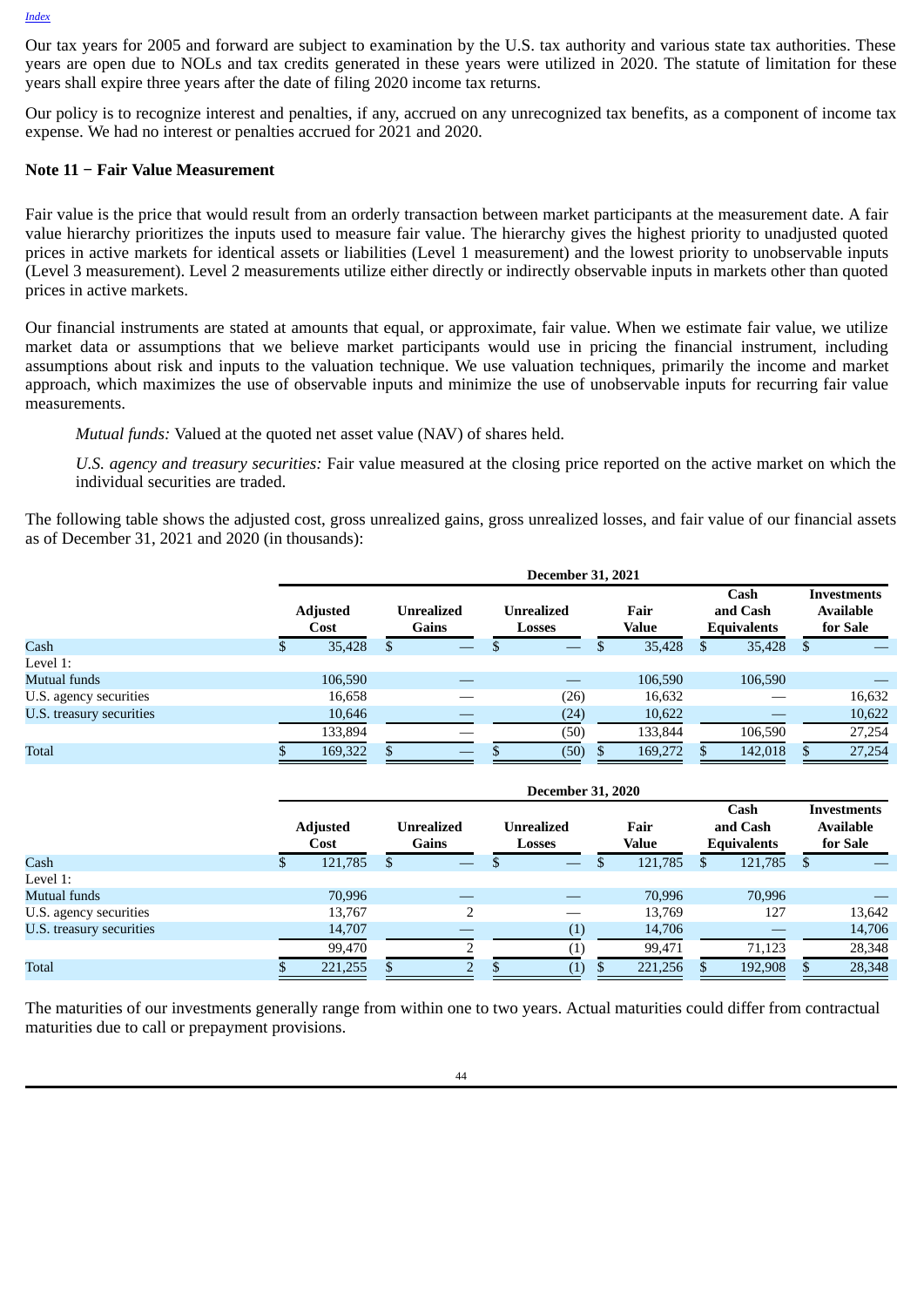Our tax years for 2005 and forward are subject to examination by the U.S. tax authority and various state tax authorities. These years are open due to NOLs and tax credits generated in these years were utilized in 2020. The statute of limitation for these years shall expire three years after the date of filing 2020 income tax returns.

Our policy is to recognize interest and penalties, if any, accrued on any unrecognized tax benefits, as a component of income tax expense. We had no interest or penalties accrued for 2021 and 2020.

### Note 11 − Fair Value Measurement

Fair value is the price that would result from an orderly transaction between market participants at the measurement date. A fair value hierarchy prioritizes the inputs used to measure fair value. The hierarchy gives the highest priority to unadjusted quoted prices in active markets for identical assets or liabilities (Level 1 measurement) and the lowest priority to unobservable inputs (Level 3 measurement). Level 2 measurements utilize either directly or indirectly observable inputs in markets other than quoted prices in active markets.

Our financial instruments are stated at amounts that equal, or approximate, fair value. When we estimate fair value, we utilize market data or assumptions that we believe market participants would use in pricing the financial instrument, including assumptions about risk and inputs to the valuation technique. We use valuation techniques, primarily the income and market approach, which maximizes the use of observable inputs and minimize the use of unobservable inputs for recurring fair value measurements.

*Mutual funds:* Valued at the quoted net asset value (NAV) of shares held.

*U.S. agency and treasury securities:* Fair value measured at the closing price reported on the active market on which the individual securities are traded.

The following table shows the adjusted cost, gross unrealized gains, gross unrealized losses, and fair value of our financial assets as of December 31, 2021 and 2020 (in thousands):

| | December 31, 2021 | | | | | |
|---|---|---|---|---|---|---|
| | Adjusted Cost | Unrealized Gains | Unrealized Losses | Fair Value | Cash and Cash Equivalents | Investments Available for Sale |
| Cash | $ 35,428 | $ — | $ — | $ 35,428 | $ 35,428 | $ — |
| Level 1: | | | | | | |
| Mutual funds | 106,590 | — | — | 106,590 | 106,590 | — |
| U.S. agency securities | 16,658 | — | (26) | 16,632 | — | 16,632 |
| U.S. treasury securities | 10,646 | — | (24) | 10,622 | — | 10,622 |
| | 133,894 | — | (50) | 133,844 | 106,590 | 27,254 |
| Total | $ 169,322 | $ — | $ (50) | $ 169,272 | $ 142,018 | $ 27,254 |

| | December 31, 2020 | | | | | |
|---|---|---|---|---|---|---|
| | Adjusted Cost | Unrealized Gains | Unrealized Losses | Fair Value | Cash and Cash Equivalents | Investments Available for Sale |
| Cash | $ 121,785 | $ — | $ — | $ 121,785 | $ 121,785 | $ — |
| Level 1: | | | | | | |
| Mutual funds | 70,996 | — | — | 70,996 | 70,996 | — |
| U.S. agency securities | 13,767 | 2 | — | 13,769 | 127 | 13,642 |
| U.S. treasury securities | 14,707 | — | (1) | 14,706 | — | 14,706 |
| | 99,470 | 2 | (1) | 99,471 | 71,123 | 28,348 |
| Total | $ 221,255 | $ 2 | $ (1) | $ 221,256 | $ 192,908 | $ 28,348 |

The maturities of our investments generally range from within one to two years. Actual maturities could differ from contractual maturities due to call or prepayment provisions.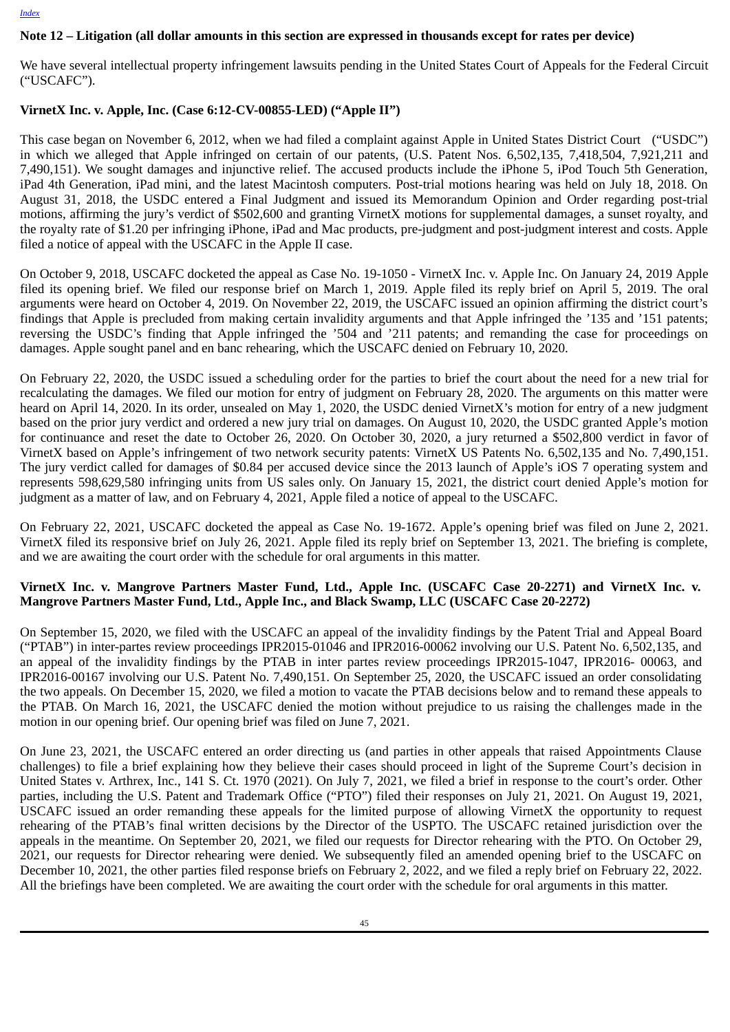## Note 12 – Litigation (all dollar amounts in this section are expressed in thousands except for rates per device)

We have several intellectual property infringement lawsuits pending in the United States Court of Appeals for the Federal Circuit ("USCAFC").

### VirnetX Inc. v. Apple, Inc. (Case 6:12-CV-00855-LED) ("Apple II")

This case began on November 6, 2012, when we had filed a complaint against Apple in United States District Court ("USDC") in which we alleged that Apple infringed on certain of our patents, (U.S. Patent Nos. 6,502,135, 7,418,504, 7,921,211 and 7,490,151). We sought damages and injunctive relief. The accused products include the iPhone 5, iPod Touch 5th Generation, iPad 4th Generation, iPad mini, and the latest Macintosh computers. Post-trial motions hearing was held on July 18, 2018. On August 31, 2018, the USDC entered a Final Judgment and issued its Memorandum Opinion and Order regarding post-trial motions, affirming the jury's verdict of $502,600 and granting VirnetX motions for supplemental damages, a sunset royalty, and the royalty rate of $1.20 per infringing iPhone, iPad and Mac products, pre-judgment and post-judgment interest and costs. Apple filed a notice of appeal with the USCAFC in the Apple II case.

On October 9, 2018, USCAFC docketed the appeal as Case No. 19-1050 - VirnetX Inc. v. Apple Inc. On January 24, 2019 Apple filed its opening brief. We filed our response brief on March 1, 2019. Apple filed its reply brief on April 5, 2019. The oral arguments were heard on October 4, 2019. On November 22, 2019, the USCAFC issued an opinion affirming the district court's findings that Apple is precluded from making certain invalidity arguments and that Apple infringed the '135 and '151 patents; reversing the USDC's finding that Apple infringed the '504 and '211 patents; and remanding the case for proceedings on damages. Apple sought panel and en banc rehearing, which the USCAFC denied on February 10, 2020.

On February 22, 2020, the USDC issued a scheduling order for the parties to brief the court about the need for a new trial for recalculating the damages. We filed our motion for entry of judgment on February 28, 2020. The arguments on this matter were heard on April 14, 2020. In its order, unsealed on May 1, 2020, the USDC denied VirnetX's motion for entry of a new judgment based on the prior jury verdict and ordered a new jury trial on damages. On August 10, 2020, the USDC granted Apple's motion for continuance and reset the date to October 26, 2020. On October 30, 2020, a jury returned a $502,800 verdict in favor of VirnetX based on Apple's infringement of two network security patents: VirnetX US Patents No. 6,502,135 and No. 7,490,151. The jury verdict called for damages of $0.84 per accused device since the 2013 launch of Apple's iOS 7 operating system and represents 598,629,580 infringing units from US sales only. On January 15, 2021, the district court denied Apple's motion for judgment as a matter of law, and on February 4, 2021, Apple filed a notice of appeal to the USCAFC.

On February 22, 2021, USCAFC docketed the appeal as Case No. 19-1672. Apple's opening brief was filed on June 2, 2021. VirnetX filed its responsive brief on July 26, 2021. Apple filed its reply brief on September 13, 2021. The briefing is complete, and we are awaiting the court order with the schedule for oral arguments in this matter.

### VirnetX Inc. v. Mangrove Partners Master Fund, Ltd., Apple Inc. (USCAFC Case 20-2271) and VirnetX Inc. v. Mangrove Partners Master Fund, Ltd., Apple Inc., and Black Swamp, LLC (USCAFC Case 20-2272)

On September 15, 2020, we filed with the USCAFC an appeal of the invalidity findings by the Patent Trial and Appeal Board ("PTAB") in inter-partes review proceedings IPR2015-01046 and IPR2016-00062 involving our U.S. Patent No. 6,502,135, and an appeal of the invalidity findings by the PTAB in inter partes review proceedings IPR2015-1047, IPR2016- 00063, and IPR2016-00167 involving our U.S. Patent No. 7,490,151. On September 25, 2020, the USCAFC issued an order consolidating the two appeals. On December 15, 2020, we filed a motion to vacate the PTAB decisions below and to remand these appeals to the PTAB. On March 16, 2021, the USCAFC denied the motion without prejudice to us raising the challenges made in the motion in our opening brief. Our opening brief was filed on June 7, 2021.

On June 23, 2021, the USCAFC entered an order directing us (and parties in other appeals that raised Appointments Clause challenges) to file a brief explaining how they believe their cases should proceed in light of the Supreme Court's decision in United States v. Arthrex, Inc., 141 S. Ct. 1970 (2021). On July 7, 2021, we filed a brief in response to the court's order. Other parties, including the U.S. Patent and Trademark Office ("PTO") filed their responses on July 21, 2021. On August 19, 2021, USCAFC issued an order remanding these appeals for the limited purpose of allowing VirnetX the opportunity to request rehearing of the PTAB's final written decisions by the Director of the USPTO. The USCAFC retained jurisdiction over the appeals in the meantime. On September 20, 2021, we filed our requests for Director rehearing with the PTO. On October 29, 2021, our requests for Director rehearing were denied. We subsequently filed an amended opening brief to the USCAFC on December 10, 2021, the other parties filed response briefs on February 2, 2022, and we filed a reply brief on February 22, 2022. All the briefings have been completed. We are awaiting the court order with the schedule for oral arguments in this matter.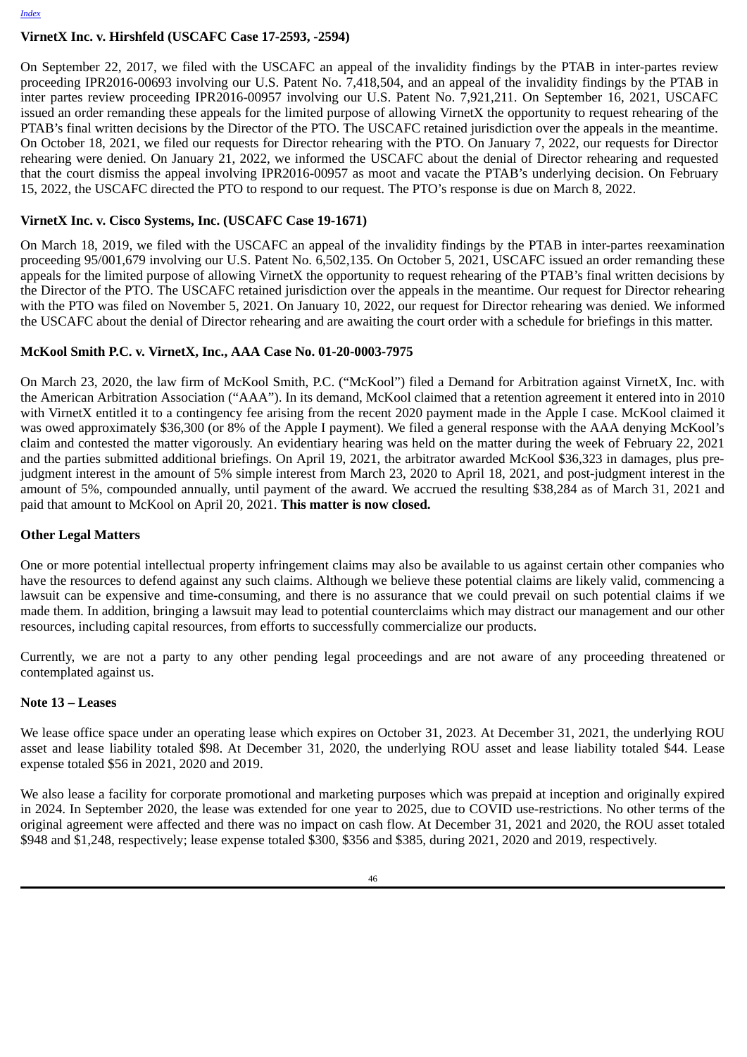### VirnetX Inc. v. Hirshfeld (USCAFC Case 17-2593, -2594)

On September 22, 2017, we filed with the USCAFC an appeal of the invalidity findings by the PTAB in inter-partes review proceeding IPR2016-00693 involving our U.S. Patent No. 7,418,504, and an appeal of the invalidity findings by the PTAB in inter partes review proceeding IPR2016-00957 involving our U.S. Patent No. 7,921,211. On September 16, 2021, USCAFC issued an order remanding these appeals for the limited purpose of allowing VirnetX the opportunity to request rehearing of the PTAB's final written decisions by the Director of the PTO. The USCAFC retained jurisdiction over the appeals in the meantime. On October 18, 2021, we filed our requests for Director rehearing with the PTO. On January 7, 2022, our requests for Director rehearing were denied. On January 21, 2022, we informed the USCAFC about the denial of Director rehearing and requested that the court dismiss the appeal involving IPR2016-00957 as moot and vacate the PTAB's underlying decision. On February 15, 2022, the USCAFC directed the PTO to respond to our request. The PTO's response is due on March 8, 2022.

### VirnetX Inc. v. Cisco Systems, Inc. (USCAFC Case 19-1671)

On March 18, 2019, we filed with the USCAFC an appeal of the invalidity findings by the PTAB in inter-partes reexamination proceeding 95/001,679 involving our U.S. Patent No. 6,502,135. On October 5, 2021, USCAFC issued an order remanding these appeals for the limited purpose of allowing VirnetX the opportunity to request rehearing of the PTAB's final written decisions by the Director of the PTO. The USCAFC retained jurisdiction over the appeals in the meantime. Our request for Director rehearing with the PTO was filed on November 5, 2021. On January 10, 2022, our request for Director rehearing was denied. We informed the USCAFC about the denial of Director rehearing and are awaiting the court order with a schedule for briefings in this matter.

### McKool Smith P.C. v. VirnetX, Inc., AAA Case No. 01-20-0003-7975

On March 23, 2020, the law firm of McKool Smith, P.C. ("McKool") filed a Demand for Arbitration against VirnetX, Inc. with the American Arbitration Association ("AAA"). In its demand, McKool claimed that a retention agreement it entered into in 2010 with VirnetX entitled it to a contingency fee arising from the recent 2020 payment made in the Apple I case. McKool claimed it was owed approximately $36,300 (or 8% of the Apple I payment). We filed a general response with the AAA denying McKool's claim and contested the matter vigorously. An evidentiary hearing was held on the matter during the week of February 22, 2021 and the parties submitted additional briefings. On April 19, 2021, the arbitrator awarded McKool $36,323 in damages, plus pre-judgment interest in the amount of 5% simple interest from March 23, 2020 to April 18, 2021, and post-judgment interest in the amount of 5%, compounded annually, until payment of the award. We accrued the resulting $38,284 as of March 31, 2021 and paid that amount to McKool on April 20, 2021. **This matter is now closed.**

### Other Legal Matters

One or more potential intellectual property infringement claims may also be available to us against certain other companies who have the resources to defend against any such claims. Although we believe these potential claims are likely valid, commencing a lawsuit can be expensive and time-consuming, and there is no assurance that we could prevail on such potential claims if we made them. In addition, bringing a lawsuit may lead to potential counterclaims which may distract our management and our other resources, including capital resources, from efforts to successfully commercialize our products.

Currently, we are not a party to any other pending legal proceedings and are not aware of any proceeding threatened or contemplated against us.

### Note 13 – Leases

We lease office space under an operating lease which expires on October 31, 2023. At December 31, 2021, the underlying ROU asset and lease liability totaled $98. At December 31, 2020, the underlying ROU asset and lease liability totaled $44. Lease expense totaled $56 in 2021, 2020 and 2019.

We also lease a facility for corporate promotional and marketing purposes which was prepaid at inception and originally expired in 2024. In September 2020, the lease was extended for one year to 2025, due to COVID use-restrictions. No other terms of the original agreement were affected and there was no impact on cash flow. At December 31, 2021 and 2020, the ROU asset totaled $948 and $1,248, respectively; lease expense totaled $300, $356 and $385, during 2021, 2020 and 2019, respectively.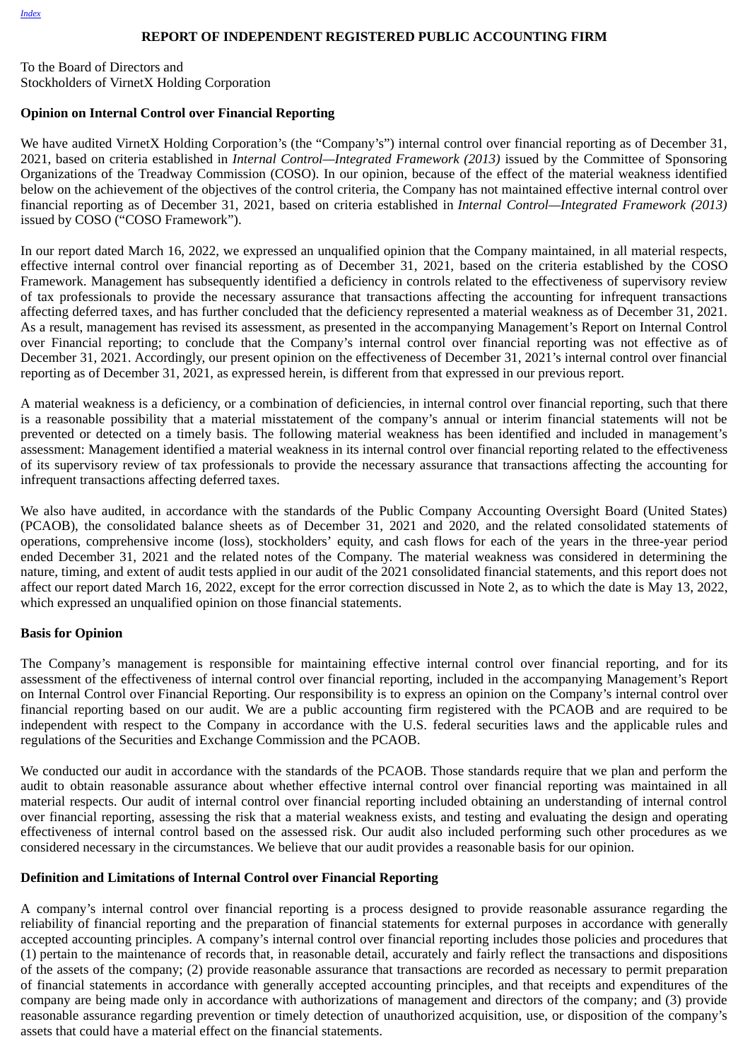## REPORT OF INDEPENDENT REGISTERED PUBLIC ACCOUNTING FIRM

To the Board of Directors and
Stockholders of VirnetX Holding Corporation

### Opinion on Internal Control over Financial Reporting

We have audited VirnetX Holding Corporation's (the "Company's") internal control over financial reporting as of December 31, 2021, based on criteria established in *Internal Control—Integrated Framework (2013)* issued by the Committee of Sponsoring Organizations of the Treadway Commission (COSO). In our opinion, because of the effect of the material weakness identified below on the achievement of the objectives of the control criteria, the Company has not maintained effective internal control over financial reporting as of December 31, 2021, based on criteria established in *Internal Control—Integrated Framework (2013)* issued by COSO ("COSO Framework").

In our report dated March 16, 2022, we expressed an unqualified opinion that the Company maintained, in all material respects, effective internal control over financial reporting as of December 31, 2021, based on the criteria established by the COSO Framework. Management has subsequently identified a deficiency in controls related to the effectiveness of supervisory review of tax professionals to provide the necessary assurance that transactions affecting the accounting for infrequent transactions affecting deferred taxes, and has further concluded that the deficiency represented a material weakness as of December 31, 2021. As a result, management has revised its assessment, as presented in the accompanying Management's Report on Internal Control over Financial reporting; to conclude that the Company's internal control over financial reporting was not effective as of December 31, 2021. Accordingly, our present opinion on the effectiveness of December 31, 2021's internal control over financial reporting as of December 31, 2021, as expressed herein, is different from that expressed in our previous report.

A material weakness is a deficiency, or a combination of deficiencies, in internal control over financial reporting, such that there is a reasonable possibility that a material misstatement of the company's annual or interim financial statements will not be prevented or detected on a timely basis. The following material weakness has been identified and included in management's assessment: Management identified a material weakness in its internal control over financial reporting related to the effectiveness of its supervisory review of tax professionals to provide the necessary assurance that transactions affecting the accounting for infrequent transactions affecting deferred taxes.

We also have audited, in accordance with the standards of the Public Company Accounting Oversight Board (United States) (PCAOB), the consolidated balance sheets as of December 31, 2021 and 2020, and the related consolidated statements of operations, comprehensive income (loss), stockholders' equity, and cash flows for each of the years in the three-year period ended December 31, 2021 and the related notes of the Company. The material weakness was considered in determining the nature, timing, and extent of audit tests applied in our audit of the 2021 consolidated financial statements, and this report does not affect our report dated March 16, 2022, except for the error correction discussed in Note 2, as to which the date is May 13, 2022, which expressed an unqualified opinion on those financial statements.

### Basis for Opinion

The Company's management is responsible for maintaining effective internal control over financial reporting, and for its assessment of the effectiveness of internal control over financial reporting, included in the accompanying Management's Report on Internal Control over Financial Reporting. Our responsibility is to express an opinion on the Company's internal control over financial reporting based on our audit. We are a public accounting firm registered with the PCAOB and are required to be independent with respect to the Company in accordance with the U.S. federal securities laws and the applicable rules and regulations of the Securities and Exchange Commission and the PCAOB.

We conducted our audit in accordance with the standards of the PCAOB. Those standards require that we plan and perform the audit to obtain reasonable assurance about whether effective internal control over financial reporting was maintained in all material respects. Our audit of internal control over financial reporting included obtaining an understanding of internal control over financial reporting, assessing the risk that a material weakness exists, and testing and evaluating the design and operating effectiveness of internal control based on the assessed risk. Our audit also included performing such other procedures as we considered necessary in the circumstances. We believe that our audit provides a reasonable basis for our opinion.

### Definition and Limitations of Internal Control over Financial Reporting

A company's internal control over financial reporting is a process designed to provide reasonable assurance regarding the reliability of financial reporting and the preparation of financial statements for external purposes in accordance with generally accepted accounting principles. A company's internal control over financial reporting includes those policies and procedures that (1) pertain to the maintenance of records that, in reasonable detail, accurately and fairly reflect the transactions and dispositions of the assets of the company; (2) provide reasonable assurance that transactions are recorded as necessary to permit preparation of financial statements in accordance with generally accepted accounting principles, and that receipts and expenditures of the company are being made only in accordance with authorizations of management and directors of the company; and (3) provide reasonable assurance regarding prevention or timely detection of unauthorized acquisition, use, or disposition of the company's assets that could have a material effect on the financial statements.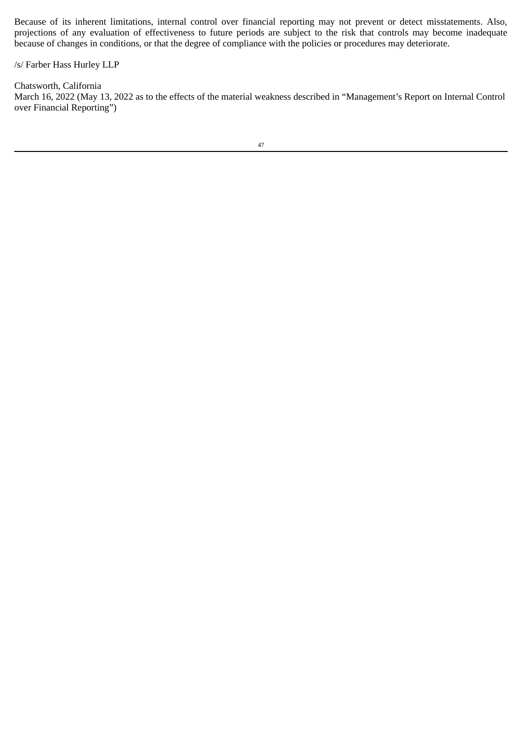Because of its inherent limitations, internal control over financial reporting may not prevent or detect misstatements. Also, projections of any evaluation of effectiveness to future periods are subject to the risk that controls may become inadequate because of changes in conditions, or that the degree of compliance with the policies or procedures may deteriorate.

/s/ Farber Hass Hurley LLP

Chatsworth, California
March 16, 2022 (May 13, 2022 as to the effects of the material weakness described in "Management's Report on Internal Control over Financial Reporting")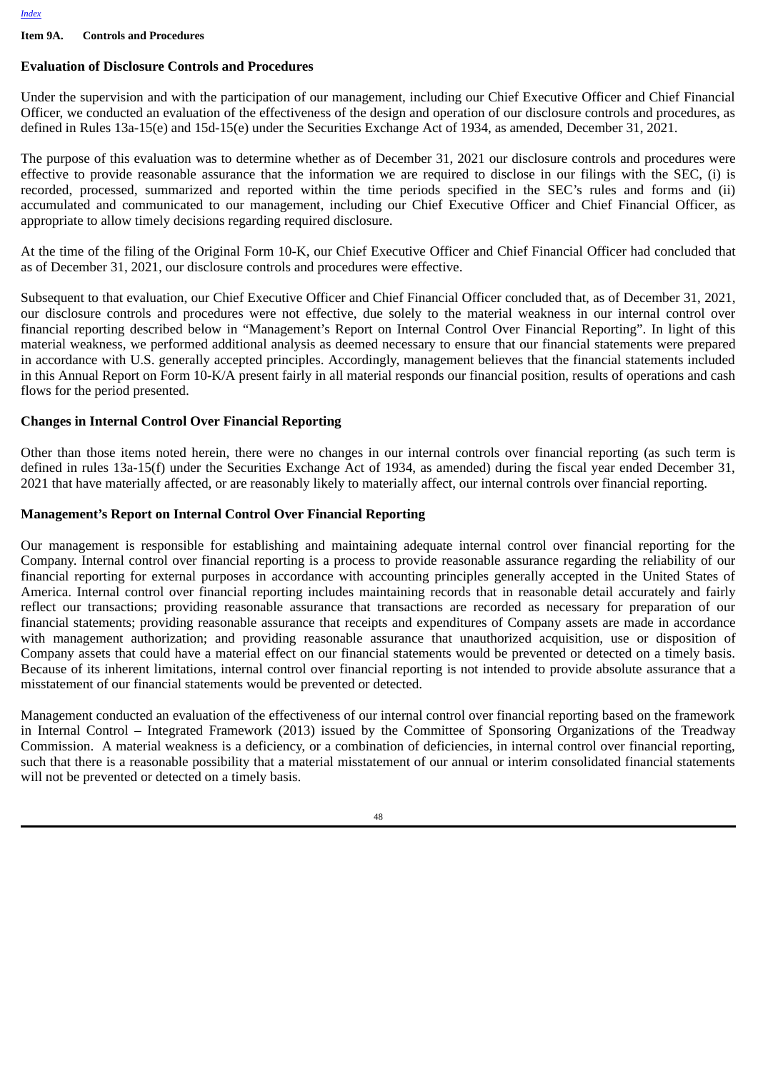[Index](#)

**Item 9A. Controls and Procedures**

## Evaluation of Disclosure Controls and Procedures

Under the supervision and with the participation of our management, including our Chief Executive Officer and Chief Financial Officer, we conducted an evaluation of the effectiveness of the design and operation of our disclosure controls and procedures, as defined in Rules 13a-15(e) and 15d-15(e) under the Securities Exchange Act of 1934, as amended, December 31, 2021.

The purpose of this evaluation was to determine whether as of December 31, 2021 our disclosure controls and procedures were effective to provide reasonable assurance that the information we are required to disclose in our filings with the SEC, (i) is recorded, processed, summarized and reported within the time periods specified in the SEC's rules and forms and (ii) accumulated and communicated to our management, including our Chief Executive Officer and Chief Financial Officer, as appropriate to allow timely decisions regarding required disclosure.

At the time of the filing of the Original Form 10-K, our Chief Executive Officer and Chief Financial Officer had concluded that as of December 31, 2021, our disclosure controls and procedures were effective.

Subsequent to that evaluation, our Chief Executive Officer and Chief Financial Officer concluded that, as of December 31, 2021, our disclosure controls and procedures were not effective, due solely to the material weakness in our internal control over financial reporting described below in "Management's Report on Internal Control Over Financial Reporting". In light of this material weakness, we performed additional analysis as deemed necessary to ensure that our financial statements were prepared in accordance with U.S. generally accepted principles. Accordingly, management believes that the financial statements included in this Annual Report on Form 10-K/A present fairly in all material responds our financial position, results of operations and cash flows for the period presented.

## Changes in Internal Control Over Financial Reporting

Other than those items noted herein, there were no changes in our internal controls over financial reporting (as such term is defined in rules 13a-15(f) under the Securities Exchange Act of 1934, as amended) during the fiscal year ended December 31, 2021 that have materially affected, or are reasonably likely to materially affect, our internal controls over financial reporting.

## Management's Report on Internal Control Over Financial Reporting

Our management is responsible for establishing and maintaining adequate internal control over financial reporting for the Company. Internal control over financial reporting is a process to provide reasonable assurance regarding the reliability of our financial reporting for external purposes in accordance with accounting principles generally accepted in the United States of America. Internal control over financial reporting includes maintaining records that in reasonable detail accurately and fairly reflect our transactions; providing reasonable assurance that transactions are recorded as necessary for preparation of our financial statements; providing reasonable assurance that receipts and expenditures of Company assets are made in accordance with management authorization; and providing reasonable assurance that unauthorized acquisition, use or disposition of Company assets that could have a material effect on our financial statements would be prevented or detected on a timely basis. Because of its inherent limitations, internal control over financial reporting is not intended to provide absolute assurance that a misstatement of our financial statements would be prevented or detected.

Management conducted an evaluation of the effectiveness of our internal control over financial reporting based on the framework in Internal Control – Integrated Framework (2013) issued by the Committee of Sponsoring Organizations of the Treadway Commission. A material weakness is a deficiency, or a combination of deficiencies, in internal control over financial reporting, such that there is a reasonable possibility that a material misstatement of our annual or interim consolidated financial statements will not be prevented or detected on a timely basis.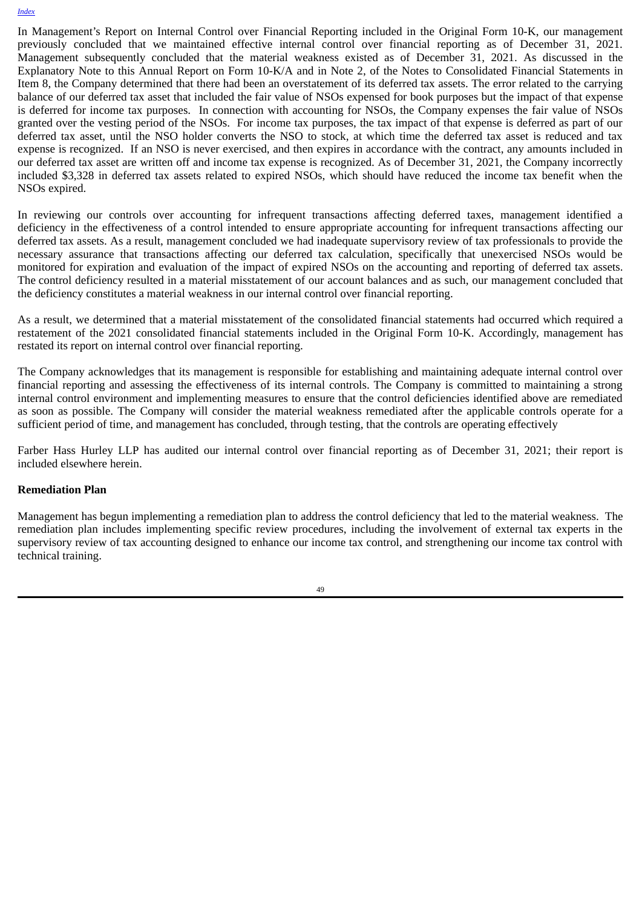In Management's Report on Internal Control over Financial Reporting included in the Original Form 10-K, our management previously concluded that we maintained effective internal control over financial reporting as of December 31, 2021. Management subsequently concluded that the material weakness existed as of December 31, 2021. As discussed in the Explanatory Note to this Annual Report on Form 10-K/A and in Note 2, of the Notes to Consolidated Financial Statements in Item 8, the Company determined that there had been an overstatement of its deferred tax assets. The error related to the carrying balance of our deferred tax asset that included the fair value of NSOs expensed for book purposes but the impact of that expense is deferred for income tax purposes. In connection with accounting for NSOs, the Company expenses the fair value of NSOs granted over the vesting period of the NSOs. For income tax purposes, the tax impact of that expense is deferred as part of our deferred tax asset, until the NSO holder converts the NSO to stock, at which time the deferred tax asset is reduced and tax expense is recognized. If an NSO is never exercised, and then expires in accordance with the contract, any amounts included in our deferred tax asset are written off and income tax expense is recognized. As of December 31, 2021, the Company incorrectly included $3,328 in deferred tax assets related to expired NSOs, which should have reduced the income tax benefit when the NSOs expired.

In reviewing our controls over accounting for infrequent transactions affecting deferred taxes, management identified a deficiency in the effectiveness of a control intended to ensure appropriate accounting for infrequent transactions affecting our deferred tax assets. As a result, management concluded we had inadequate supervisory review of tax professionals to provide the necessary assurance that transactions affecting our deferred tax calculation, specifically that unexercised NSOs would be monitored for expiration and evaluation of the impact of expired NSOs on the accounting and reporting of deferred tax assets. The control deficiency resulted in a material misstatement of our account balances and as such, our management concluded that the deficiency constitutes a material weakness in our internal control over financial reporting.

As a result, we determined that a material misstatement of the consolidated financial statements had occurred which required a restatement of the 2021 consolidated financial statements included in the Original Form 10-K. Accordingly, management has restated its report on internal control over financial reporting.

The Company acknowledges that its management is responsible for establishing and maintaining adequate internal control over financial reporting and assessing the effectiveness of its internal controls. The Company is committed to maintaining a strong internal control environment and implementing measures to ensure that the control deficiencies identified above are remediated as soon as possible. The Company will consider the material weakness remediated after the applicable controls operate for a sufficient period of time, and management has concluded, through testing, that the controls are operating effectively

Farber Hass Hurley LLP has audited our internal control over financial reporting as of December 31, 2021; their report is included elsewhere herein.

**Remediation Plan**

Management has begun implementing a remediation plan to address the control deficiency that led to the material weakness. The remediation plan includes implementing specific review procedures, including the involvement of external tax experts in the supervisory review of tax accounting designed to enhance our income tax control, and strengthening our income tax control with technical training.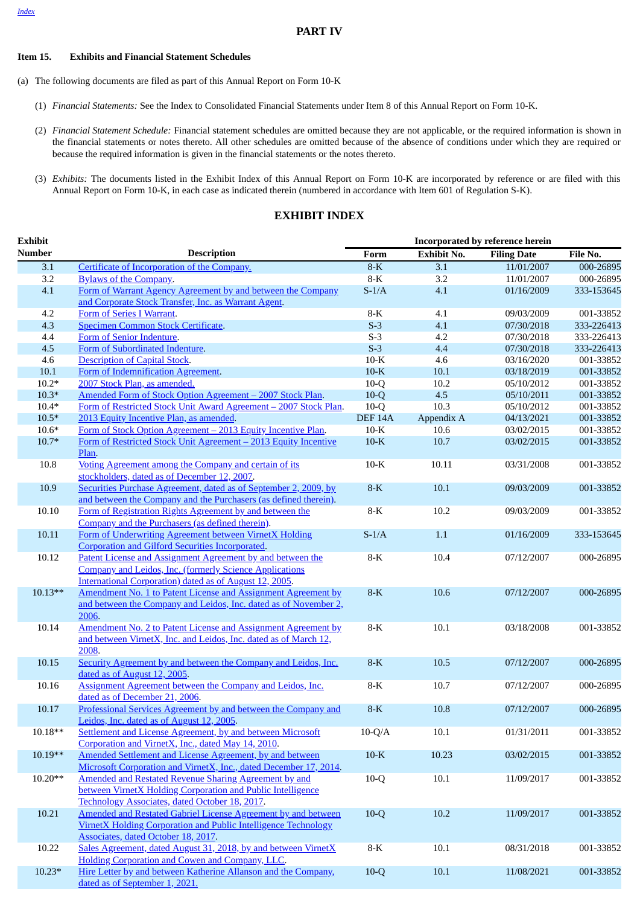## PART IV

**Item 15. Exhibits and Financial Statement Schedules**

(a) The following documents are filed as part of this Annual Report on Form 10-K

(1) *Financial Statements:* See the Index to Consolidated Financial Statements under Item 8 of this Annual Report on Form 10-K.

(2) *Financial Statement Schedule:* Financial statement schedules are omitted because they are not applicable, or the required information is shown in the financial statements or notes thereto. All other schedules are omitted because of the absence of conditions under which they are required or because the required information is given in the financial statements or the notes thereto.

(3) *Exhibits:* The documents listed in the Exhibit Index of this Annual Report on Form 10-K are incorporated by reference or are filed with this Annual Report on Form 10-K, in each case as indicated therein (numbered in accordance with Item 601 of Regulation S-K).

## EXHIBIT INDEX

| Exhibit Number | Description | Incorporated by reference herein | | | |
|---|---|---|---|---|---|
| | | Form | Exhibit No. | Filing Date | File No. |
| 3.1 | Certificate of Incorporation of the Company. | 8-K | 3.1 | 11/01/2007 | 000-26895 |
| 3.2 | Bylaws of the Company. | 8-K | 3.2 | 11/01/2007 | 000-26895 |
| 4.1 | Form of Warrant Agency Agreement by and between the Company and Corporate Stock Transfer, Inc. as Warrant Agent. | S-1/A | 4.1 | 01/16/2009 | 333-153645 |
| 4.2 | Form of Series I Warrant. | 8-K | 4.1 | 09/03/2009 | 001-33852 |
| 4.3 | Specimen Common Stock Certificate. | S-3 | 4.1 | 07/30/2018 | 333-226413 |
| 4.4 | Form of Senior Indenture. | S-3 | 4.2 | 07/30/2018 | 333-226413 |
| 4.5 | Form of Subordinated Indenture. | S-3 | 4.4 | 07/30/2018 | 333-226413 |
| 4.6 | Description of Capital Stock. | 10-K | 4.6 | 03/16/2020 | 001-33852 |
| 10.1 | Form of Indemnification Agreement. | 10-K | 10.1 | 03/18/2019 | 001-33852 |
| 10.2* | 2007 Stock Plan, as amended. | 10-Q | 10.2 | 05/10/2012 | 001-33852 |
| 10.3* | Amended Form of Stock Option Agreement – 2007 Stock Plan. | 10-Q | 4.5 | 05/10/2011 | 001-33852 |
| 10.4* | Form of Restricted Stock Unit Award Agreement – 2007 Stock Plan. | 10-Q | 10.3 | 05/10/2012 | 001-33852 |
| 10.5* | 2013 Equity Incentive Plan, as amended. | DEF 14A | Appendix A | 04/13/2021 | 001-33852 |
| 10.6* | Form of Stock Option Agreement – 2013 Equity Incentive Plan. | 10-K | 10.6 | 03/02/2015 | 001-33852 |
| 10.7* | Form of Restricted Stock Unit Agreement – 2013 Equity Incentive Plan. | 10-K | 10.7 | 03/02/2015 | 001-33852 |
| 10.8 | Voting Agreement among the Company and certain of its stockholders, dated as of December 12, 2007. | 10-K | 10.11 | 03/31/2008 | 001-33852 |
| 10.9 | Securities Purchase Agreement, dated as of September 2, 2009, by and between the Company and the Purchasers (as defined therein). | 8-K | 10.1 | 09/03/2009 | 001-33852 |
| 10.10 | Form of Registration Rights Agreement by and between the Company and the Purchasers (as defined therein). | 8-K | 10.2 | 09/03/2009 | 001-33852 |
| 10.11 | Form of Underwriting Agreement between VirnetX Holding Corporation and Gilford Securities Incorporated. | S-1/A | 1.1 | 01/16/2009 | 333-153645 |
| 10.12 | Patent License and Assignment Agreement by and between the Company and Leidos, Inc. (formerly Science Applications International Corporation) dated as of August 12, 2005. | 8-K | 10.4 | 07/12/2007 | 000-26895 |
| 10.13** | Amendment No. 1 to Patent License and Assignment Agreement by and between the Company and Leidos, Inc. dated as of November 2, 2006. | 8-K | 10.6 | 07/12/2007 | 000-26895 |
| 10.14 | Amendment No. 2 to Patent License and Assignment Agreement by and between VirnetX, Inc. and Leidos, Inc. dated as of March 12, 2008. | 8-K | 10.1 | 03/18/2008 | 001-33852 |
| 10.15 | Security Agreement by and between the Company and Leidos, Inc. dated as of August 12, 2005. | 8-K | 10.5 | 07/12/2007 | 000-26895 |
| 10.16 | Assignment Agreement between the Company and Leidos, Inc. dated as of December 21, 2006. | 8-K | 10.7 | 07/12/2007 | 000-26895 |
| 10.17 | Professional Services Agreement by and between the Company and Leidos, Inc. dated as of August 12, 2005. | 8-K | 10.8 | 07/12/2007 | 000-26895 |
| 10.18** | Settlement and License Agreement, by and between Microsoft Corporation and VirnetX, Inc., dated May 14, 2010. | 10-Q/A | 10.1 | 01/31/2011 | 001-33852 |
| 10.19** | Amended Settlement and License Agreement, by and between Microsoft Corporation and VirnetX, Inc., dated December 17, 2014. | 10-K | 10.23 | 03/02/2015 | 001-33852 |
| 10.20** | Amended and Restated Revenue Sharing Agreement by and between VirnetX Holding Corporation and Public Intelligence Technology Associates, dated October 18, 2017. | 10-Q | 10.1 | 11/09/2017 | 001-33852 |
| 10.21 | Amended and Restated Gabriel License Agreement by and between VirnetX Holding Corporation and Public Intelligence Technology Associates, dated October 18, 2017. | 10-Q | 10.2 | 11/09/2017 | 001-33852 |
| 10.22 | Sales Agreement, dated August 31, 2018, by and between VirnetX Holding Corporation and Cowen and Company, LLC. | 8-K | 10.1 | 08/31/2018 | 001-33852 |
| 10.23* | Hire Letter by and between Katherine Allanson and the Company, dated as of September 1, 2021. | 10-Q | 10.1 | 11/08/2021 | 001-33852 |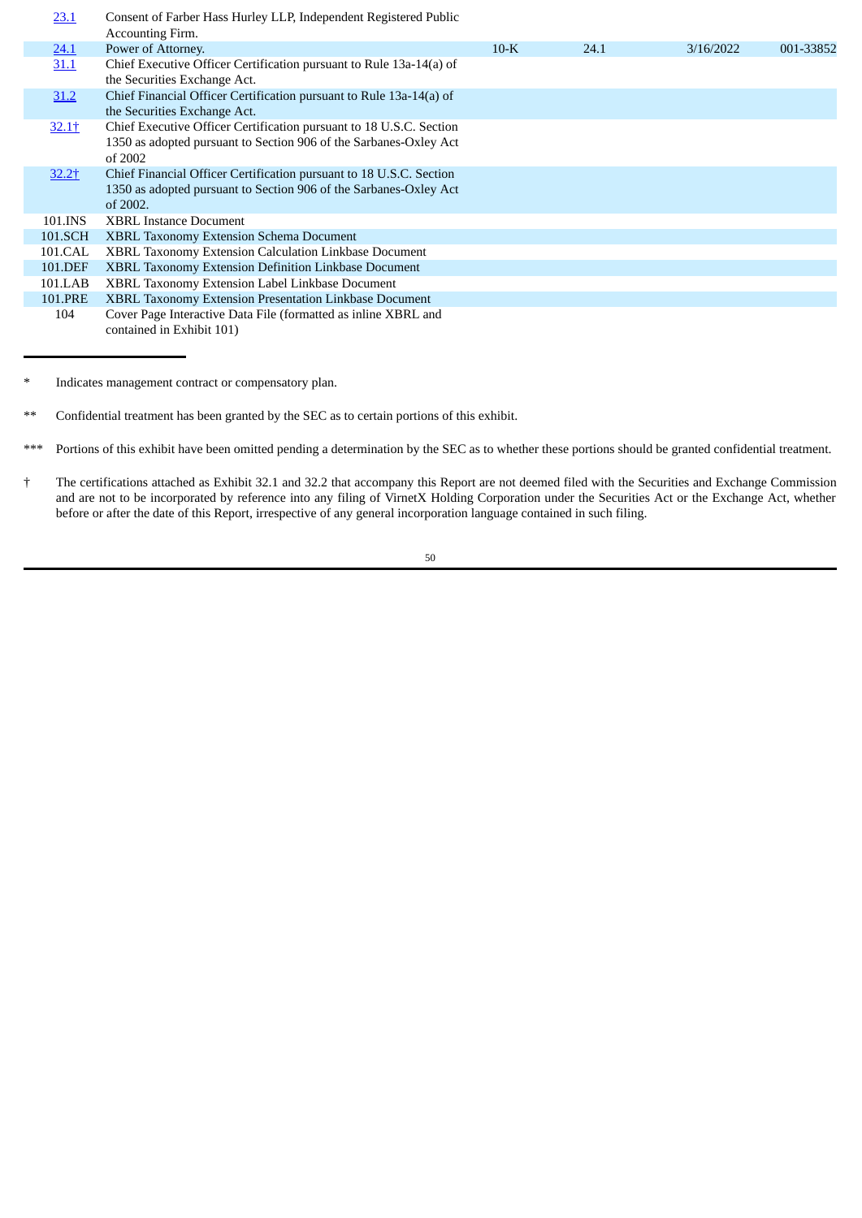| | | | | | |
|---|---|---|---|---|---|
| 23.1 | Consent of Farber Hass Hurley LLP, Independent Registered Public Accounting Firm. | | | | |
| 24.1 | Power of Attorney. | 10-K | 24.1 | 3/16/2022 | 001-33852 |
| 31.1 | Chief Executive Officer Certification pursuant to Rule 13a-14(a) of the Securities Exchange Act. | | | | |
| 31.2 | Chief Financial Officer Certification pursuant to Rule 13a-14(a) of the Securities Exchange Act. | | | | |
| 32.1† | Chief Executive Officer Certification pursuant to 18 U.S.C. Section 1350 as adopted pursuant to Section 906 of the Sarbanes-Oxley Act of 2002 | | | | |
| 32.2† | Chief Financial Officer Certification pursuant to 18 U.S.C. Section 1350 as adopted pursuant to Section 906 of the Sarbanes-Oxley Act of 2002. | | | | |
| 101.INS | XBRL Instance Document | | | | |
| 101.SCH | XBRL Taxonomy Extension Schema Document | | | | |
| 101.CAL | XBRL Taxonomy Extension Calculation Linkbase Document | | | | |
| 101.DEF | XBRL Taxonomy Extension Definition Linkbase Document | | | | |
| 101.LAB | XBRL Taxonomy Extension Label Linkbase Document | | | | |
| 101.PRE | XBRL Taxonomy Extension Presentation Linkbase Document | | | | |
| 104 | Cover Page Interactive Data File (formatted as inline XBRL and contained in Exhibit 101) | | | | |

---

\* Indicates management contract or compensatory plan.

\*\* Confidential treatment has been granted by the SEC as to certain portions of this exhibit.

\*\*\* Portions of this exhibit have been omitted pending a determination by the SEC as to whether these portions should be granted confidential treatment.

† The certifications attached as Exhibit 32.1 and 32.2 that accompany this Report are not deemed filed with the Securities and Exchange Commission and are not to be incorporated by reference into any filing of VirnetX Holding Corporation under the Securities Act or the Exchange Act, whether before or after the date of this Report, irrespective of any general incorporation language contained in such filing.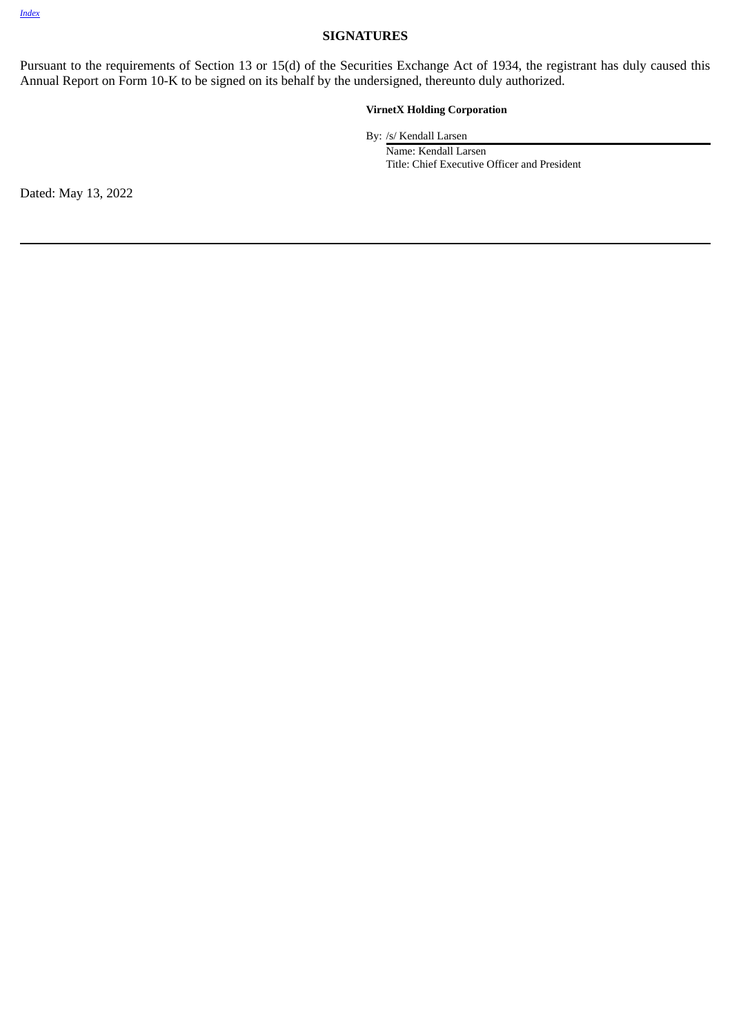## SIGNATURES

Pursuant to the requirements of Section 13 or 15(d) of the Securities Exchange Act of 1934, the registrant has duly caused this Annual Report on Form 10-K to be signed on its behalf by the undersigned, thereunto duly authorized.

**VirnetX Holding Corporation**

By: /s/ Kendall Larsen
Name: Kendall Larsen
Title: Chief Executive Officer and President

Dated: May 13, 2022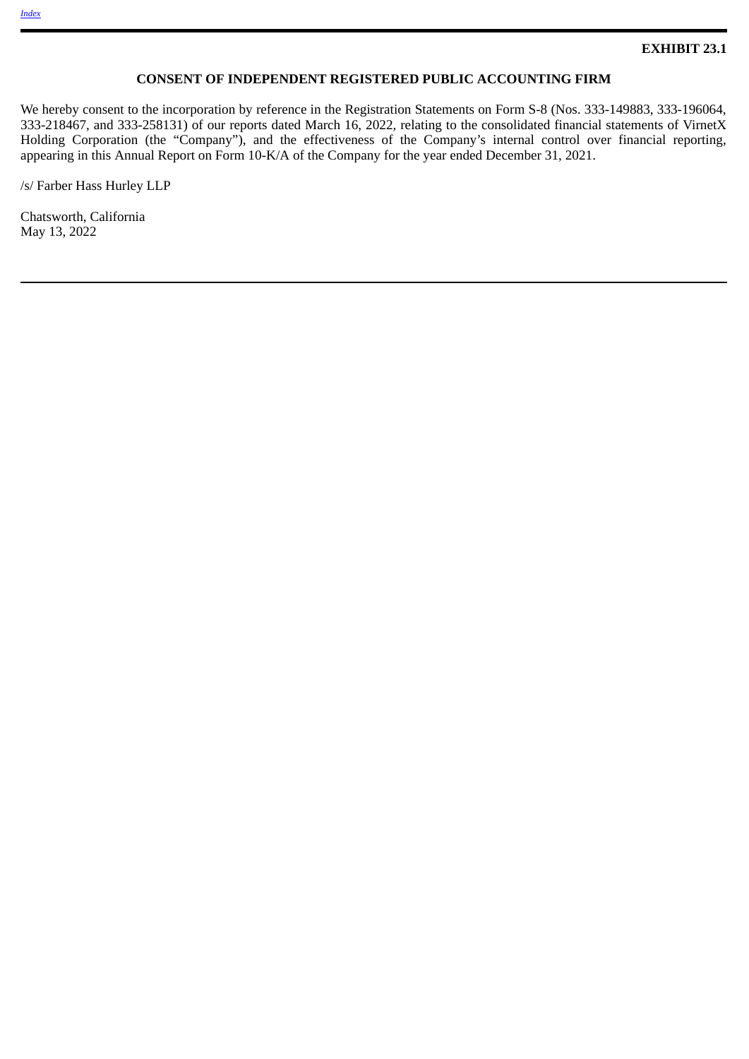**EXHIBIT 23.1**

## CONSENT OF INDEPENDENT REGISTERED PUBLIC ACCOUNTING FIRM

We hereby consent to the incorporation by reference in the Registration Statements on Form S-8 (Nos. 333-149883, 333-196064, 333-218467, and 333-258131) of our reports dated March 16, 2022, relating to the consolidated financial statements of VirnetX Holding Corporation (the "Company"), and the effectiveness of the Company's internal control over financial reporting, appearing in this Annual Report on Form 10-K/A of the Company for the year ended December 31, 2021.

/s/ Farber Hass Hurley LLP

Chatsworth, California
May 13, 2022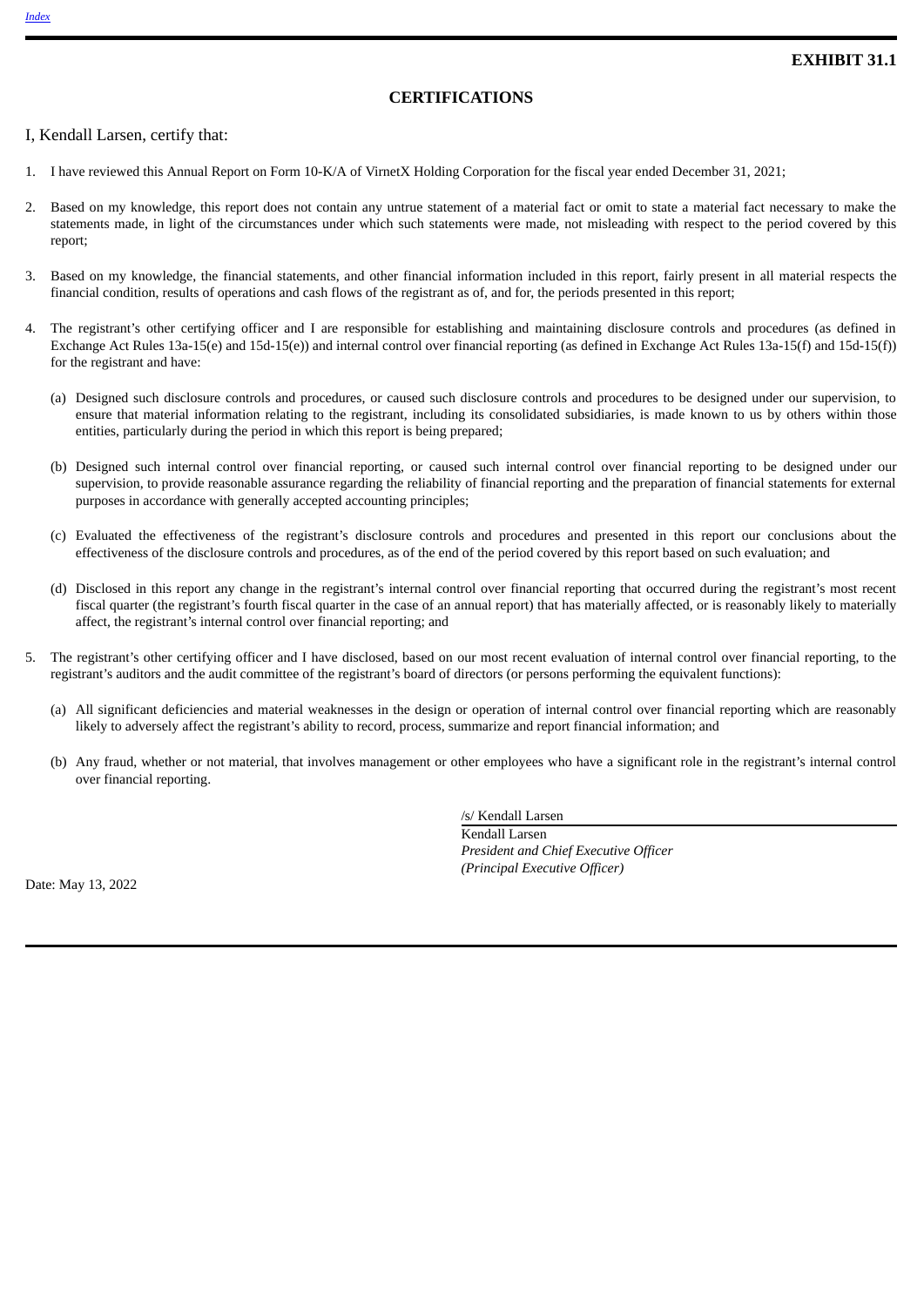**EXHIBIT 31.1**

## CERTIFICATIONS

I, Kendall Larsen, certify that:

1. I have reviewed this Annual Report on Form 10-K/A of VirnetX Holding Corporation for the fiscal year ended December 31, 2021;

2. Based on my knowledge, this report does not contain any untrue statement of a material fact or omit to state a material fact necessary to make the statements made, in light of the circumstances under which such statements were made, not misleading with respect to the period covered by this report;

3. Based on my knowledge, the financial statements, and other financial information included in this report, fairly present in all material respects the financial condition, results of operations and cash flows of the registrant as of, and for, the periods presented in this report;

4. The registrant's other certifying officer and I are responsible for establishing and maintaining disclosure controls and procedures (as defined in Exchange Act Rules 13a-15(e) and 15d-15(e)) and internal control over financial reporting (as defined in Exchange Act Rules 13a-15(f) and 15d-15(f)) for the registrant and have:

   (a) Designed such disclosure controls and procedures, or caused such disclosure controls and procedures to be designed under our supervision, to ensure that material information relating to the registrant, including its consolidated subsidiaries, is made known to us by others within those entities, particularly during the period in which this report is being prepared;

   (b) Designed such internal control over financial reporting, or caused such internal control over financial reporting to be designed under our supervision, to provide reasonable assurance regarding the reliability of financial reporting and the preparation of financial statements for external purposes in accordance with generally accepted accounting principles;

   (c) Evaluated the effectiveness of the registrant's disclosure controls and procedures and presented in this report our conclusions about the effectiveness of the disclosure controls and procedures, as of the end of the period covered by this report based on such evaluation; and

   (d) Disclosed in this report any change in the registrant's internal control over financial reporting that occurred during the registrant's most recent fiscal quarter (the registrant's fourth fiscal quarter in the case of an annual report) that has materially affected, or is reasonably likely to materially affect, the registrant's internal control over financial reporting; and

5. The registrant's other certifying officer and I have disclosed, based on our most recent evaluation of internal control over financial reporting, to the registrant's auditors and the audit committee of the registrant's board of directors (or persons performing the equivalent functions):

   (a) All significant deficiencies and material weaknesses in the design or operation of internal control over financial reporting which are reasonably likely to adversely affect the registrant's ability to record, process, summarize and report financial information; and

   (b) Any fraud, whether or not material, that involves management or other employees who have a significant role in the registrant's internal control over financial reporting.

/s/ Kendall Larsen
Kendall Larsen
*President and Chief Executive Officer*
*(Principal Executive Officer)*

Date: May 13, 2022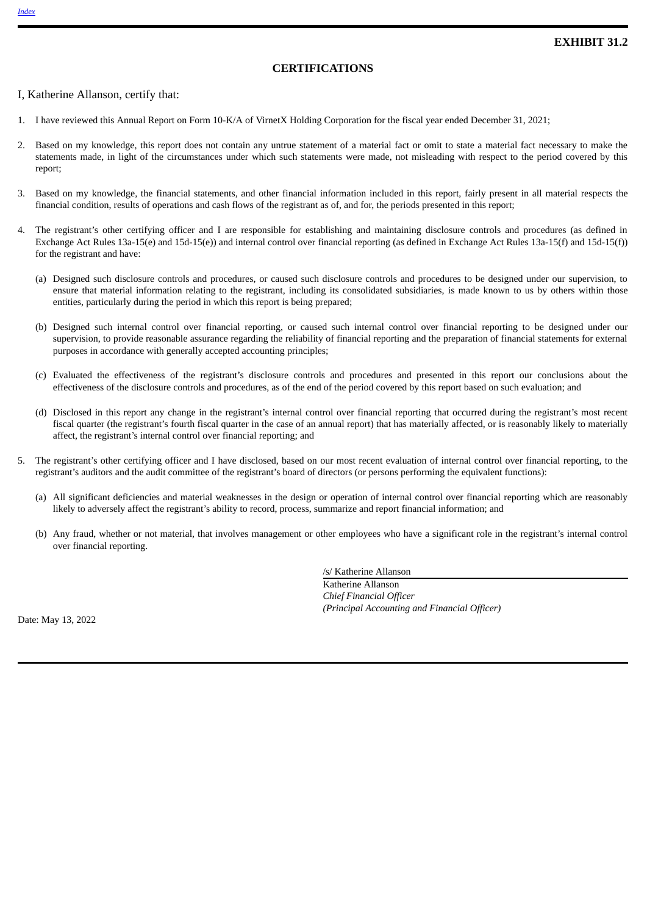**EXHIBIT 31.2**

## CERTIFICATIONS

I, Katherine Allanson, certify that:

1. I have reviewed this Annual Report on Form 10-K/A of VirnetX Holding Corporation for the fiscal year ended December 31, 2021;

2. Based on my knowledge, this report does not contain any untrue statement of a material fact or omit to state a material fact necessary to make the statements made, in light of the circumstances under which such statements were made, not misleading with respect to the period covered by this report;

3. Based on my knowledge, the financial statements, and other financial information included in this report, fairly present in all material respects the financial condition, results of operations and cash flows of the registrant as of, and for, the periods presented in this report;

4. The registrant's other certifying officer and I are responsible for establishing and maintaining disclosure controls and procedures (as defined in Exchange Act Rules 13a-15(e) and 15d-15(e)) and internal control over financial reporting (as defined in Exchange Act Rules 13a-15(f) and 15d-15(f)) for the registrant and have:

   (a) Designed such disclosure controls and procedures, or caused such disclosure controls and procedures to be designed under our supervision, to ensure that material information relating to the registrant, including its consolidated subsidiaries, is made known to us by others within those entities, particularly during the period in which this report is being prepared;

   (b) Designed such internal control over financial reporting, or caused such internal control over financial reporting to be designed under our supervision, to provide reasonable assurance regarding the reliability of financial reporting and the preparation of financial statements for external purposes in accordance with generally accepted accounting principles;

   (c) Evaluated the effectiveness of the registrant's disclosure controls and procedures and presented in this report our conclusions about the effectiveness of the disclosure controls and procedures, as of the end of the period covered by this report based on such evaluation; and

   (d) Disclosed in this report any change in the registrant's internal control over financial reporting that occurred during the registrant's most recent fiscal quarter (the registrant's fourth fiscal quarter in the case of an annual report) that has materially affected, or is reasonably likely to materially affect, the registrant's internal control over financial reporting; and

5. The registrant's other certifying officer and I have disclosed, based on our most recent evaluation of internal control over financial reporting, to the registrant's auditors and the audit committee of the registrant's board of directors (or persons performing the equivalent functions):

   (a) All significant deficiencies and material weaknesses in the design or operation of internal control over financial reporting which are reasonably likely to adversely affect the registrant's ability to record, process, summarize and report financial information; and

   (b) Any fraud, whether or not material, that involves management or other employees who have a significant role in the registrant's internal control over financial reporting.

/s/ Katherine Allanson
Katherine Allanson
*Chief Financial Officer*
*(Principal Accounting and Financial Officer)*

Date: May 13, 2022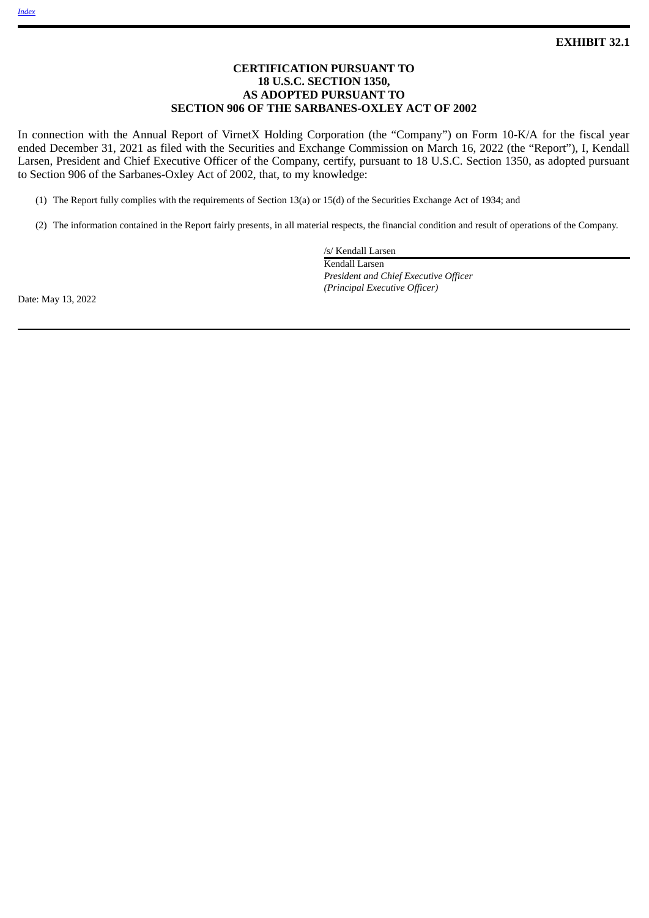**EXHIBIT 32.1**

**CERTIFICATION PURSUANT TO**
**18 U.S.C. SECTION 1350,**
**AS ADOPTED PURSUANT TO**
**SECTION 906 OF THE SARBANES-OXLEY ACT OF 2002**

In connection with the Annual Report of VirnetX Holding Corporation (the "Company") on Form 10-K/A for the fiscal year ended December 31, 2021 as filed with the Securities and Exchange Commission on March 16, 2022 (the "Report"), I, Kendall Larsen, President and Chief Executive Officer of the Company, certify, pursuant to 18 U.S.C. Section 1350, as adopted pursuant to Section 906 of the Sarbanes-Oxley Act of 2002, that, to my knowledge:

(1) The Report fully complies with the requirements of Section 13(a) or 15(d) of the Securities Exchange Act of 1934; and

(2) The information contained in the Report fairly presents, in all material respects, the financial condition and result of operations of the Company.

/s/ Kendall Larsen
Kendall Larsen
*President and Chief Executive Officer*
*(Principal Executive Officer)*

Date: May 13, 2022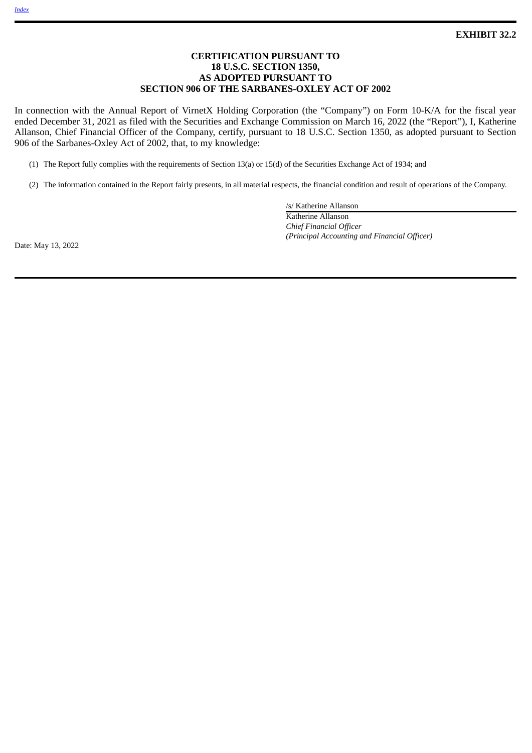**EXHIBIT 32.2**

**CERTIFICATION PURSUANT TO**
**18 U.S.C. SECTION 1350,**
**AS ADOPTED PURSUANT TO**
**SECTION 906 OF THE SARBANES-OXLEY ACT OF 2002**

In connection with the Annual Report of VirnetX Holding Corporation (the "Company") on Form 10-K/A for the fiscal year ended December 31, 2021 as filed with the Securities and Exchange Commission on March 16, 2022 (the "Report"), I, Katherine Allanson, Chief Financial Officer of the Company, certify, pursuant to 18 U.S.C. Section 1350, as adopted pursuant to Section 906 of the Sarbanes-Oxley Act of 2002, that, to my knowledge:

(1) The Report fully complies with the requirements of Section 13(a) or 15(d) of the Securities Exchange Act of 1934; and

(2) The information contained in the Report fairly presents, in all material respects, the financial condition and result of operations of the Company.

/s/ Katherine Allanson

Katherine Allanson
*Chief Financial Officer*
*(Principal Accounting and Financial Officer)*

Date: May 13, 2022